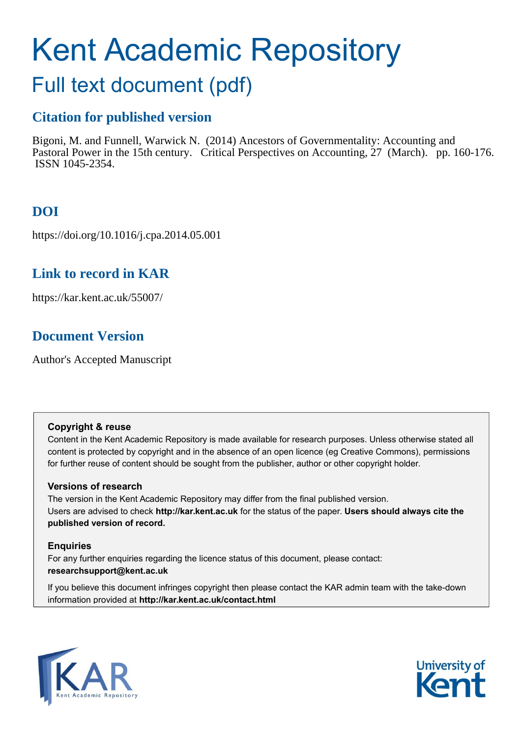# Kent Academic Repository

## Full text document (pdf)

### Citation for published version

Bigoni, M. and Funnell, Warwick N. (2014) Ancestors of Governmentality: Accounting and Pastoral Power in the 15th century. Critical Perspectives on Accounting, 27 (March). pp. 160-176. ISSN 1045-2354.

### DOI

https://doi.org/10.1016/j.cpa.2014.05.001

### Link to record in KAR

https://kar.kent.ac.uk/55007/

### Document Version

Author's Accepted Manuscript

**Copyright & reuse**

Content in the Kent Academic Repository is made available for research purposes. Unless otherwise stated all content is protected by copyright and in the absence of an open licence (eg Creative Commons), permissions for further reuse of content should be sought from the publisher, author or other copyright holder.

**Versions of research**

The version in the Kent Academic Repository may differ from the final published version. Users are advised to check **http://kar.kent.ac.uk** for the status of the paper. **Users should always cite the published version of record.**

**Enquiries**

For any further enquiries regarding the licence status of this document, please contact: **researchsupport@kent.ac.uk**

If you believe this document infringes copyright then please contact the KAR admin team with the take-down information provided at **http://kar.kent.ac.uk/contact.html**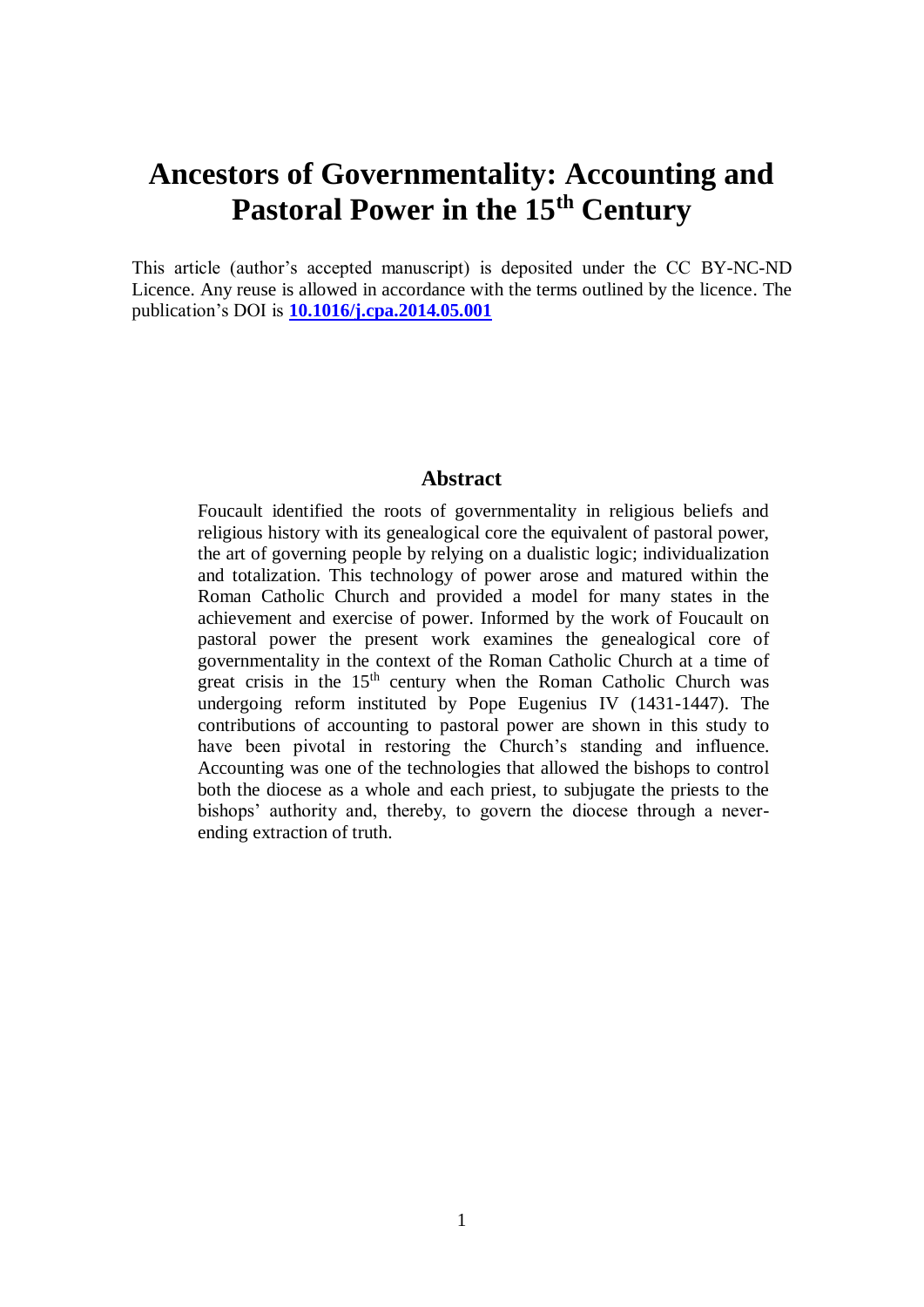# Ancestors of Governmentality: Accounting and Pastoral Power in the 15th Century

This article (author's accepted manuscript) is deposited under the CC BY-NC-ND Licence. Any reuse is allowed in accordance with the terms outlined by the licence. The publication's DOI is **10.1016/j.cpa.2014.05.001**

## Abstract

Foucault identified the roots of governmentality in religious beliefs and religious history with its genealogical core the equivalent of pastoral power, the art of governing people by relying on a dualistic logic; individualization and totalization. This technology of power arose and matured within the Roman Catholic Church and provided a model for many states in the achievement and exercise of power. Informed by the work of Foucault on pastoral power the present work examines the genealogical core of governmentality in the context of the Roman Catholic Church at a time of great crisis in the 15th century when the Roman Catholic Church was undergoing reform instituted by Pope Eugenius IV (1431-1447). The contributions of accounting to pastoral power are shown in this study to have been pivotal in restoring the Church's standing and influence. Accounting was one of the technologies that allowed the bishops to control both the diocese as a whole and each priest, to subjugate the priests to the bishops' authority and, thereby, to govern the diocese through a never-ending extraction of truth.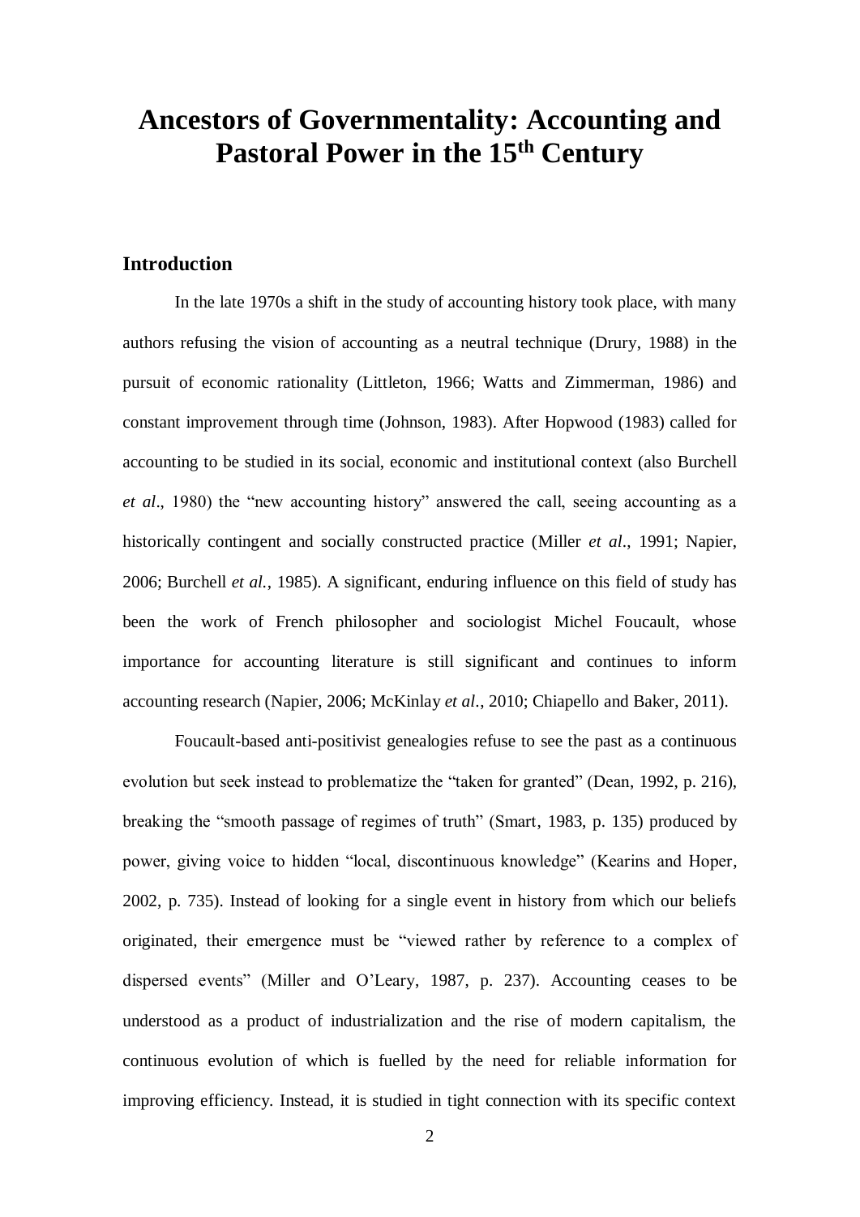# Ancestors of Governmentality: Accounting and Pastoral Power in the 15th Century

## Introduction

In the late 1970s a shift in the study of accounting history took place, with many authors refusing the vision of accounting as a neutral technique (Drury, 1988) in the pursuit of economic rationality (Littleton, 1966; Watts and Zimmerman, 1986) and constant improvement through time (Johnson, 1983). After Hopwood (1983) called for accounting to be studied in its social, economic and institutional context (also Burchell *et al*., 1980) the "new accounting history" answered the call, seeing accounting as a historically contingent and socially constructed practice (Miller *et al*., 1991; Napier, 2006; Burchell *et al.*, 1985). A significant, enduring influence on this field of study has been the work of French philosopher and sociologist Michel Foucault, whose importance for accounting literature is still significant and continues to inform accounting research (Napier, 2006; McKinlay *et al.*, 2010; Chiapello and Baker, 2011).

Foucault-based anti-positivist genealogies refuse to see the past as a continuous evolution but seek instead to problematize the "taken for granted" (Dean, 1992, p. 216), breaking the "smooth passage of regimes of truth" (Smart, 1983, p. 135) produced by power, giving voice to hidden "local, discontinuous knowledge" (Kearins and Hoper, 2002, p. 735). Instead of looking for a single event in history from which our beliefs originated, their emergence must be "viewed rather by reference to a complex of dispersed events" (Miller and O'Leary, 1987, p. 237). Accounting ceases to be understood as a product of industrialization and the rise of modern capitalism, the continuous evolution of which is fuelled by the need for reliable information for improving efficiency. Instead, it is studied in tight connection with its specific context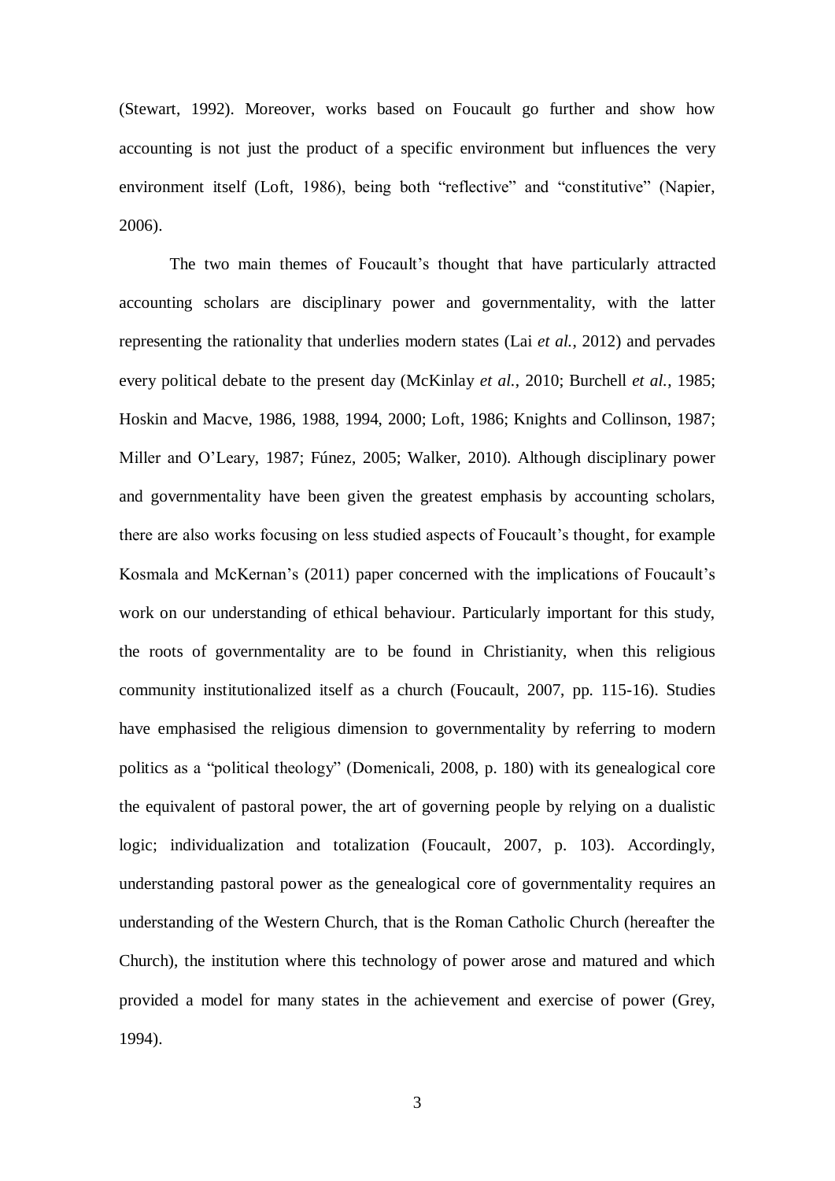(Stewart, 1992). Moreover, works based on Foucault go further and show how accounting is not just the product of a specific environment but influences the very environment itself (Loft, 1986), being both "reflective" and "constitutive" (Napier, 2006).

The two main themes of Foucault's thought that have particularly attracted accounting scholars are disciplinary power and governmentality, with the latter representing the rationality that underlies modern states (Lai *et al.*, 2012) and pervades every political debate to the present day (McKinlay *et al.*, 2010; Burchell *et al.*, 1985; Hoskin and Macve, 1986, 1988, 1994, 2000; Loft, 1986; Knights and Collinson, 1987; Miller and O'Leary, 1987; Fúnez, 2005; Walker, 2010). Although disciplinary power and governmentality have been given the greatest emphasis by accounting scholars, there are also works focusing on less studied aspects of Foucault's thought, for example Kosmala and McKernan's (2011) paper concerned with the implications of Foucault's work on our understanding of ethical behaviour. Particularly important for this study, the roots of governmentality are to be found in Christianity, when this religious community institutionalized itself as a church (Foucault, 2007, pp. 115-16). Studies have emphasised the religious dimension to governmentality by referring to modern politics as a "political theology" (Domenicali, 2008, p. 180) with its genealogical core the equivalent of pastoral power, the art of governing people by relying on a dualistic logic; individualization and totalization (Foucault, 2007, p. 103). Accordingly, understanding pastoral power as the genealogical core of governmentality requires an understanding of the Western Church, that is the Roman Catholic Church (hereafter the Church), the institution where this technology of power arose and matured and which provided a model for many states in the achievement and exercise of power (Grey, 1994).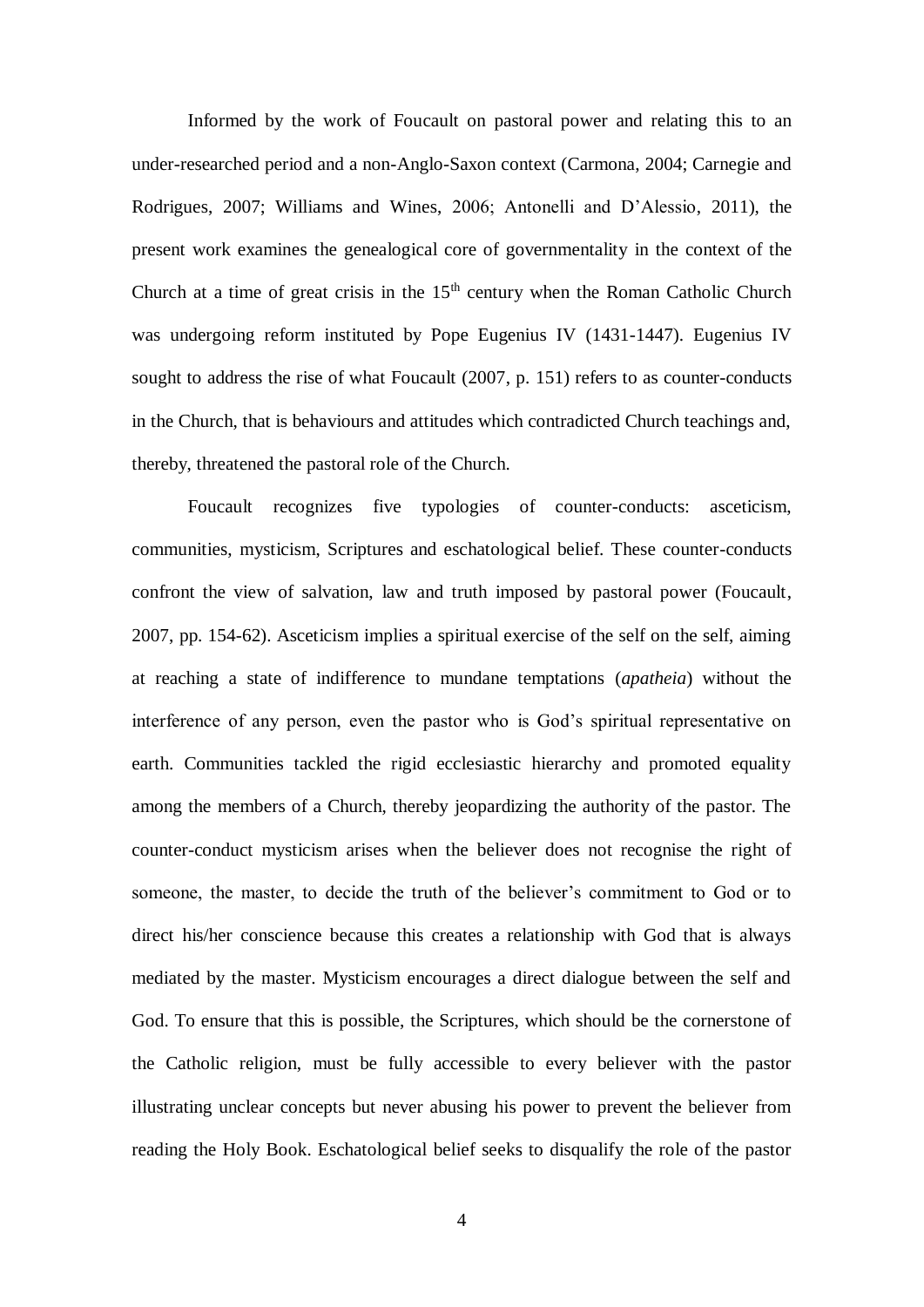Informed by the work of Foucault on pastoral power and relating this to an under-researched period and a non-Anglo-Saxon context (Carmona, 2004; Carnegie and Rodrigues, 2007; Williams and Wines, 2006; Antonelli and D'Alessio, 2011), the present work examines the genealogical core of governmentality in the context of the Church at a time of great crisis in the 15th century when the Roman Catholic Church was undergoing reform instituted by Pope Eugenius IV (1431-1447). Eugenius IV sought to address the rise of what Foucault (2007, p. 151) refers to as counter-conducts in the Church, that is behaviours and attitudes which contradicted Church teachings and, thereby, threatened the pastoral role of the Church.

Foucault recognizes five typologies of counter-conducts: asceticism, communities, mysticism, Scriptures and eschatological belief. These counter-conducts confront the view of salvation, law and truth imposed by pastoral power (Foucault, 2007, pp. 154-62). Asceticism implies a spiritual exercise of the self on the self, aiming at reaching a state of indifference to mundane temptations (*apatheia*) without the interference of any person, even the pastor who is God's spiritual representative on earth. Communities tackled the rigid ecclesiastic hierarchy and promoted equality among the members of a Church, thereby jeopardizing the authority of the pastor. The counter-conduct mysticism arises when the believer does not recognise the right of someone, the master, to decide the truth of the believer's commitment to God or to direct his/her conscience because this creates a relationship with God that is always mediated by the master. Mysticism encourages a direct dialogue between the self and God. To ensure that this is possible, the Scriptures, which should be the cornerstone of the Catholic religion, must be fully accessible to every believer with the pastor illustrating unclear concepts but never abusing his power to prevent the believer from reading the Holy Book. Eschatological belief seeks to disqualify the role of the pastor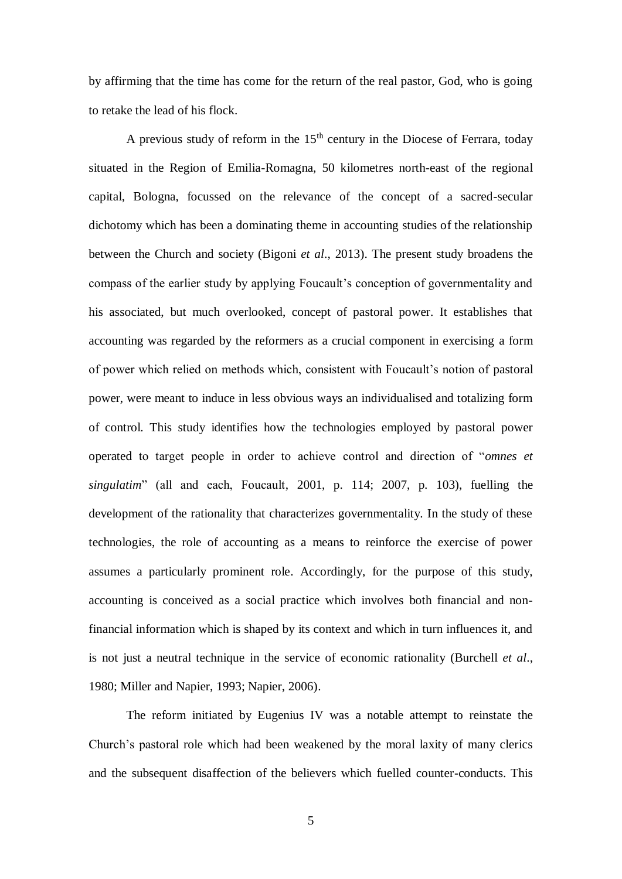by affirming that the time has come for the return of the real pastor, God, who is going to retake the lead of his flock.

A previous study of reform in the 15th century in the Diocese of Ferrara, today situated in the Region of Emilia-Romagna, 50 kilometres north-east of the regional capital, Bologna, focussed on the relevance of the concept of a sacred-secular dichotomy which has been a dominating theme in accounting studies of the relationship between the Church and society (Bigoni *et al*., 2013). The present study broadens the compass of the earlier study by applying Foucault's conception of governmentality and his associated, but much overlooked, concept of pastoral power. It establishes that accounting was regarded by the reformers as a crucial component in exercising a form of power which relied on methods which, consistent with Foucault's notion of pastoral power, were meant to induce in less obvious ways an individualised and totalizing form of control. This study identifies how the technologies employed by pastoral power operated to target people in order to achieve control and direction of "*omnes et singulatim*" (all and each, Foucault, 2001, p. 114; 2007, p. 103), fuelling the development of the rationality that characterizes governmentality. In the study of these technologies, the role of accounting as a means to reinforce the exercise of power assumes a particularly prominent role. Accordingly, for the purpose of this study, accounting is conceived as a social practice which involves both financial and non-financial information which is shaped by its context and which in turn influences it, and is not just a neutral technique in the service of economic rationality (Burchell *et al*., 1980; Miller and Napier, 1993; Napier, 2006).

The reform initiated by Eugenius IV was a notable attempt to reinstate the Church's pastoral role which had been weakened by the moral laxity of many clerics and the subsequent disaffection of the believers which fuelled counter-conducts. This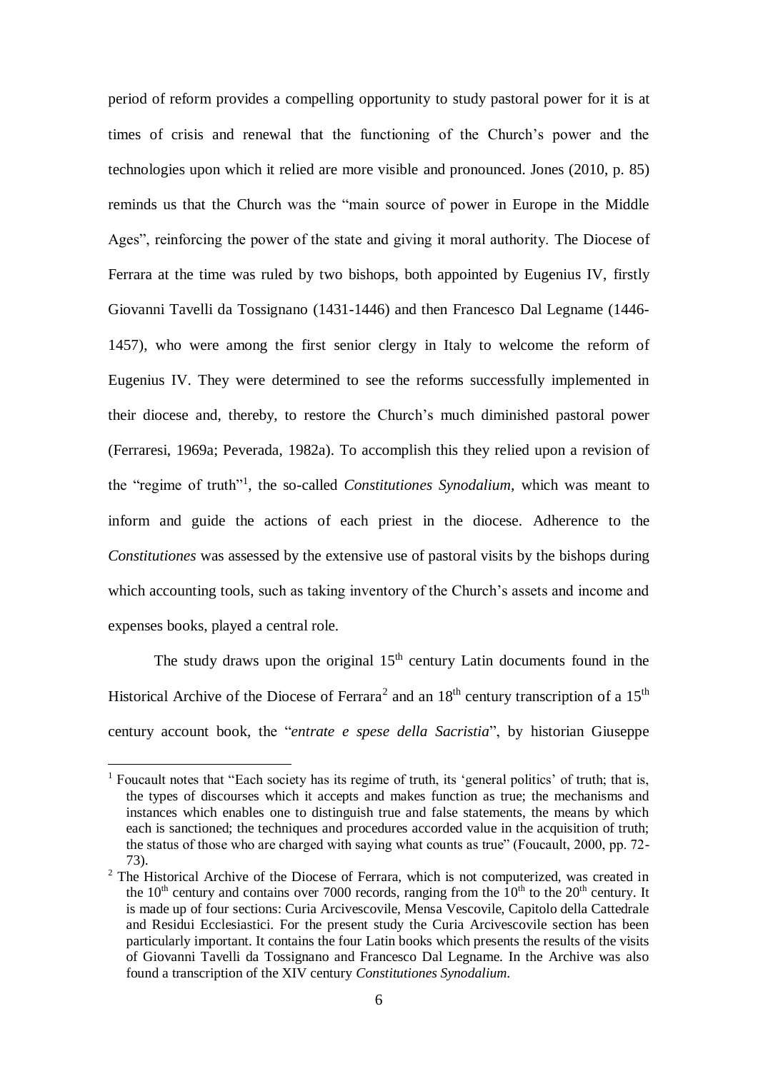period of reform provides a compelling opportunity to study pastoral power for it is at times of crisis and renewal that the functioning of the Church's power and the technologies upon which it relied are more visible and pronounced. Jones (2010, p. 85) reminds us that the Church was the "main source of power in Europe in the Middle Ages", reinforcing the power of the state and giving it moral authority. The Diocese of Ferrara at the time was ruled by two bishops, both appointed by Eugenius IV, firstly Giovanni Tavelli da Tossignano (1431-1446) and then Francesco Dal Legname (1446-1457), who were among the first senior clergy in Italy to welcome the reform of Eugenius IV. They were determined to see the reforms successfully implemented in their diocese and, thereby, to restore the Church's much diminished pastoral power (Ferraresi, 1969a; Peverada, 1982a). To accomplish this they relied upon a revision of the "regime of truth"[1], the so-called *Constitutiones Synodalium*, which was meant to inform and guide the actions of each priest in the diocese. Adherence to the *Constitutiones* was assessed by the extensive use of pastoral visits by the bishops during which accounting tools, such as taking inventory of the Church's assets and income and expenses books, played a central role.

The study draws upon the original 15th century Latin documents found in the Historical Archive of the Diocese of Ferrara[2] and an 18th century transcription of a 15th century account book, the "*entrate e spese della Sacristia*", by historian Giuseppe

---

[1] Foucault notes that "Each society has its regime of truth, its 'general politics' of truth; that is, the types of discourses which it accepts and makes function as true; the mechanisms and instances which enables one to distinguish true and false statements, the means by which each is sanctioned; the techniques and procedures accorded value in the acquisition of truth; the status of those who are charged with saying what counts as true" (Foucault, 2000, pp. 72-73).

[2] The Historical Archive of the Diocese of Ferrara, which is not computerized, was created in the 10th century and contains over 7000 records, ranging from the 10th to the 20th century. It is made up of four sections: Curia Arcivescovile, Mensa Vescovile, Capitolo della Cattedrale and Residui Ecclesiastici. For the present study the Curia Arcivescovile section has been particularly important. It contains the four Latin books which presents the results of the visits of Giovanni Tavelli da Tossignano and Francesco Dal Legname. In the Archive was also found a transcription of the XIV century *Constitutiones Synodalium*.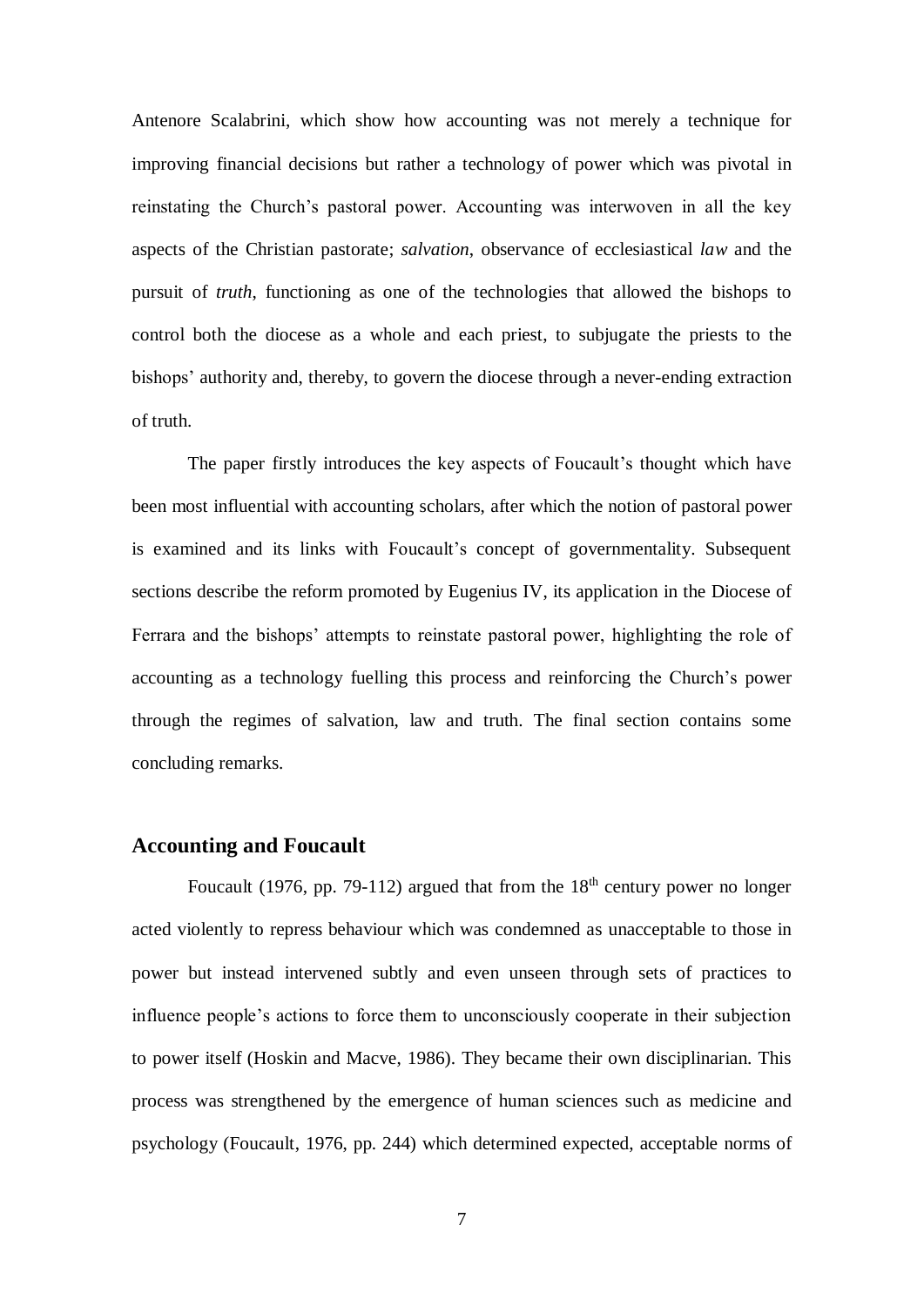Antenore Scalabrini, which show how accounting was not merely a technique for improving financial decisions but rather a technology of power which was pivotal in reinstating the Church's pastoral power. Accounting was interwoven in all the key aspects of the Christian pastorate; *salvation*, observance of ecclesiastical *law* and the pursuit of *truth*, functioning as one of the technologies that allowed the bishops to control both the diocese as a whole and each priest, to subjugate the priests to the bishops' authority and, thereby, to govern the diocese through a never-ending extraction of truth.

The paper firstly introduces the key aspects of Foucault's thought which have been most influential with accounting scholars, after which the notion of pastoral power is examined and its links with Foucault's concept of governmentality. Subsequent sections describe the reform promoted by Eugenius IV, its application in the Diocese of Ferrara and the bishops' attempts to reinstate pastoral power, highlighting the role of accounting as a technology fuelling this process and reinforcing the Church's power through the regimes of salvation, law and truth. The final section contains some concluding remarks.

## Accounting and Foucault

Foucault (1976, pp. 79-112) argued that from the 18th century power no longer acted violently to repress behaviour which was condemned as unacceptable to those in power but instead intervened subtly and even unseen through sets of practices to influence people's actions to force them to unconsciously cooperate in their subjection to power itself (Hoskin and Macve, 1986). They became their own disciplinarian. This process was strengthened by the emergence of human sciences such as medicine and psychology (Foucault, 1976, pp. 244) which determined expected, acceptable norms of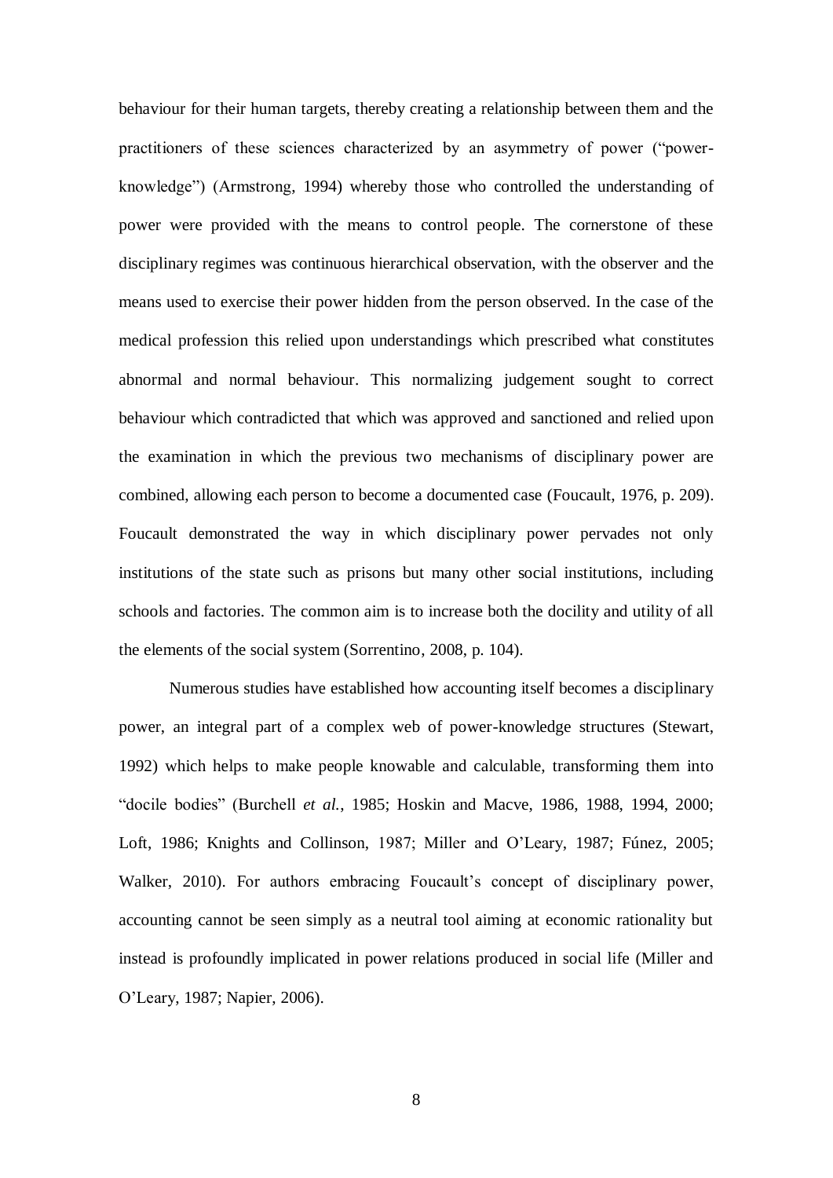behaviour for their human targets, thereby creating a relationship between them and the practitioners of these sciences characterized by an asymmetry of power ("power-knowledge") (Armstrong, 1994) whereby those who controlled the understanding of power were provided with the means to control people. The cornerstone of these disciplinary regimes was continuous hierarchical observation, with the observer and the means used to exercise their power hidden from the person observed. In the case of the medical profession this relied upon understandings which prescribed what constitutes abnormal and normal behaviour. This normalizing judgement sought to correct behaviour which contradicted that which was approved and sanctioned and relied upon the examination in which the previous two mechanisms of disciplinary power are combined, allowing each person to become a documented case (Foucault, 1976, p. 209). Foucault demonstrated the way in which disciplinary power pervades not only institutions of the state such as prisons but many other social institutions, including schools and factories. The common aim is to increase both the docility and utility of all the elements of the social system (Sorrentino, 2008, p. 104).

Numerous studies have established how accounting itself becomes a disciplinary power, an integral part of a complex web of power-knowledge structures (Stewart, 1992) which helps to make people knowable and calculable, transforming them into "docile bodies" (Burchell *et al.*, 1985; Hoskin and Macve, 1986, 1988, 1994, 2000; Loft, 1986; Knights and Collinson, 1987; Miller and O'Leary, 1987; Fúnez, 2005; Walker, 2010). For authors embracing Foucault's concept of disciplinary power, accounting cannot be seen simply as a neutral tool aiming at economic rationality but instead is profoundly implicated in power relations produced in social life (Miller and O'Leary, 1987; Napier, 2006).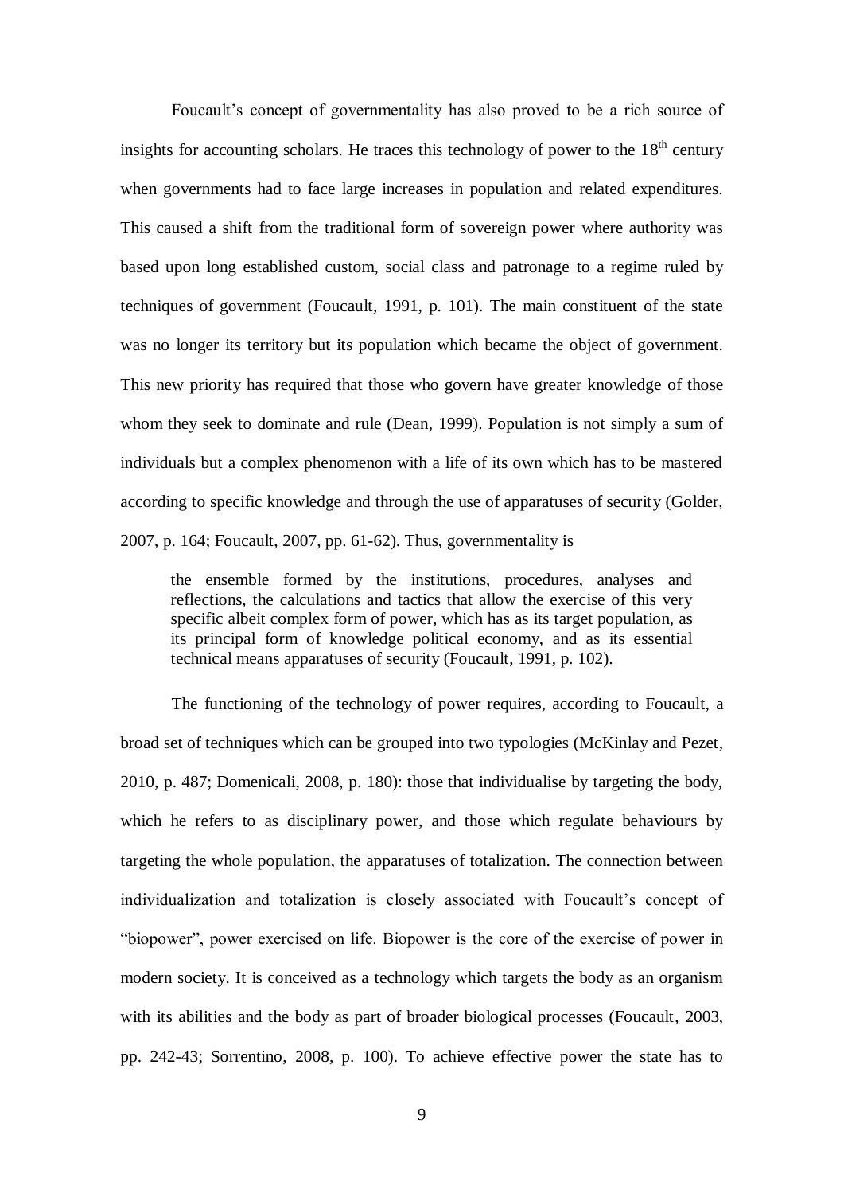Foucault's concept of governmentality has also proved to be a rich source of insights for accounting scholars. He traces this technology of power to the 18th century when governments had to face large increases in population and related expenditures. This caused a shift from the traditional form of sovereign power where authority was based upon long established custom, social class and patronage to a regime ruled by techniques of government (Foucault, 1991, p. 101). The main constituent of the state was no longer its territory but its population which became the object of government. This new priority has required that those who govern have greater knowledge of those whom they seek to dominate and rule (Dean, 1999). Population is not simply a sum of individuals but a complex phenomenon with a life of its own which has to be mastered according to specific knowledge and through the use of apparatuses of security (Golder, 2007, p. 164; Foucault, 2007, pp. 61-62). Thus, governmentality is

> the ensemble formed by the institutions, procedures, analyses and reflections, the calculations and tactics that allow the exercise of this very specific albeit complex form of power, which has as its target population, as its principal form of knowledge political economy, and as its essential technical means apparatuses of security (Foucault, 1991, p. 102).

The functioning of the technology of power requires, according to Foucault, a broad set of techniques which can be grouped into two typologies (McKinlay and Pezet, 2010, p. 487; Domenicali, 2008, p. 180): those that individualise by targeting the body, which he refers to as disciplinary power, and those which regulate behaviours by targeting the whole population, the apparatuses of totalization. The connection between individualization and totalization is closely associated with Foucault's concept of "biopower", power exercised on life. Biopower is the core of the exercise of power in modern society. It is conceived as a technology which targets the body as an organism with its abilities and the body as part of broader biological processes (Foucault, 2003, pp. 242-43; Sorrentino, 2008, p. 100). To achieve effective power the state has to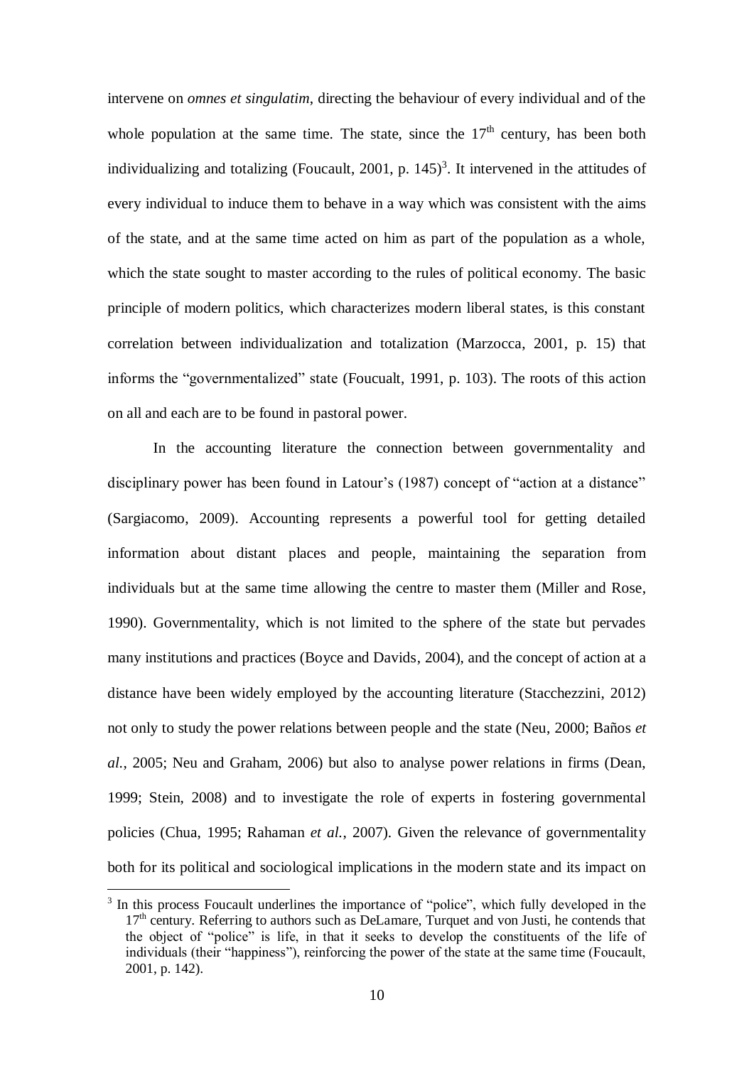intervene on *omnes et singulatim*, directing the behaviour of every individual and of the whole population at the same time. The state, since the $17^{th}$ century, has been both individualizing and totalizing (Foucault, 2001, p. 145)[3]. It intervened in the attitudes of every individual to induce them to behave in a way which was consistent with the aims of the state, and at the same time acted on him as part of the population as a whole, which the state sought to master according to the rules of political economy. The basic principle of modern politics, which characterizes modern liberal states, is this constant correlation between individualization and totalization (Marzocca, 2001, p. 15) that informs the "governmentalized" state (Foucualt, 1991, p. 103). The roots of this action on all and each are to be found in pastoral power.

In the accounting literature the connection between governmentality and disciplinary power has been found in Latour's (1987) concept of "action at a distance" (Sargiacomo, 2009). Accounting represents a powerful tool for getting detailed information about distant places and people, maintaining the separation from individuals but at the same time allowing the centre to master them (Miller and Rose, 1990). Governmentality, which is not limited to the sphere of the state but pervades many institutions and practices (Boyce and Davids, 2004), and the concept of action at a distance have been widely employed by the accounting literature (Stacchezzini, 2012) not only to study the power relations between people and the state (Neu, 2000; Baños *et al.*, 2005; Neu and Graham, 2006) but also to analyse power relations in firms (Dean, 1999; Stein, 2008) and to investigate the role of experts in fostering governmental policies (Chua, 1995; Rahaman *et al.*, 2007). Given the relevance of governmentality both for its political and sociological implications in the modern state and its impact on

[3] In this process Foucault underlines the importance of "police", which fully developed in the $17^{th}$ century. Referring to authors such as DeLamare, Turquet and von Justi, he contends that the object of "police" is life, in that it seeks to develop the constituents of the life of individuals (their "happiness"), reinforcing the power of the state at the same time (Foucault, 2001, p. 142).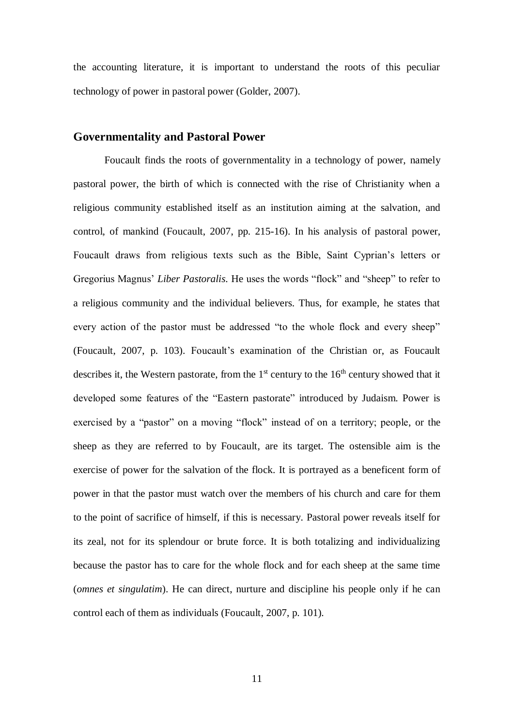the accounting literature, it is important to understand the roots of this peculiar technology of power in pastoral power (Golder, 2007).

## Governmentality and Pastoral Power

Foucault finds the roots of governmentality in a technology of power, namely pastoral power, the birth of which is connected with the rise of Christianity when a religious community established itself as an institution aiming at the salvation, and control, of mankind (Foucault, 2007, pp. 215-16). In his analysis of pastoral power, Foucault draws from religious texts such as the Bible, Saint Cyprian's letters or Gregorius Magnus' *Liber Pastoralis*. He uses the words "flock" and "sheep" to refer to a religious community and the individual believers. Thus, for example, he states that every action of the pastor must be addressed "to the whole flock and every sheep" (Foucault, 2007, p. 103). Foucault's examination of the Christian or, as Foucault describes it, the Western pastorate, from the 1st century to the 16th century showed that it developed some features of the "Eastern pastorate" introduced by Judaism. Power is exercised by a "pastor" on a moving "flock" instead of on a territory; people, or the sheep as they are referred to by Foucault, are its target. The ostensible aim is the exercise of power for the salvation of the flock. It is portrayed as a beneficent form of power in that the pastor must watch over the members of his church and care for them to the point of sacrifice of himself, if this is necessary. Pastoral power reveals itself for its zeal, not for its splendour or brute force. It is both totalizing and individualizing because the pastor has to care for the whole flock and for each sheep at the same time (*omnes et singulatim*). He can direct, nurture and discipline his people only if he can control each of them as individuals (Foucault, 2007, p. 101).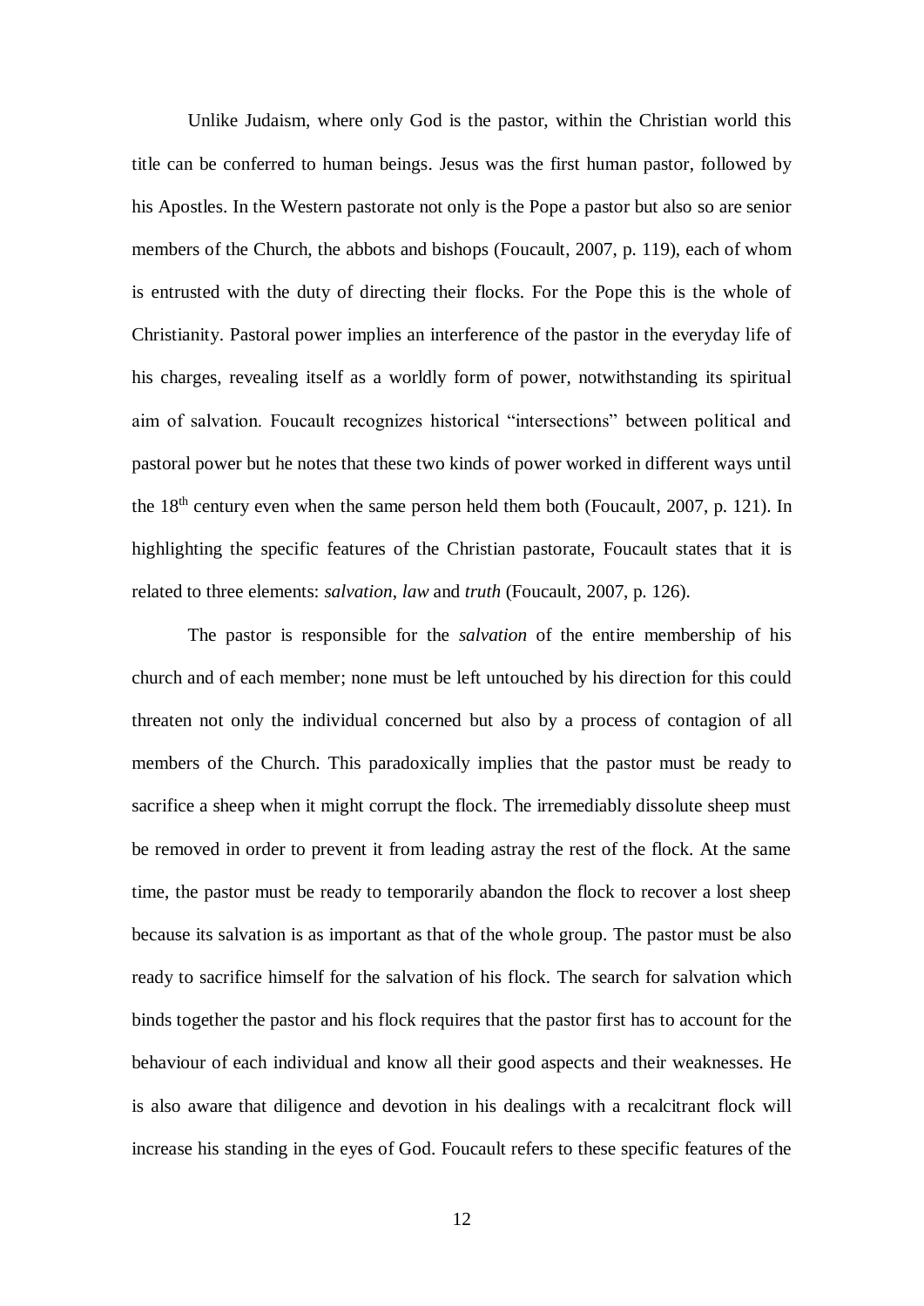Unlike Judaism, where only God is the pastor, within the Christian world this title can be conferred to human beings. Jesus was the first human pastor, followed by his Apostles. In the Western pastorate not only is the Pope a pastor but also so are senior members of the Church, the abbots and bishops (Foucault, 2007, p. 119), each of whom is entrusted with the duty of directing their flocks. For the Pope this is the whole of Christianity. Pastoral power implies an interference of the pastor in the everyday life of his charges, revealing itself as a worldly form of power, notwithstanding its spiritual aim of salvation. Foucault recognizes historical "intersections" between political and pastoral power but he notes that these two kinds of power worked in different ways until the 18th century even when the same person held them both (Foucault, 2007, p. 121). In highlighting the specific features of the Christian pastorate, Foucault states that it is related to three elements: *salvation*, *law* and *truth* (Foucault, 2007, p. 126).

The pastor is responsible for the *salvation* of the entire membership of his church and of each member; none must be left untouched by his direction for this could threaten not only the individual concerned but also by a process of contagion of all members of the Church. This paradoxically implies that the pastor must be ready to sacrifice a sheep when it might corrupt the flock. The irremediably dissolute sheep must be removed in order to prevent it from leading astray the rest of the flock. At the same time, the pastor must be ready to temporarily abandon the flock to recover a lost sheep because its salvation is as important as that of the whole group. The pastor must be also ready to sacrifice himself for the salvation of his flock. The search for salvation which binds together the pastor and his flock requires that the pastor first has to account for the behaviour of each individual and know all their good aspects and their weaknesses. He is also aware that diligence and devotion in his dealings with a recalcitrant flock will increase his standing in the eyes of God. Foucault refers to these specific features of the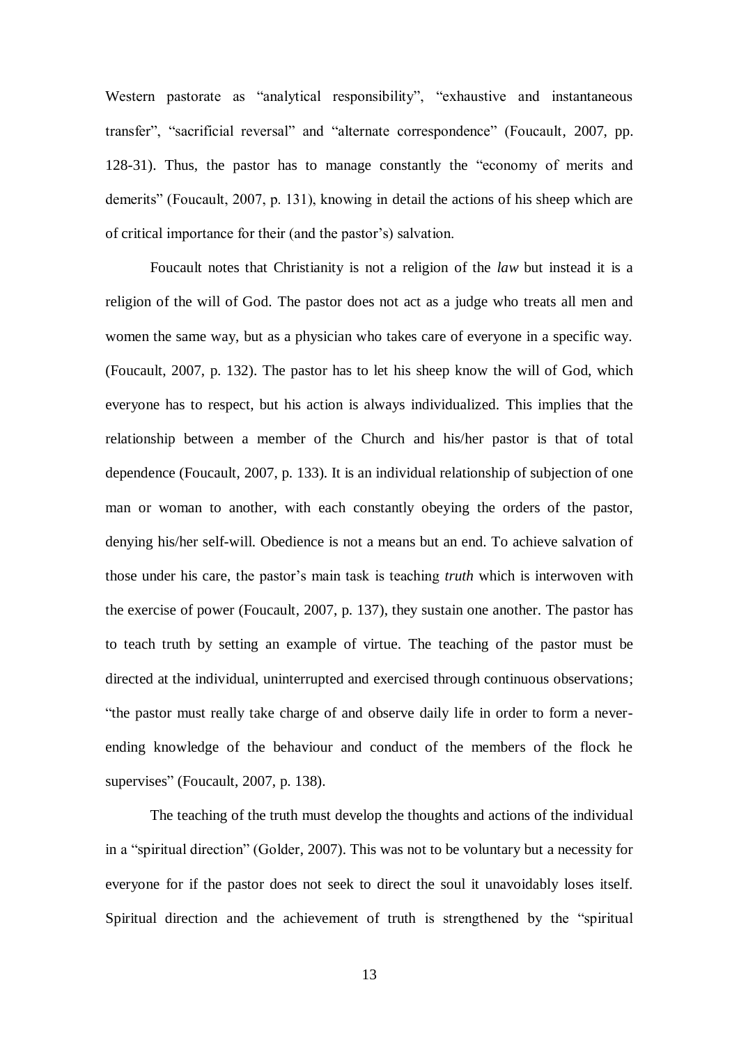Western pastorate as "analytical responsibility", "exhaustive and instantaneous transfer", "sacrificial reversal" and "alternate correspondence" (Foucault, 2007, pp. 128-31). Thus, the pastor has to manage constantly the "economy of merits and demerits" (Foucault, 2007, p. 131), knowing in detail the actions of his sheep which are of critical importance for their (and the pastor's) salvation.

Foucault notes that Christianity is not a religion of the *law* but instead it is a religion of the will of God. The pastor does not act as a judge who treats all men and women the same way, but as a physician who takes care of everyone in a specific way. (Foucault, 2007, p. 132). The pastor has to let his sheep know the will of God, which everyone has to respect, but his action is always individualized. This implies that the relationship between a member of the Church and his/her pastor is that of total dependence (Foucault, 2007, p. 133). It is an individual relationship of subjection of one man or woman to another, with each constantly obeying the orders of the pastor, denying his/her self-will. Obedience is not a means but an end. To achieve salvation of those under his care, the pastor's main task is teaching *truth* which is interwoven with the exercise of power (Foucault, 2007, p. 137), they sustain one another. The pastor has to teach truth by setting an example of virtue. The teaching of the pastor must be directed at the individual, uninterrupted and exercised through continuous observations; "the pastor must really take charge of and observe daily life in order to form a never-ending knowledge of the behaviour and conduct of the members of the flock he supervises" (Foucault, 2007, p. 138).

The teaching of the truth must develop the thoughts and actions of the individual in a "spiritual direction" (Golder, 2007). This was not to be voluntary but a necessity for everyone for if the pastor does not seek to direct the soul it unavoidably loses itself. Spiritual direction and the achievement of truth is strengthened by the "spiritual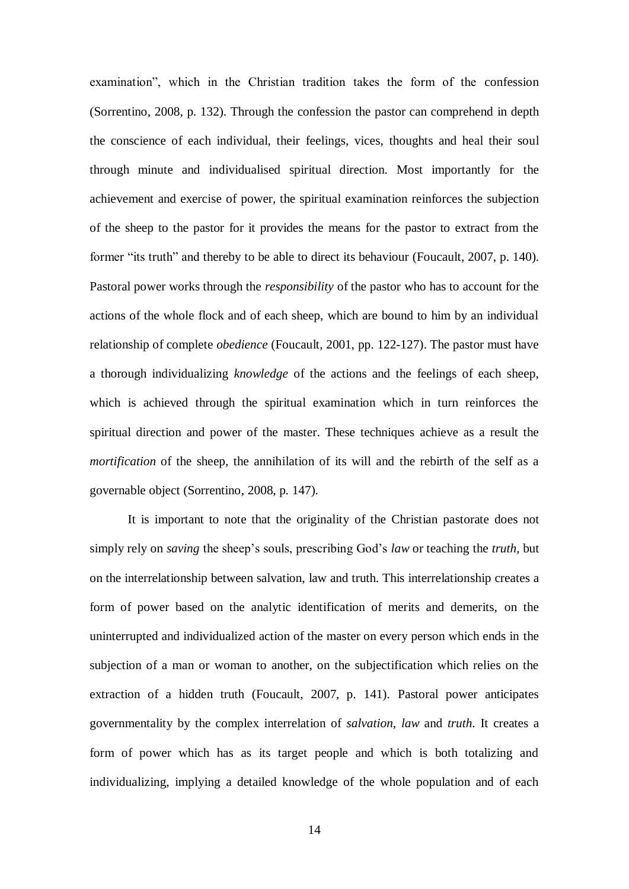examination", which in the Christian tradition takes the form of the confession (Sorrentino, 2008, p. 132). Through the confession the pastor can comprehend in depth the conscience of each individual, their feelings, vices, thoughts and heal their soul through minute and individualised spiritual direction. Most importantly for the achievement and exercise of power, the spiritual examination reinforces the subjection of the sheep to the pastor for it provides the means for the pastor to extract from the former "its truth" and thereby to be able to direct its behaviour (Foucault, 2007, p. 140). Pastoral power works through the *responsibility* of the pastor who has to account for the actions of the whole flock and of each sheep, which are bound to him by an individual relationship of complete *obedience* (Foucault, 2001, pp. 122-127). The pastor must have a thorough individualizing *knowledge* of the actions and the feelings of each sheep, which is achieved through the spiritual examination which in turn reinforces the spiritual direction and power of the master. These techniques achieve as a result the *mortification* of the sheep, the annihilation of its will and the rebirth of the self as a governable object (Sorrentino, 2008, p. 147).

It is important to note that the originality of the Christian pastorate does not simply rely on *saving* the sheep's souls, prescribing God's *law* or teaching the *truth*, but on the interrelationship between salvation, law and truth. This interrelationship creates a form of power based on the analytic identification of merits and demerits, on the uninterrupted and individualized action of the master on every person which ends in the subjection of a man or woman to another, on the subjectification which relies on the extraction of a hidden truth (Foucault, 2007, p. 141). Pastoral power anticipates governmentality by the complex interrelation of *salvation, law* and *truth*. It creates a form of power which has as its target people and which is both totalizing and individualizing, implying a detailed knowledge of the whole population and of each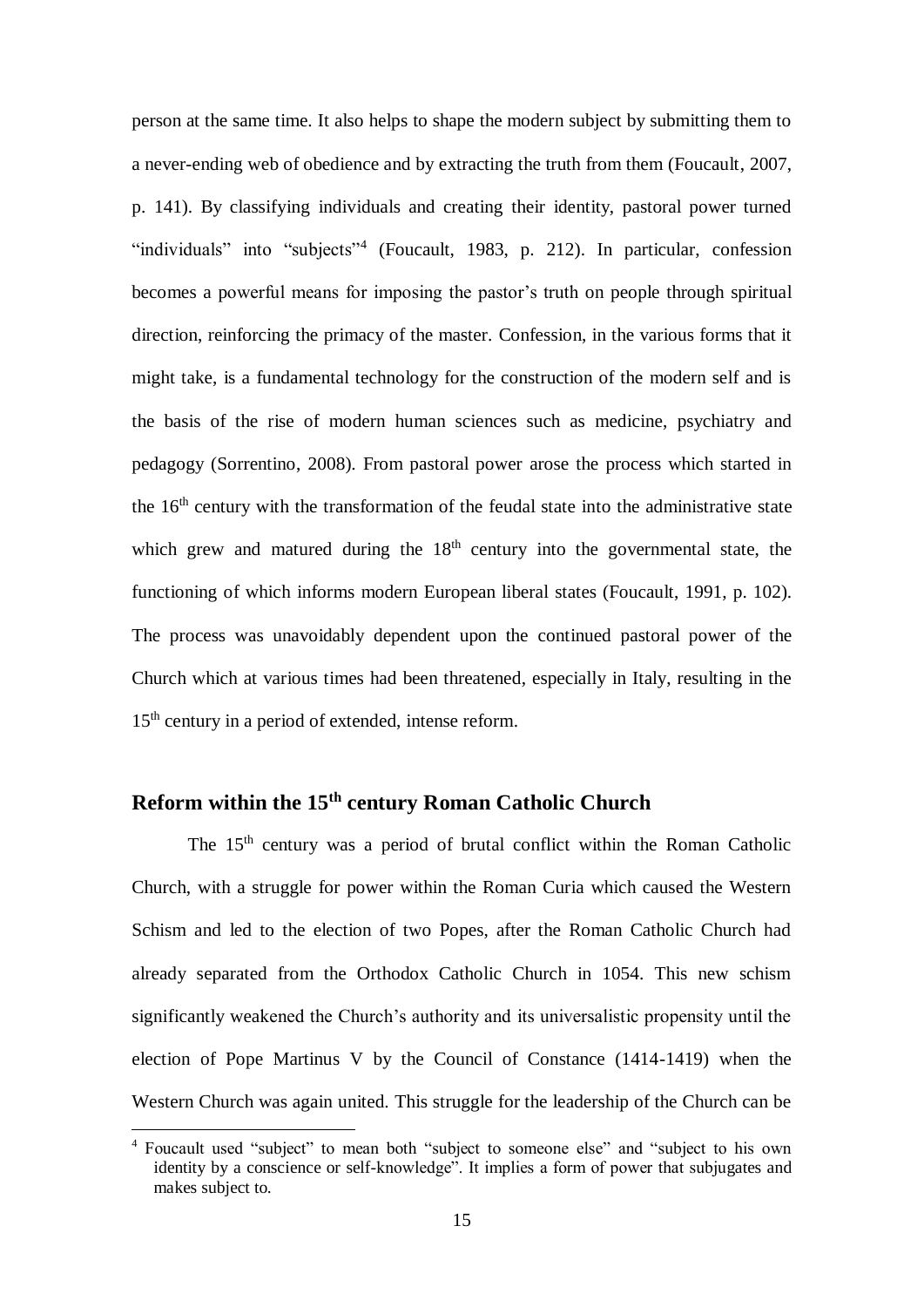person at the same time. It also helps to shape the modern subject by submitting them to a never-ending web of obedience and by extracting the truth from them (Foucault, 2007, p. 141). By classifying individuals and creating their identity, pastoral power turned "individuals" into "subjects"[4] (Foucault, 1983, p. 212). In particular, confession becomes a powerful means for imposing the pastor's truth on people through spiritual direction, reinforcing the primacy of the master. Confession, in the various forms that it might take, is a fundamental technology for the construction of the modern self and is the basis of the rise of modern human sciences such as medicine, psychiatry and pedagogy (Sorrentino, 2008). From pastoral power arose the process which started in the 16th century with the transformation of the feudal state into the administrative state which grew and matured during the 18th century into the governmental state, the functioning of which informs modern European liberal states (Foucault, 1991, p. 102). The process was unavoidably dependent upon the continued pastoral power of the Church which at various times had been threatened, especially in Italy, resulting in the 15th century in a period of extended, intense reform.

## Reform within the 15th century Roman Catholic Church

The 15th century was a period of brutal conflict within the Roman Catholic Church, with a struggle for power within the Roman Curia which caused the Western Schism and led to the election of two Popes, after the Roman Catholic Church had already separated from the Orthodox Catholic Church in 1054. This new schism significantly weakened the Church's authority and its universalistic propensity until the election of Pope Martinus V by the Council of Constance (1414-1419) when the Western Church was again united. This struggle for the leadership of the Church can be

[4] Foucault used "subject" to mean both "subject to someone else" and "subject to his own identity by a conscience or self-knowledge". It implies a form of power that subjugates and makes subject to.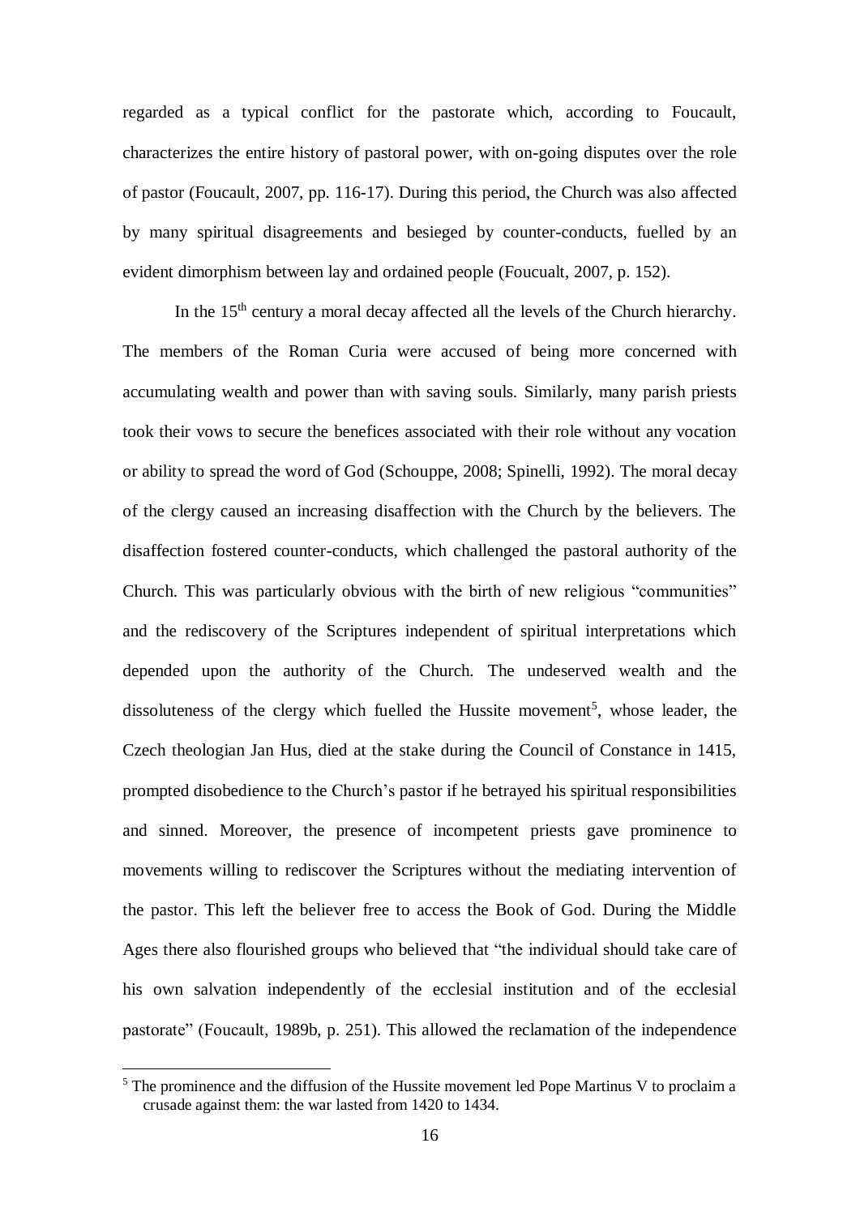regarded as a typical conflict for the pastorate which, according to Foucault, characterizes the entire history of pastoral power, with on-going disputes over the role of pastor (Foucault, 2007, pp. 116-17). During this period, the Church was also affected by many spiritual disagreements and besieged by counter-conducts, fuelled by an evident dimorphism between lay and ordained people (Foucualt, 2007, p. 152).

In the 15th century a moral decay affected all the levels of the Church hierarchy. The members of the Roman Curia were accused of being more concerned with accumulating wealth and power than with saving souls. Similarly, many parish priests took their vows to secure the benefices associated with their role without any vocation or ability to spread the word of God (Schouppe, 2008; Spinelli, 1992). The moral decay of the clergy caused an increasing disaffection with the Church by the believers. The disaffection fostered counter-conducts, which challenged the pastoral authority of the Church. This was particularly obvious with the birth of new religious "communities" and the rediscovery of the Scriptures independent of spiritual interpretations which depended upon the authority of the Church. The undeserved wealth and the dissoluteness of the clergy which fuelled the Hussite movement[5], whose leader, the Czech theologian Jan Hus, died at the stake during the Council of Constance in 1415, prompted disobedience to the Church's pastor if he betrayed his spiritual responsibilities and sinned. Moreover, the presence of incompetent priests gave prominence to movements willing to rediscover the Scriptures without the mediating intervention of the pastor. This left the believer free to access the Book of God. During the Middle Ages there also flourished groups who believed that "the individual should take care of his own salvation independently of the ecclesial institution and of the ecclesial pastorate" (Foucault, 1989b, p. 251). This allowed the reclamation of the independence

[5] The prominence and the diffusion of the Hussite movement led Pope Martinus V to proclaim a crusade against them: the war lasted from 1420 to 1434.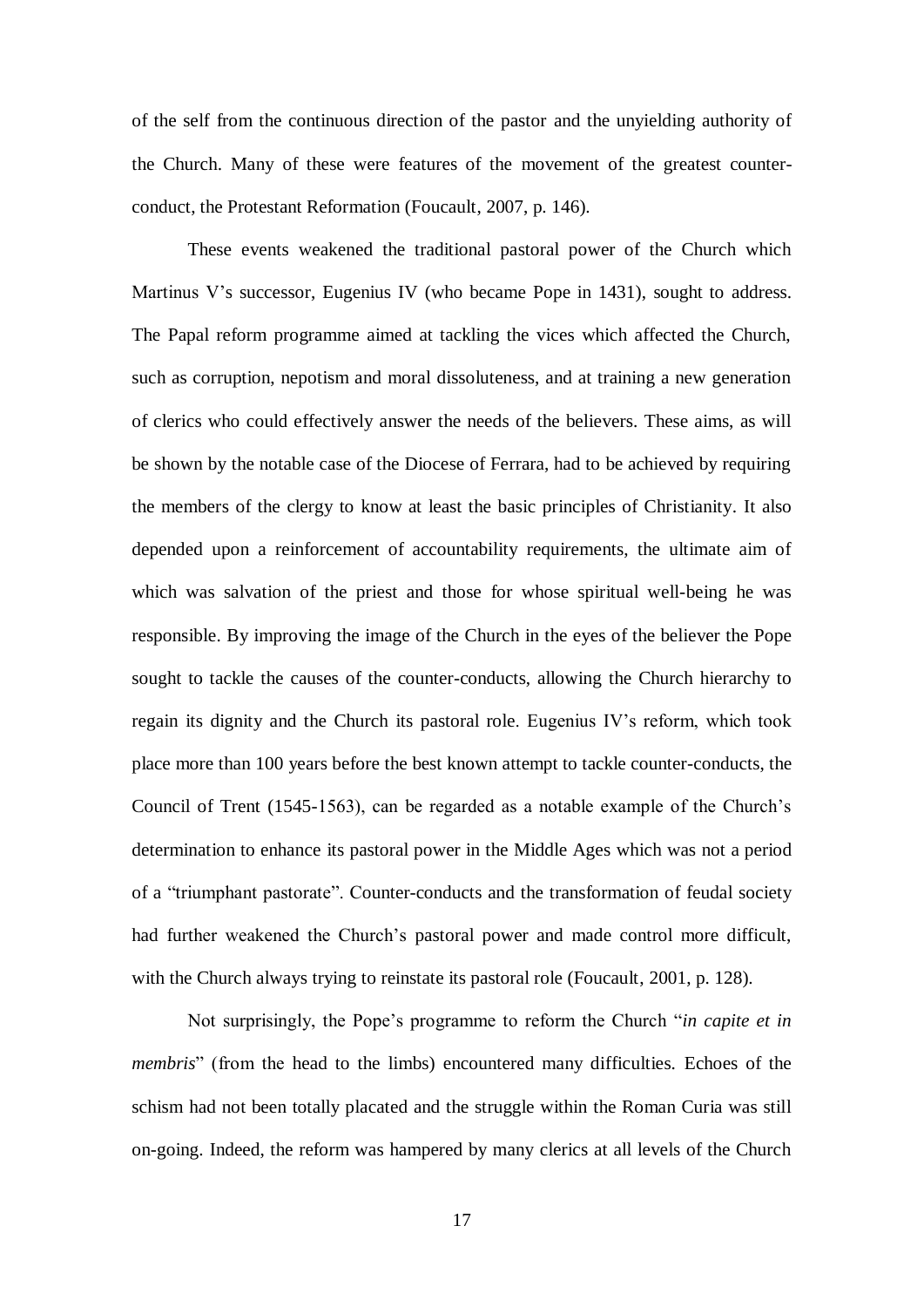of the self from the continuous direction of the pastor and the unyielding authority of the Church. Many of these were features of the movement of the greatest counter-conduct, the Protestant Reformation (Foucault, 2007, p. 146).

These events weakened the traditional pastoral power of the Church which Martinus V's successor, Eugenius IV (who became Pope in 1431), sought to address. The Papal reform programme aimed at tackling the vices which affected the Church, such as corruption, nepotism and moral dissoluteness, and at training a new generation of clerics who could effectively answer the needs of the believers. These aims, as will be shown by the notable case of the Diocese of Ferrara, had to be achieved by requiring the members of the clergy to know at least the basic principles of Christianity. It also depended upon a reinforcement of accountability requirements, the ultimate aim of which was salvation of the priest and those for whose spiritual well-being he was responsible. By improving the image of the Church in the eyes of the believer the Pope sought to tackle the causes of the counter-conducts, allowing the Church hierarchy to regain its dignity and the Church its pastoral role. Eugenius IV's reform, which took place more than 100 years before the best known attempt to tackle counter-conducts, the Council of Trent (1545-1563), can be regarded as a notable example of the Church's determination to enhance its pastoral power in the Middle Ages which was not a period of a "triumphant pastorate". Counter-conducts and the transformation of feudal society had further weakened the Church's pastoral power and made control more difficult, with the Church always trying to reinstate its pastoral role (Foucault, 2001, p. 128).

Not surprisingly, the Pope's programme to reform the Church "*in capite et in membris*" (from the head to the limbs) encountered many difficulties. Echoes of the schism had not been totally placated and the struggle within the Roman Curia was still on-going. Indeed, the reform was hampered by many clerics at all levels of the Church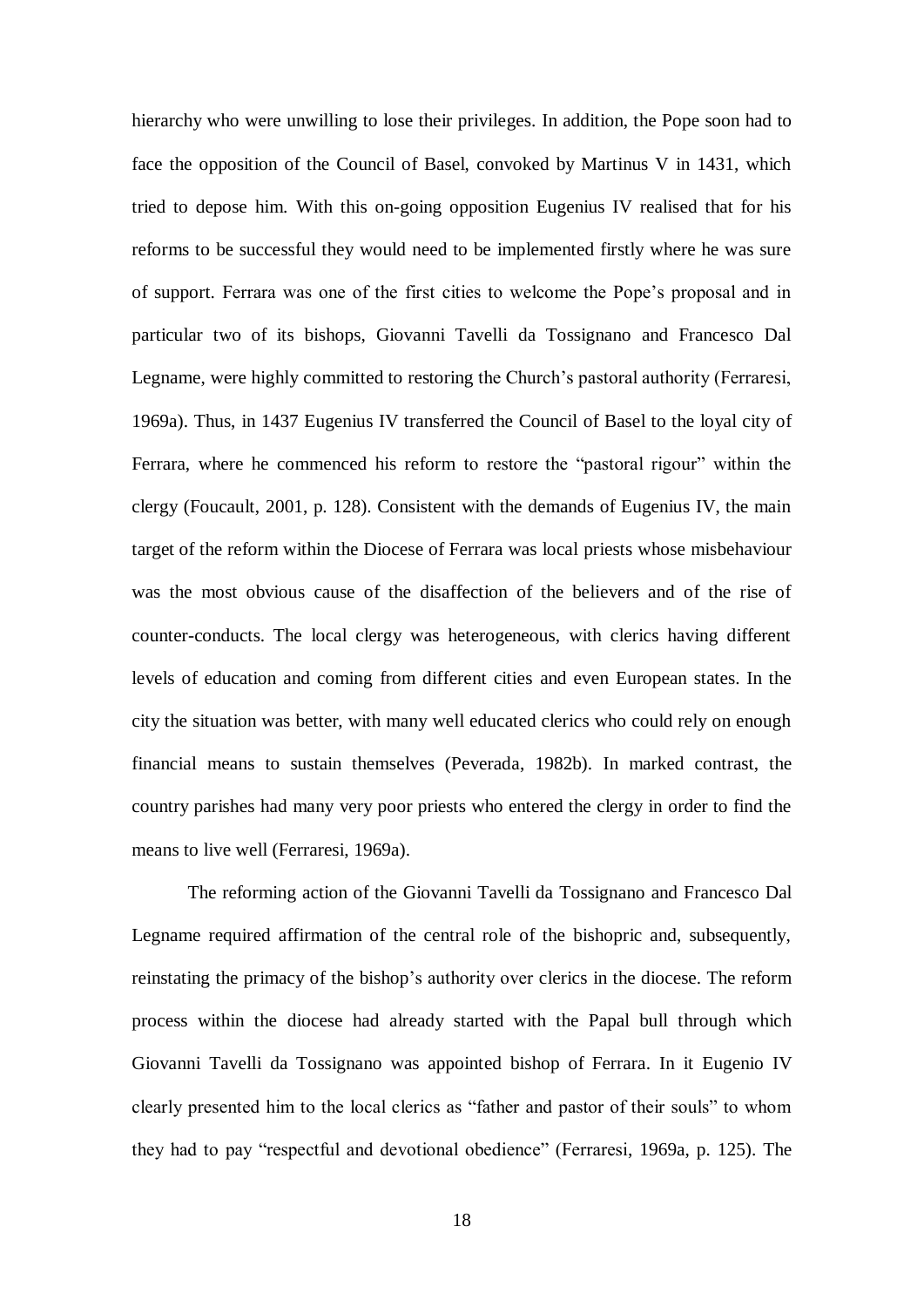hierarchy who were unwilling to lose their privileges. In addition, the Pope soon had to face the opposition of the Council of Basel, convoked by Martinus V in 1431, which tried to depose him. With this on-going opposition Eugenius IV realised that for his reforms to be successful they would need to be implemented firstly where he was sure of support. Ferrara was one of the first cities to welcome the Pope's proposal and in particular two of its bishops, Giovanni Tavelli da Tossignano and Francesco Dal Legname, were highly committed to restoring the Church's pastoral authority (Ferraresi, 1969a). Thus, in 1437 Eugenius IV transferred the Council of Basel to the loyal city of Ferrara, where he commenced his reform to restore the "pastoral rigour" within the clergy (Foucault, 2001, p. 128). Consistent with the demands of Eugenius IV, the main target of the reform within the Diocese of Ferrara was local priests whose misbehaviour was the most obvious cause of the disaffection of the believers and of the rise of counter-conducts. The local clergy was heterogeneous, with clerics having different levels of education and coming from different cities and even European states. In the city the situation was better, with many well educated clerics who could rely on enough financial means to sustain themselves (Peverada, 1982b). In marked contrast, the country parishes had many very poor priests who entered the clergy in order to find the means to live well (Ferraresi, 1969a).

The reforming action of the Giovanni Tavelli da Tossignano and Francesco Dal Legname required affirmation of the central role of the bishopric and, subsequently, reinstating the primacy of the bishop's authority over clerics in the diocese. The reform process within the diocese had already started with the Papal bull through which Giovanni Tavelli da Tossignano was appointed bishop of Ferrara. In it Eugenio IV clearly presented him to the local clerics as "father and pastor of their souls" to whom they had to pay "respectful and devotional obedience" (Ferraresi, 1969a, p. 125). The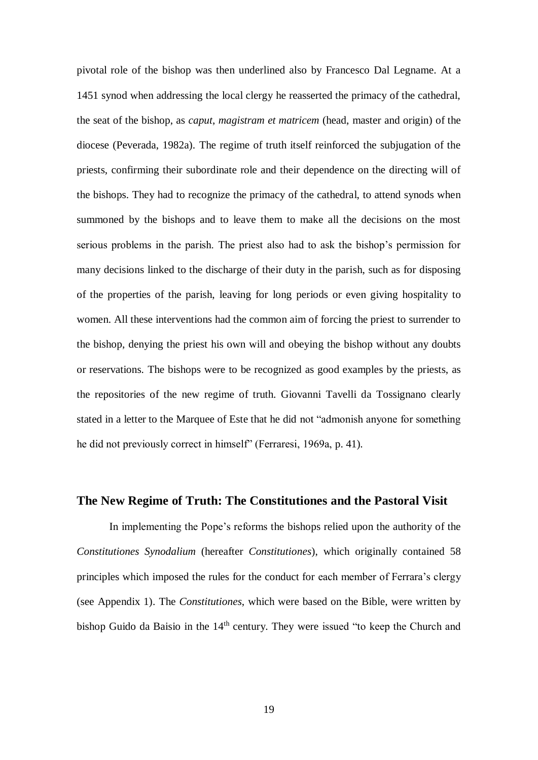pivotal role of the bishop was then underlined also by Francesco Dal Legname. At a 1451 synod when addressing the local clergy he reasserted the primacy of the cathedral, the seat of the bishop, as *caput, magistram et matricem* (head, master and origin) of the diocese (Peverada, 1982a). The regime of truth itself reinforced the subjugation of the priests, confirming their subordinate role and their dependence on the directing will of the bishops. They had to recognize the primacy of the cathedral, to attend synods when summoned by the bishops and to leave them to make all the decisions on the most serious problems in the parish. The priest also had to ask the bishop's permission for many decisions linked to the discharge of their duty in the parish, such as for disposing of the properties of the parish, leaving for long periods or even giving hospitality to women. All these interventions had the common aim of forcing the priest to surrender to the bishop, denying the priest his own will and obeying the bishop without any doubts or reservations. The bishops were to be recognized as good examples by the priests, as the repositories of the new regime of truth. Giovanni Tavelli da Tossignano clearly stated in a letter to the Marquee of Este that he did not "admonish anyone for something he did not previously correct in himself" (Ferraresi, 1969a, p. 41).

## The New Regime of Truth: The Constitutiones and the Pastoral Visit

In implementing the Pope's reforms the bishops relied upon the authority of the *Constitutiones Synodalium* (hereafter *Constitutiones*), which originally contained 58 principles which imposed the rules for the conduct for each member of Ferrara's clergy (see Appendix 1). The *Constitutiones*, which were based on the Bible, were written by bishop Guido da Baisio in the 14th century. They were issued "to keep the Church and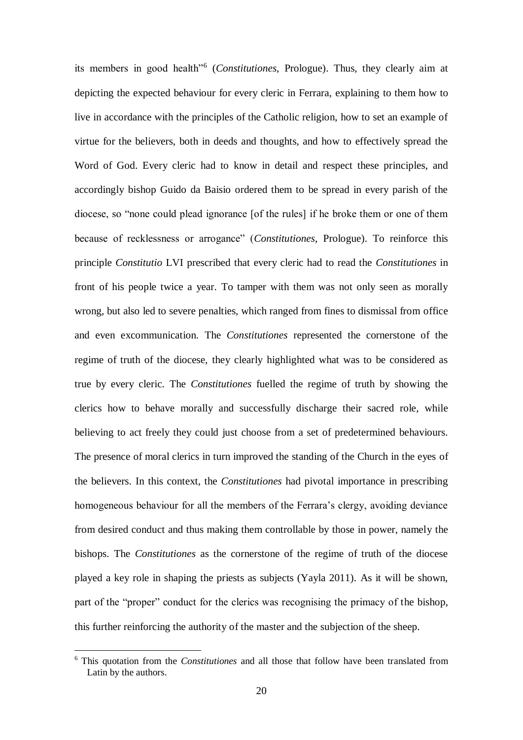its members in good health"[6] (*Constitutiones*, Prologue). Thus, they clearly aim at depicting the expected behaviour for every cleric in Ferrara, explaining to them how to live in accordance with the principles of the Catholic religion, how to set an example of virtue for the believers, both in deeds and thoughts, and how to effectively spread the Word of God. Every cleric had to know in detail and respect these principles, and accordingly bishop Guido da Baisio ordered them to be spread in every parish of the diocese, so "none could plead ignorance [of the rules] if he broke them or one of them because of recklessness or arrogance" (*Constitutiones*, Prologue). To reinforce this principle *Constitutio* LVI prescribed that every cleric had to read the *Constitutiones* in front of his people twice a year. To tamper with them was not only seen as morally wrong, but also led to severe penalties, which ranged from fines to dismissal from office and even excommunication. The *Constitutiones* represented the cornerstone of the regime of truth of the diocese, they clearly highlighted what was to be considered as true by every cleric. The *Constitutiones* fuelled the regime of truth by showing the clerics how to behave morally and successfully discharge their sacred role, while believing to act freely they could just choose from a set of predetermined behaviours. The presence of moral clerics in turn improved the standing of the Church in the eyes of the believers. In this context, the *Constitutiones* had pivotal importance in prescribing homogeneous behaviour for all the members of the Ferrara's clergy, avoiding deviance from desired conduct and thus making them controllable by those in power, namely the bishops. The *Constitutiones* as the cornerstone of the regime of truth of the diocese played a key role in shaping the priests as subjects (Yayla 2011). As it will be shown, part of the "proper" conduct for the clerics was recognising the primacy of the bishop, this further reinforcing the authority of the master and the subjection of the sheep.

[6] This quotation from the *Constitutiones* and all those that follow have been translated from Latin by the authors.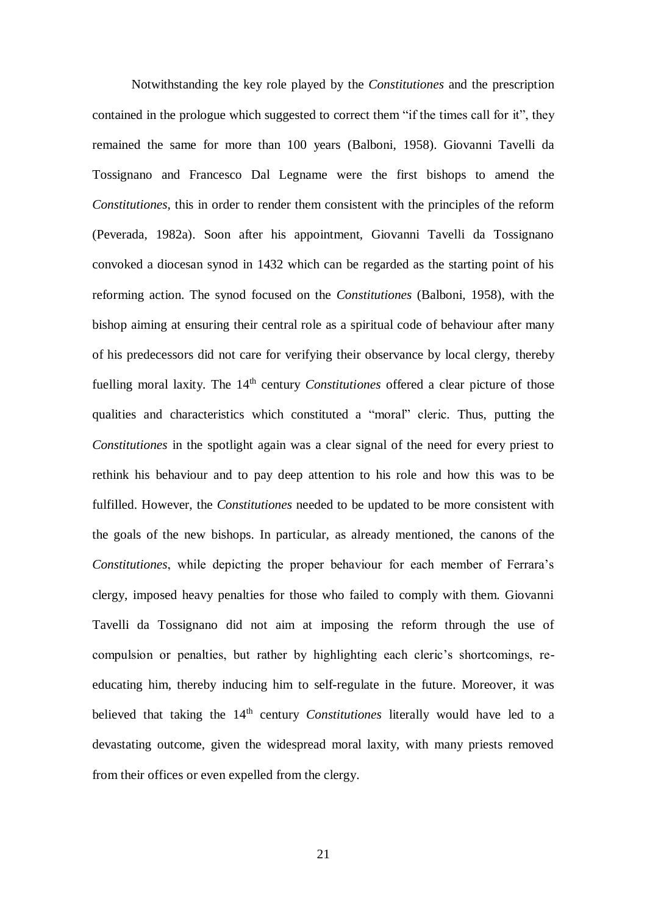Notwithstanding the key role played by the *Constitutiones* and the prescription contained in the prologue which suggested to correct them "if the times call for it", they remained the same for more than 100 years (Balboni, 1958). Giovanni Tavelli da Tossignano and Francesco Dal Legname were the first bishops to amend the *Constitutiones*, this in order to render them consistent with the principles of the reform (Peverada, 1982a). Soon after his appointment, Giovanni Tavelli da Tossignano convoked a diocesan synod in 1432 which can be regarded as the starting point of his reforming action. The synod focused on the *Constitutiones* (Balboni, 1958), with the bishop aiming at ensuring their central role as a spiritual code of behaviour after many of his predecessors did not care for verifying their observance by local clergy, thereby fuelling moral laxity. The 14th century *Constitutiones* offered a clear picture of those qualities and characteristics which constituted a "moral" cleric. Thus, putting the *Constitutiones* in the spotlight again was a clear signal of the need for every priest to rethink his behaviour and to pay deep attention to his role and how this was to be fulfilled. However, the *Constitutiones* needed to be updated to be more consistent with the goals of the new bishops. In particular, as already mentioned, the canons of the *Constitutiones*, while depicting the proper behaviour for each member of Ferrara's clergy, imposed heavy penalties for those who failed to comply with them. Giovanni Tavelli da Tossignano did not aim at imposing the reform through the use of compulsion or penalties, but rather by highlighting each cleric's shortcomings, re-educating him, thereby inducing him to self-regulate in the future. Moreover, it was believed that taking the 14th century *Constitutiones* literally would have led to a devastating outcome, given the widespread moral laxity, with many priests removed from their offices or even expelled from the clergy.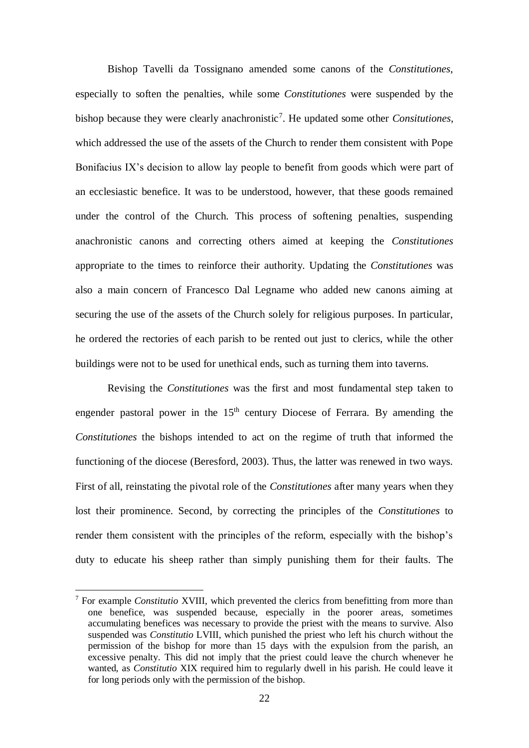Bishop Tavelli da Tossignano amended some canons of the *Constitutiones*, especially to soften the penalties, while some *Constitutiones* were suspended by the bishop because they were clearly anachronistic[7]. He updated some other *Consitutiones*, which addressed the use of the assets of the Church to render them consistent with Pope Bonifacius IX's decision to allow lay people to benefit from goods which were part of an ecclesiastic benefice. It was to be understood, however, that these goods remained under the control of the Church. This process of softening penalties, suspending anachronistic canons and correcting others aimed at keeping the *Constitutiones* appropriate to the times to reinforce their authority. Updating the *Constitutiones* was also a main concern of Francesco Dal Legname who added new canons aiming at securing the use of the assets of the Church solely for religious purposes. In particular, he ordered the rectories of each parish to be rented out just to clerics, while the other buildings were not to be used for unethical ends, such as turning them into taverns.

Revising the *Constitutiones* was the first and most fundamental step taken to engender pastoral power in the 15th century Diocese of Ferrara. By amending the *Constitutiones* the bishops intended to act on the regime of truth that informed the functioning of the diocese (Beresford, 2003). Thus, the latter was renewed in two ways. First of all, reinstating the pivotal role of the *Constitutiones* after many years when they lost their prominence. Second, by correcting the principles of the *Constitutiones* to render them consistent with the principles of the reform, especially with the bishop's duty to educate his sheep rather than simply punishing them for their faults. The

---

[7] For example *Constitutio* XVIII, which prevented the clerics from benefitting from more than one benefice, was suspended because, especially in the poorer areas, sometimes accumulating benefices was necessary to provide the priest with the means to survive. Also suspended was *Constitutio* LVIII, which punished the priest who left his church without the permission of the bishop for more than 15 days with the expulsion from the parish, an excessive penalty. This did not imply that the priest could leave the church whenever he wanted, as *Constitutio* XIX required him to regularly dwell in his parish. He could leave it for long periods only with the permission of the bishop.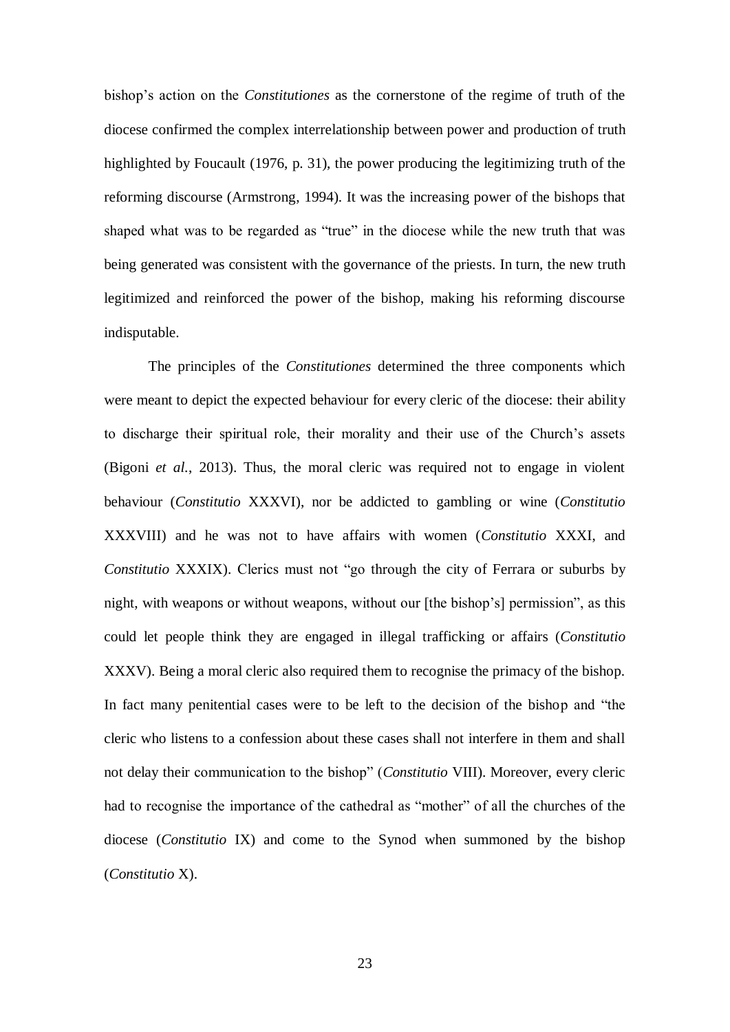bishop's action on the *Constitutiones* as the cornerstone of the regime of truth of the diocese confirmed the complex interrelationship between power and production of truth highlighted by Foucault (1976, p. 31), the power producing the legitimizing truth of the reforming discourse (Armstrong, 1994). It was the increasing power of the bishops that shaped what was to be regarded as "true" in the diocese while the new truth that was being generated was consistent with the governance of the priests. In turn, the new truth legitimized and reinforced the power of the bishop, making his reforming discourse indisputable.

The principles of the *Constitutiones* determined the three components which were meant to depict the expected behaviour for every cleric of the diocese: their ability to discharge their spiritual role, their morality and their use of the Church's assets (Bigoni *et al.*, 2013). Thus, the moral cleric was required not to engage in violent behaviour (*Constitutio* XXXVI), nor be addicted to gambling or wine (*Constitutio* XXXVIII) and he was not to have affairs with women (*Constitutio* XXXI, and *Constitutio* XXXIX). Clerics must not "go through the city of Ferrara or suburbs by night, with weapons or without weapons, without our [the bishop's] permission", as this could let people think they are engaged in illegal trafficking or affairs (*Constitutio* XXXV). Being a moral cleric also required them to recognise the primacy of the bishop. In fact many penitential cases were to be left to the decision of the bishop and "the cleric who listens to a confession about these cases shall not interfere in them and shall not delay their communication to the bishop" (*Constitutio* VIII). Moreover, every cleric had to recognise the importance of the cathedral as "mother" of all the churches of the diocese (*Constitutio* IX) and come to the Synod when summoned by the bishop (*Constitutio* X).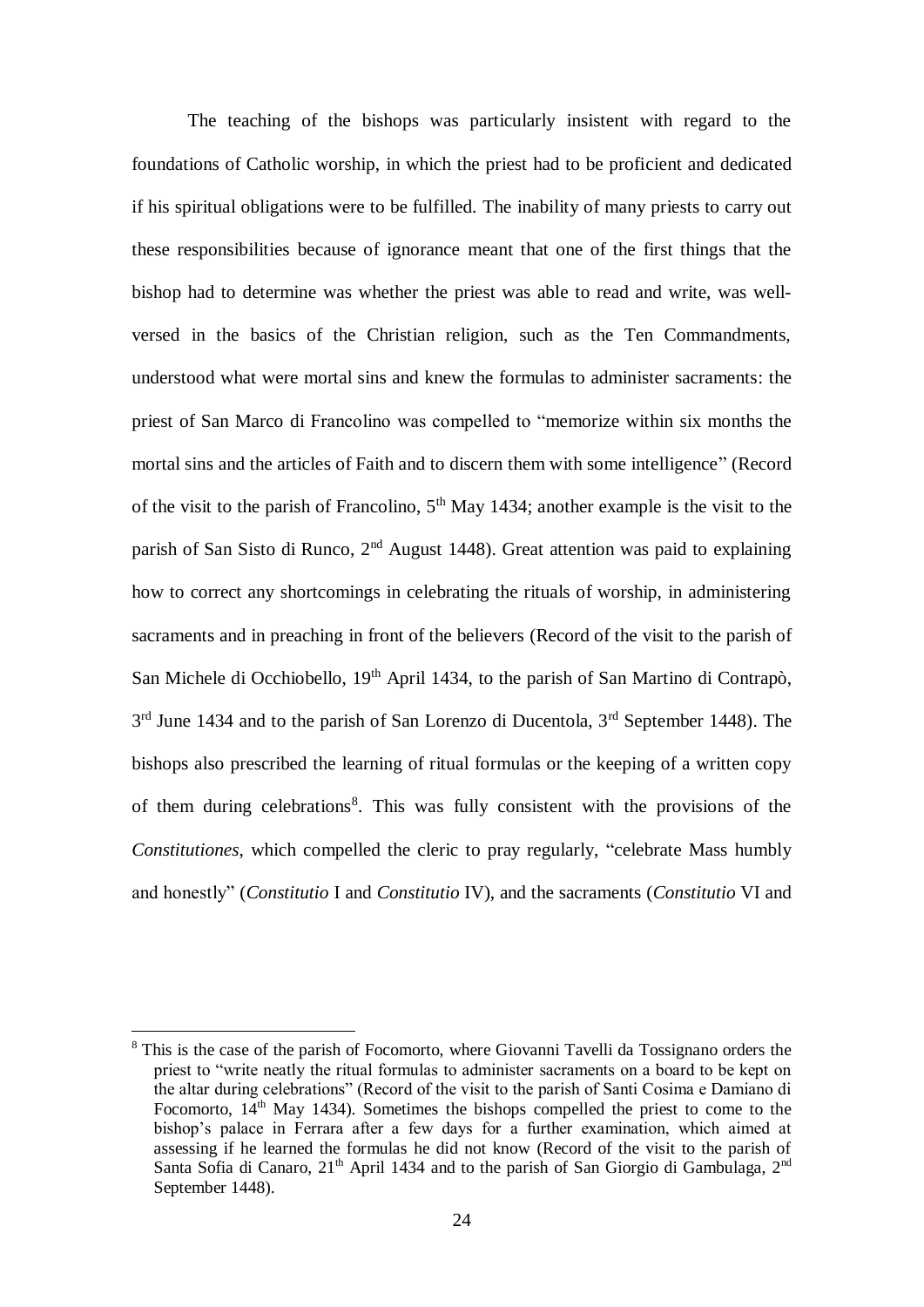The teaching of the bishops was particularly insistent with regard to the foundations of Catholic worship, in which the priest had to be proficient and dedicated if his spiritual obligations were to be fulfilled. The inability of many priests to carry out these responsibilities because of ignorance meant that one of the first things that the bishop had to determine was whether the priest was able to read and write, was well-versed in the basics of the Christian religion, such as the Ten Commandments, understood what were mortal sins and knew the formulas to administer sacraments: the priest of San Marco di Francolino was compelled to "memorize within six months the mortal sins and the articles of Faith and to discern them with some intelligence" (Record of the visit to the parish of Francolino, 5th May 1434; another example is the visit to the parish of San Sisto di Runco, 2nd August 1448). Great attention was paid to explaining how to correct any shortcomings in celebrating the rituals of worship, in administering sacraments and in preaching in front of the believers (Record of the visit to the parish of San Michele di Occhiobello, 19th April 1434, to the parish of San Martino di Contrapò, 3rd June 1434 and to the parish of San Lorenzo di Ducentola, 3rd September 1448). The bishops also prescribed the learning of ritual formulas or the keeping of a written copy of them during celebrations[8]. This was fully consistent with the provisions of the *Constitutiones*, which compelled the cleric to pray regularly, "celebrate Mass humbly and honestly" (*Constitutio* I and *Constitutio* IV), and the sacraments (*Constitutio* VI and

[8] This is the case of the parish of Focomorto, where Giovanni Tavelli da Tossignano orders the priest to "write neatly the ritual formulas to administer sacraments on a board to be kept on the altar during celebrations" (Record of the visit to the parish of Santi Cosima e Damiano di Focomorto, 14th May 1434). Sometimes the bishops compelled the priest to come to the bishop's palace in Ferrara after a few days for a further examination, which aimed at assessing if he learned the formulas he did not know (Record of the visit to the parish of Santa Sofia di Canaro, 21th April 1434 and to the parish of San Giorgio di Gambulaga, 2nd September 1448).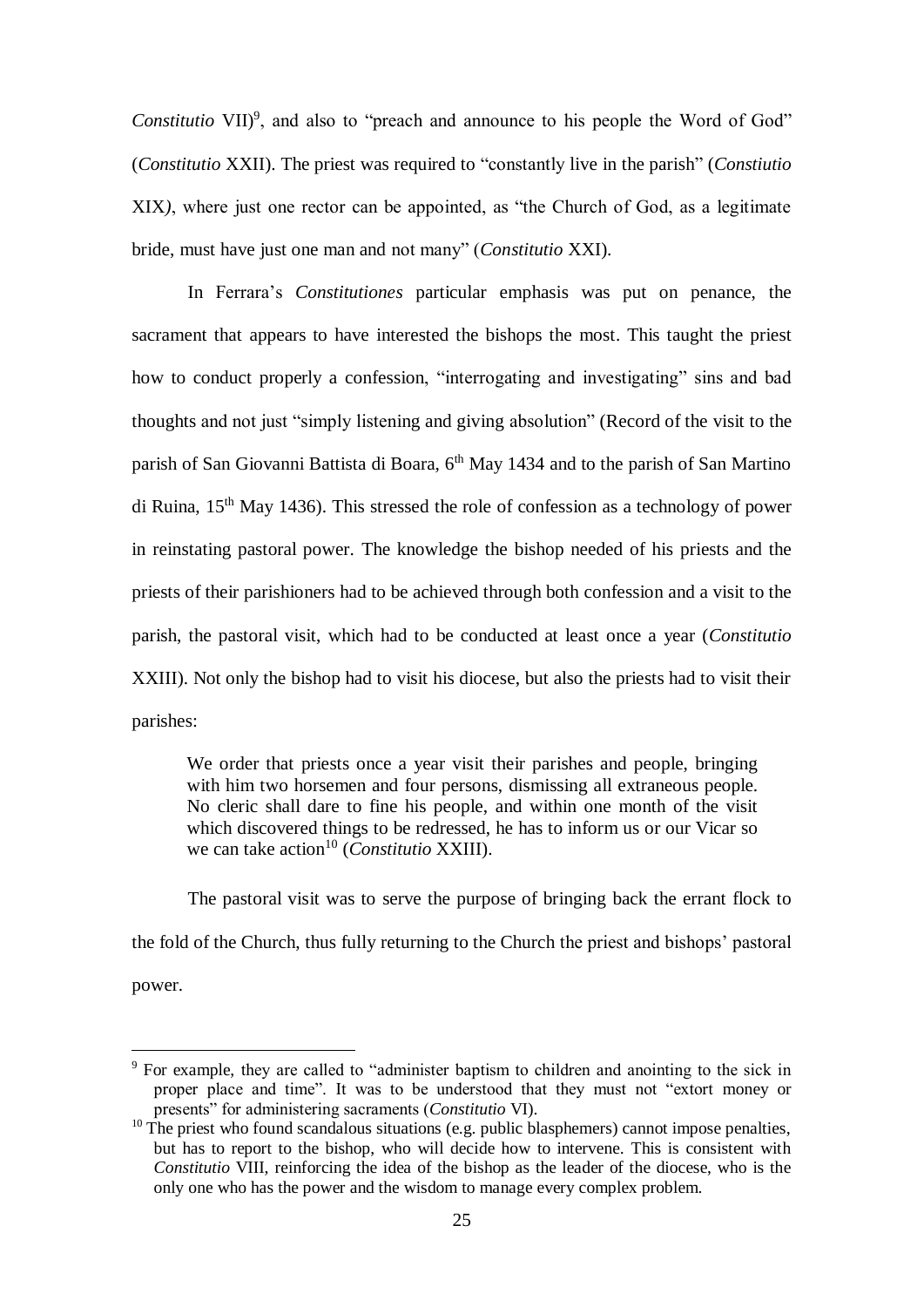*Constitutio* VII)[9], and also to "preach and announce to his people the Word of God" (*Constitutio* XXII). The priest was required to "constantly live in the parish" (*Constiutio* XIX), where just one rector can be appointed, as "the Church of God, as a legitimate bride, must have just one man and not many" (*Constitutio* XXI).

In Ferrara's *Constitutiones* particular emphasis was put on penance, the sacrament that appears to have interested the bishops the most. This taught the priest how to conduct properly a confession, "interrogating and investigating" sins and bad thoughts and not just "simply listening and giving absolution" (Record of the visit to the parish of San Giovanni Battista di Boara, 6th May 1434 and to the parish of San Martino di Ruina, 15th May 1436). This stressed the role of confession as a technology of power in reinstating pastoral power. The knowledge the bishop needed of his priests and the priests of their parishioners had to be achieved through both confession and a visit to the parish, the pastoral visit, which had to be conducted at least once a year (*Constitutio* XXIII). Not only the bishop had to visit his diocese, but also the priests had to visit their parishes:

> We order that priests once a year visit their parishes and people, bringing with him two horsemen and four persons, dismissing all extraneous people. No cleric shall dare to fine his people, and within one month of the visit which discovered things to be redressed, he has to inform us or our Vicar so we can take action[10] (*Constitutio* XXIII).

The pastoral visit was to serve the purpose of bringing back the errant flock to the fold of the Church, thus fully returning to the Church the priest and bishops' pastoral power.

---

[9] For example, they are called to "administer baptism to children and anointing to the sick in proper place and time". It was to be understood that they must not "extort money or presents" for administering sacraments (*Constitutio* VI).

[10] The priest who found scandalous situations (e.g. public blasphemers) cannot impose penalties, but has to report to the bishop, who will decide how to intervene. This is consistent with *Constitutio* VIII, reinforcing the idea of the bishop as the leader of the diocese, who is the only one who has the power and the wisdom to manage every complex problem.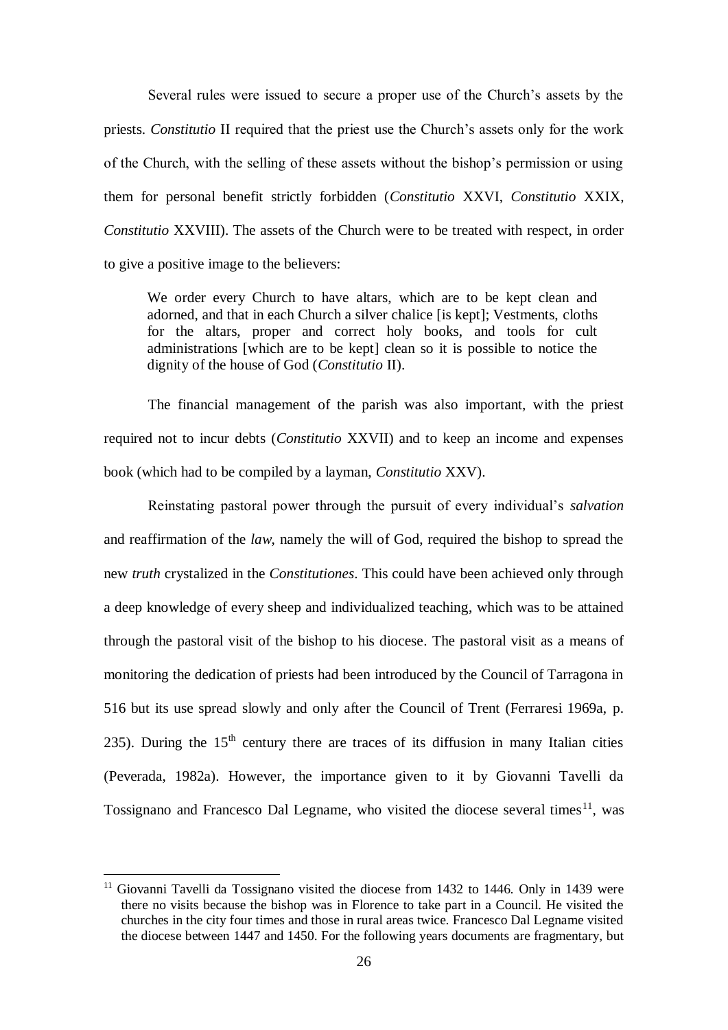Several rules were issued to secure a proper use of the Church's assets by the priests. *Constitutio* II required that the priest use the Church's assets only for the work of the Church, with the selling of these assets without the bishop's permission or using them for personal benefit strictly forbidden (*Constitutio* XXVI, *Constitutio* XXIX, *Constitutio* XXVIII). The assets of the Church were to be treated with respect, in order to give a positive image to the believers:

> We order every Church to have altars, which are to be kept clean and adorned, and that in each Church a silver chalice [is kept]; Vestments, cloths for the altars, proper and correct holy books, and tools for cult administrations [which are to be kept] clean so it is possible to notice the dignity of the house of God (*Constitutio* II).

The financial management of the parish was also important, with the priest required not to incur debts (*Constitutio* XXVII) and to keep an income and expenses book (which had to be compiled by a layman, *Constitutio* XXV).

Reinstating pastoral power through the pursuit of every individual's *salvation* and reaffirmation of the *law*, namely the will of God, required the bishop to spread the new *truth* crystalized in the *Constitutiones*. This could have been achieved only through a deep knowledge of every sheep and individualized teaching, which was to be attained through the pastoral visit of the bishop to his diocese. The pastoral visit as a means of monitoring the dedication of priests had been introduced by the Council of Tarragona in 516 but its use spread slowly and only after the Council of Trent (Ferraresi 1969a, p. 235). During the 15th century there are traces of its diffusion in many Italian cities (Peverada, 1982a). However, the importance given to it by Giovanni Tavelli da Tossignano and Francesco Dal Legname, who visited the diocese several times[11], was

[11] Giovanni Tavelli da Tossignano visited the diocese from 1432 to 1446. Only in 1439 were there no visits because the bishop was in Florence to take part in a Council. He visited the churches in the city four times and those in rural areas twice. Francesco Dal Legname visited the diocese between 1447 and 1450. For the following years documents are fragmentary, but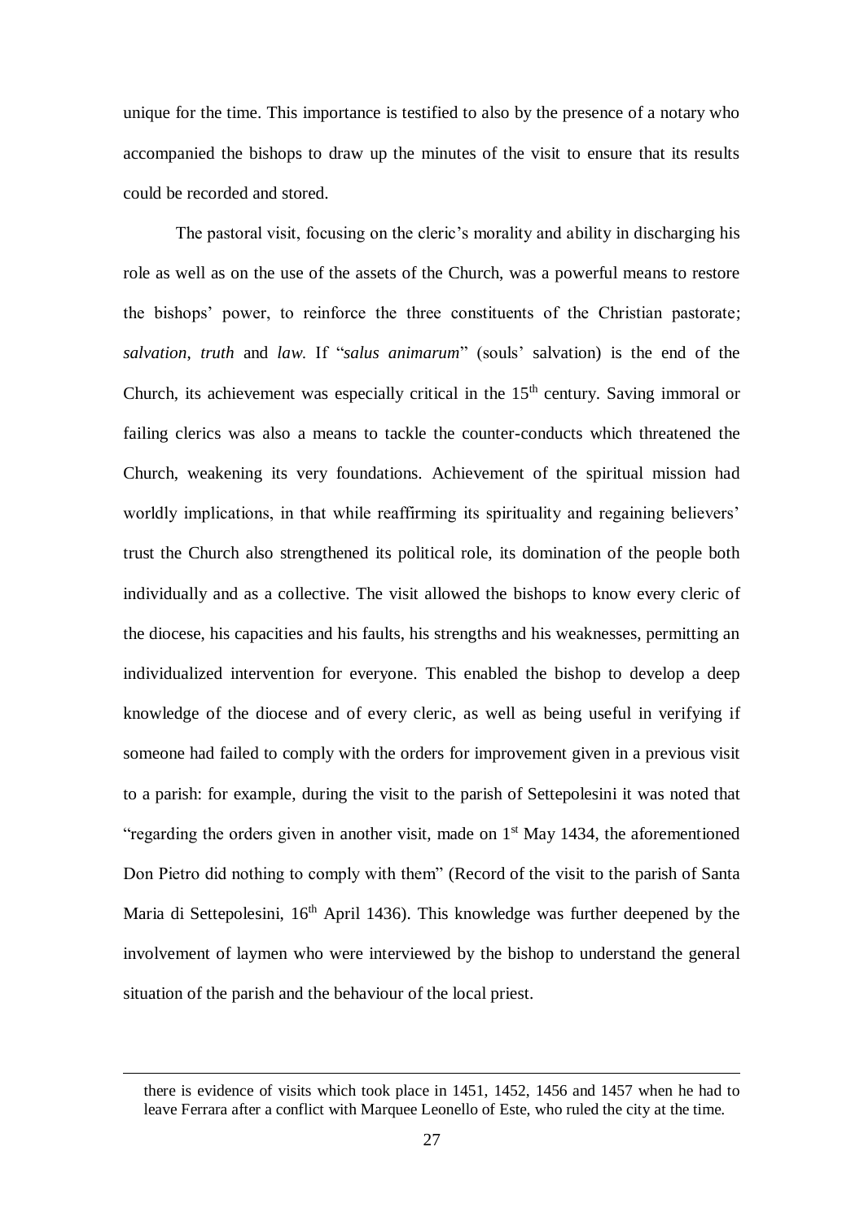unique for the time. This importance is testified to also by the presence of a notary who accompanied the bishops to draw up the minutes of the visit to ensure that its results could be recorded and stored.

The pastoral visit, focusing on the cleric's morality and ability in discharging his role as well as on the use of the assets of the Church, was a powerful means to restore the bishops' power, to reinforce the three constituents of the Christian pastorate; *salvation*, *truth* and *law*. If "*salus animarum*" (souls' salvation) is the end of the Church, its achievement was especially critical in the 15th century. Saving immoral or failing clerics was also a means to tackle the counter-conducts which threatened the Church, weakening its very foundations. Achievement of the spiritual mission had worldly implications, in that while reaffirming its spirituality and regaining believers' trust the Church also strengthened its political role, its domination of the people both individually and as a collective. The visit allowed the bishops to know every cleric of the diocese, his capacities and his faults, his strengths and his weaknesses, permitting an individualized intervention for everyone. This enabled the bishop to develop a deep knowledge of the diocese and of every cleric, as well as being useful in verifying if someone had failed to comply with the orders for improvement given in a previous visit to a parish: for example, during the visit to the parish of Settepolesini it was noted that "regarding the orders given in another visit, made on 1st May 1434, the aforementioned Don Pietro did nothing to comply with them" (Record of the visit to the parish of Santa Maria di Settepolesini, 16th April 1436). This knowledge was further deepened by the involvement of laymen who were interviewed by the bishop to understand the general situation of the parish and the behaviour of the local priest.

---

there is evidence of visits which took place in 1451, 1452, 1456 and 1457 when he had to leave Ferrara after a conflict with Marquee Leonello of Este, who ruled the city at the time.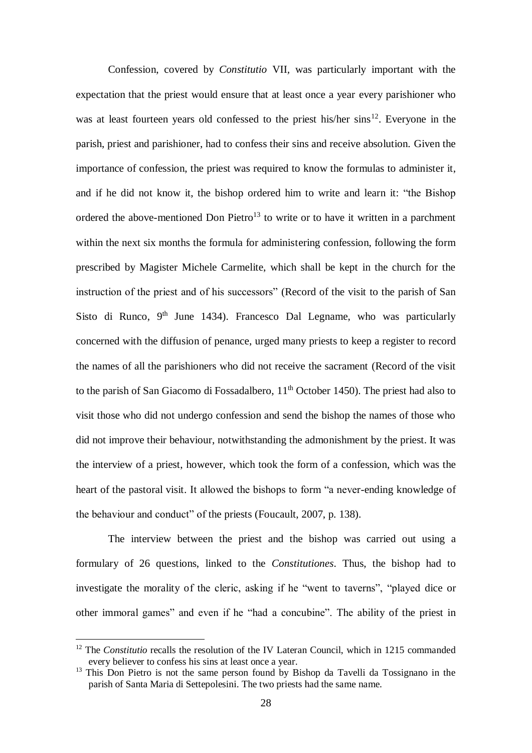Confession, covered by *Constitutio* VII, was particularly important with the expectation that the priest would ensure that at least once a year every parishioner who was at least fourteen years old confessed to the priest his/her sins[12]. Everyone in the parish, priest and parishioner, had to confess their sins and receive absolution. Given the importance of confession, the priest was required to know the formulas to administer it, and if he did not know it, the bishop ordered him to write and learn it: "the Bishop ordered the above-mentioned Don Pietro[13] to write or to have it written in a parchment within the next six months the formula for administering confession, following the form prescribed by Magister Michele Carmelite, which shall be kept in the church for the instruction of the priest and of his successors" (Record of the visit to the parish of San Sisto di Runco, 9th June 1434). Francesco Dal Legname, who was particularly concerned with the diffusion of penance, urged many priests to keep a register to record the names of all the parishioners who did not receive the sacrament (Record of the visit to the parish of San Giacomo di Fossadalbero, 11th October 1450). The priest had also to visit those who did not undergo confession and send the bishop the names of those who did not improve their behaviour, notwithstanding the admonishment by the priest. It was the interview of a priest, however, which took the form of a confession, which was the heart of the pastoral visit. It allowed the bishops to form "a never-ending knowledge of the behaviour and conduct" of the priests (Foucault, 2007, p. 138).

The interview between the priest and the bishop was carried out using a formulary of 26 questions, linked to the *Constitutiones*. Thus, the bishop had to investigate the morality of the cleric, asking if he "went to taverns", "played dice or other immoral games" and even if he "had a concubine". The ability of the priest in

---

[12] The *Constitutio* recalls the resolution of the IV Lateran Council, which in 1215 commanded every believer to confess his sins at least once a year.

[13] This Don Pietro is not the same person found by Bishop da Tavelli da Tossignano in the parish of Santa Maria di Settepolesini. The two priests had the same name.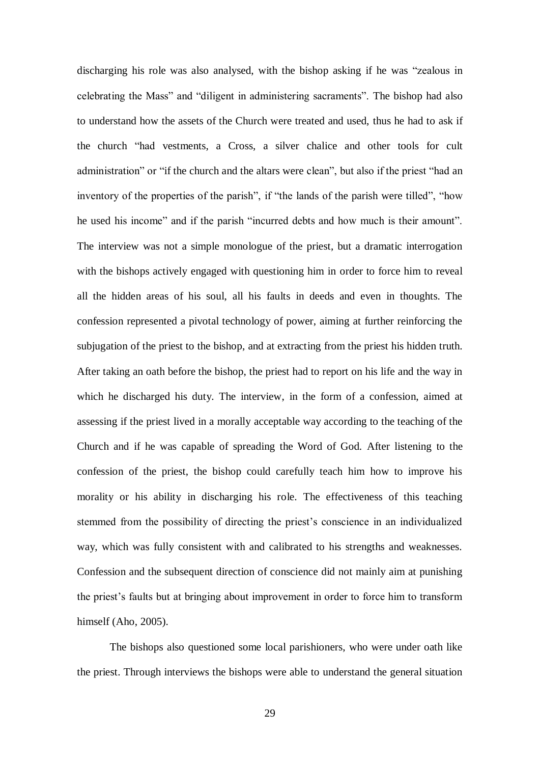discharging his role was also analysed, with the bishop asking if he was "zealous in celebrating the Mass" and "diligent in administering sacraments". The bishop had also to understand how the assets of the Church were treated and used, thus he had to ask if the church "had vestments, a Cross, a silver chalice and other tools for cult administration" or "if the church and the altars were clean", but also if the priest "had an inventory of the properties of the parish", if "the lands of the parish were tilled", "how he used his income" and if the parish "incurred debts and how much is their amount". The interview was not a simple monologue of the priest, but a dramatic interrogation with the bishops actively engaged with questioning him in order to force him to reveal all the hidden areas of his soul, all his faults in deeds and even in thoughts. The confession represented a pivotal technology of power, aiming at further reinforcing the subjugation of the priest to the bishop, and at extracting from the priest his hidden truth. After taking an oath before the bishop, the priest had to report on his life and the way in which he discharged his duty. The interview, in the form of a confession, aimed at assessing if the priest lived in a morally acceptable way according to the teaching of the Church and if he was capable of spreading the Word of God. After listening to the confession of the priest, the bishop could carefully teach him how to improve his morality or his ability in discharging his role. The effectiveness of this teaching stemmed from the possibility of directing the priest's conscience in an individualized way, which was fully consistent with and calibrated to his strengths and weaknesses. Confession and the subsequent direction of conscience did not mainly aim at punishing the priest's faults but at bringing about improvement in order to force him to transform himself (Aho, 2005).

The bishops also questioned some local parishioners, who were under oath like the priest. Through interviews the bishops were able to understand the general situation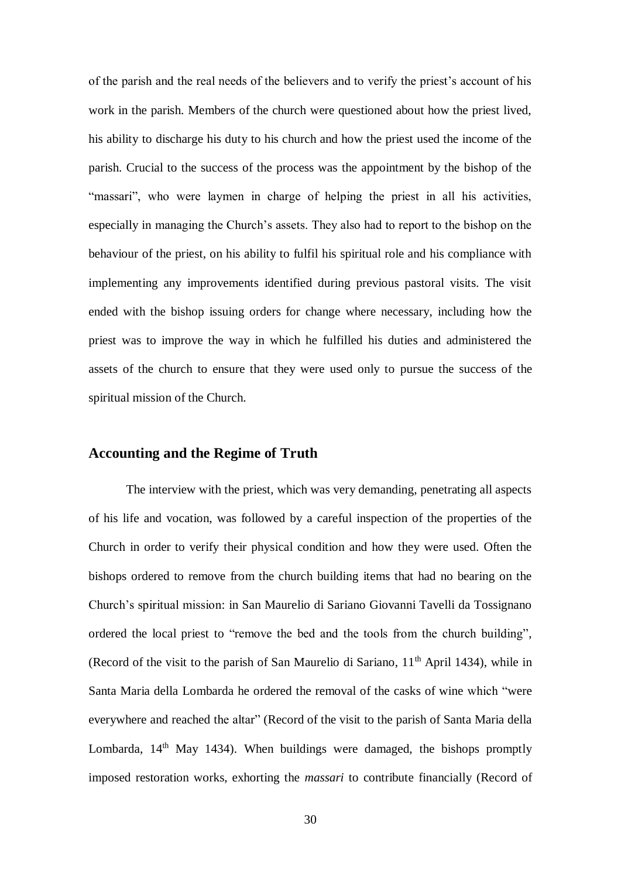of the parish and the real needs of the believers and to verify the priest's account of his work in the parish. Members of the church were questioned about how the priest lived, his ability to discharge his duty to his church and how the priest used the income of the parish. Crucial to the success of the process was the appointment by the bishop of the "massari", who were laymen in charge of helping the priest in all his activities, especially in managing the Church's assets. They also had to report to the bishop on the behaviour of the priest, on his ability to fulfil his spiritual role and his compliance with implementing any improvements identified during previous pastoral visits. The visit ended with the bishop issuing orders for change where necessary, including how the priest was to improve the way in which he fulfilled his duties and administered the assets of the church to ensure that they were used only to pursue the success of the spiritual mission of the Church.

## Accounting and the Regime of Truth

The interview with the priest, which was very demanding, penetrating all aspects of his life and vocation, was followed by a careful inspection of the properties of the Church in order to verify their physical condition and how they were used. Often the bishops ordered to remove from the church building items that had no bearing on the Church's spiritual mission: in San Maurelio di Sariano Giovanni Tavelli da Tossignano ordered the local priest to "remove the bed and the tools from the church building", (Record of the visit to the parish of San Maurelio di Sariano, 11th April 1434), while in Santa Maria della Lombarda he ordered the removal of the casks of wine which "were everywhere and reached the altar" (Record of the visit to the parish of Santa Maria della Lombarda, 14th May 1434). When buildings were damaged, the bishops promptly imposed restoration works, exhorting the *massari* to contribute financially (Record of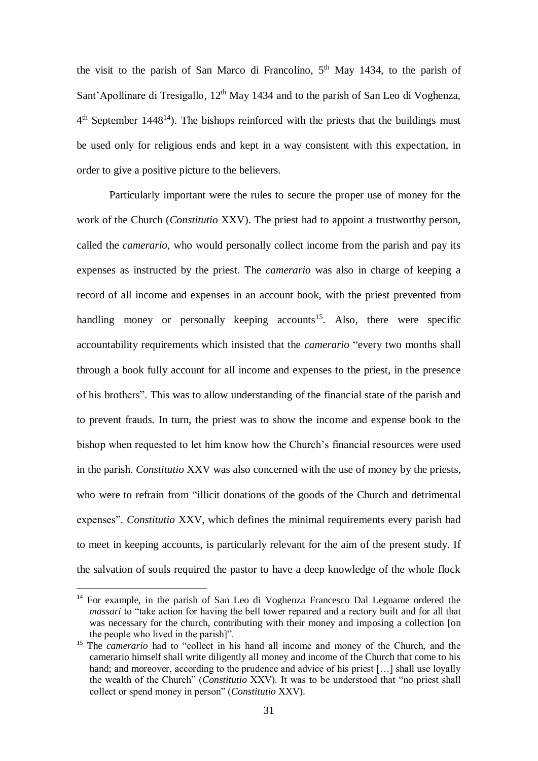the visit to the parish of San Marco di Francolino, 5th May 1434, to the parish of Sant'Apollinare di Tresigallo, 12th May 1434 and to the parish of San Leo di Voghenza, 4th September 1448[14]). The bishops reinforced with the priests that the buildings must be used only for religious ends and kept in a way consistent with this expectation, in order to give a positive picture to the believers.

Particularly important were the rules to secure the proper use of money for the work of the Church (*Constitutio* XXV). The priest had to appoint a trustworthy person, called the *camerario*, who would personally collect income from the parish and pay its expenses as instructed by the priest. The *camerario* was also in charge of keeping a record of all income and expenses in an account book, with the priest prevented from handling money or personally keeping accounts[15]. Also, there were specific accountability requirements which insisted that the *camerario* "every two months shall through a book fully account for all income and expenses to the priest, in the presence of his brothers". This was to allow understanding of the financial state of the parish and to prevent frauds. In turn, the priest was to show the income and expense book to the bishop when requested to let him know how the Church's financial resources were used in the parish. *Constitutio* XXV was also concerned with the use of money by the priests, who were to refrain from "illicit donations of the goods of the Church and detrimental expenses". *Constitutio* XXV, which defines the minimal requirements every parish had to meet in keeping accounts, is particularly relevant for the aim of the present study. If the salvation of souls required the pastor to have a deep knowledge of the whole flock

---

[14] For example, in the parish of San Leo di Voghenza Francesco Dal Legname ordered the *massari* to "take action for having the bell tower repaired and a rectory built and for all that was necessary for the church, contributing with their money and imposing a collection [on the people who lived in the parish]".

[15] The *camerario* had to "collect in his hand all income and money of the Church, and the camerario himself shall write diligently all money and income of the Church that come to his hand; and moreover, according to the prudence and advice of his priest […] shall use loyally the wealth of the Church" (*Constitutio* XXV). It was to be understood that "no priest shall collect or spend money in person" (*Constitutio* XXV).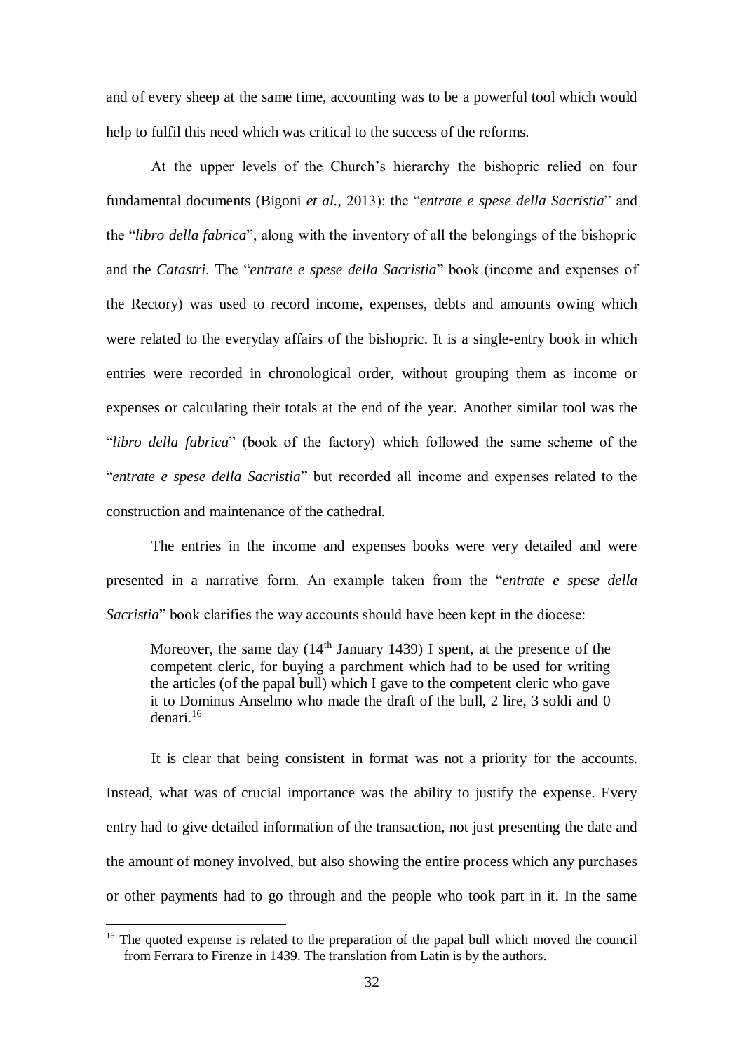and of every sheep at the same time, accounting was to be a powerful tool which would help to fulfil this need which was critical to the success of the reforms.

At the upper levels of the Church's hierarchy the bishopric relied on four fundamental documents (Bigoni *et al.*, 2013): the "*entrate e spese della Sacristia*" and the "*libro della fabrica*", along with the inventory of all the belongings of the bishopric and the *Catastri*. The "*entrate e spese della Sacristia*" book (income and expenses of the Rectory) was used to record income, expenses, debts and amounts owing which were related to the everyday affairs of the bishopric. It is a single-entry book in which entries were recorded in chronological order, without grouping them as income or expenses or calculating their totals at the end of the year. Another similar tool was the "*libro della fabrica*" (book of the factory) which followed the same scheme of the "*entrate e spese della Sacristia*" but recorded all income and expenses related to the construction and maintenance of the cathedral.

The entries in the income and expenses books were very detailed and were presented in a narrative form. An example taken from the "*entrate e spese della Sacristia*" book clarifies the way accounts should have been kept in the diocese:

> Moreover, the same day (14th January 1439) I spent, at the presence of the competent cleric, for buying a parchment which had to be used for writing the articles (of the papal bull) which I gave to the competent cleric who gave it to Dominus Anselmo who made the draft of the bull, 2 lire, 3 soldi and 0 denari.[16]

It is clear that being consistent in format was not a priority for the accounts. Instead, what was of crucial importance was the ability to justify the expense. Every entry had to give detailed information of the transaction, not just presenting the date and the amount of money involved, but also showing the entire process which any purchases or other payments had to go through and the people who took part in it. In the same

[16] The quoted expense is related to the preparation of the papal bull which moved the council from Ferrara to Firenze in 1439. The translation from Latin is by the authors.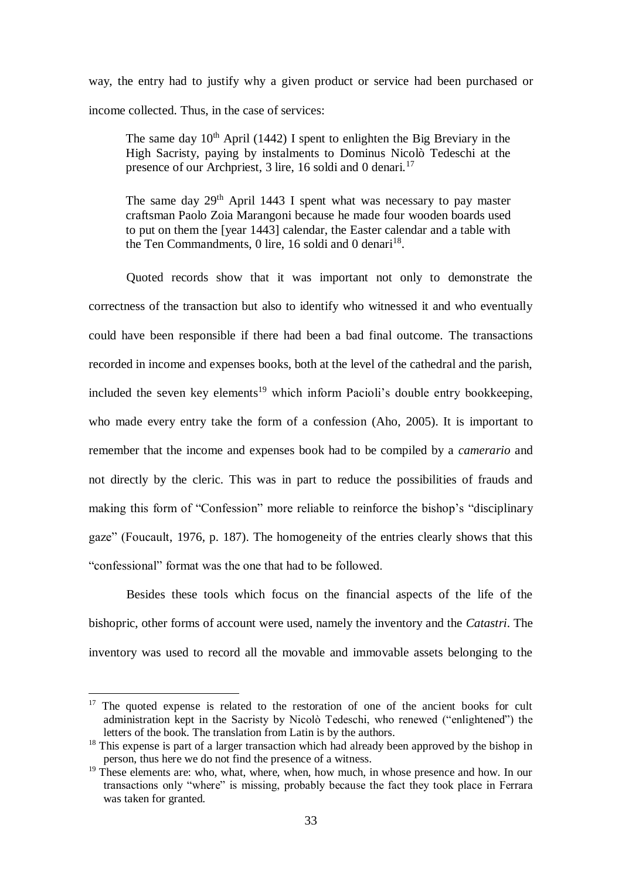way, the entry had to justify why a given product or service had been purchased or income collected. Thus, in the case of services:

> The same day 10th April (1442) I spent to enlighten the Big Breviary in the High Sacristy, paying by instalments to Dominus Nicolò Tedeschi at the presence of our Archpriest, 3 lire, 16 soldi and 0 denari.[17]

> The same day 29th April 1443 I spent what was necessary to pay master craftsman Paolo Zoia Marangoni because he made four wooden boards used to put on them the [year 1443] calendar, the Easter calendar and a table with the Ten Commandments, 0 lire, 16 soldi and 0 denari[18].

Quoted records show that it was important not only to demonstrate the correctness of the transaction but also to identify who witnessed it and who eventually could have been responsible if there had been a bad final outcome. The transactions recorded in income and expenses books, both at the level of the cathedral and the parish, included the seven key elements[19] which inform Pacioli's double entry bookkeeping, who made every entry take the form of a confession (Aho, 2005). It is important to remember that the income and expenses book had to be compiled by a *camerario* and not directly by the cleric. This was in part to reduce the possibilities of frauds and making this form of "Confession" more reliable to reinforce the bishop's "disciplinary gaze" (Foucault, 1976, p. 187). The homogeneity of the entries clearly shows that this "confessional" format was the one that had to be followed.

Besides these tools which focus on the financial aspects of the life of the bishopric, other forms of account were used, namely the inventory and the *Catastri*. The inventory was used to record all the movable and immovable assets belonging to the

---

[17] The quoted expense is related to the restoration of one of the ancient books for cult administration kept in the Sacristy by Nicolò Tedeschi, who renewed ("enlightened") the letters of the book. The translation from Latin is by the authors.

[18] This expense is part of a larger transaction which had already been approved by the bishop in person, thus here we do not find the presence of a witness.

[19] These elements are: who, what, where, when, how much, in whose presence and how. In our transactions only "where" is missing, probably because the fact they took place in Ferrara was taken for granted.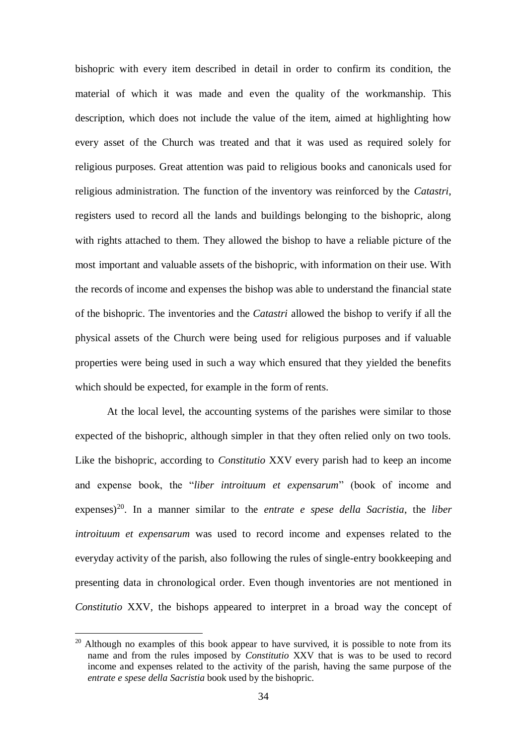bishopric with every item described in detail in order to confirm its condition, the material of which it was made and even the quality of the workmanship. This description, which does not include the value of the item, aimed at highlighting how every asset of the Church was treated and that it was used as required solely for religious purposes. Great attention was paid to religious books and canonicals used for religious administration. The function of the inventory was reinforced by the *Catastri*, registers used to record all the lands and buildings belonging to the bishopric, along with rights attached to them. They allowed the bishop to have a reliable picture of the most important and valuable assets of the bishopric, with information on their use. With the records of income and expenses the bishop was able to understand the financial state of the bishopric. The inventories and the *Catastri* allowed the bishop to verify if all the physical assets of the Church were being used for religious purposes and if valuable properties were being used in such a way which ensured that they yielded the benefits which should be expected, for example in the form of rents.

At the local level, the accounting systems of the parishes were similar to those expected of the bishopric, although simpler in that they often relied only on two tools. Like the bishopric, according to *Constitutio* XXV every parish had to keep an income and expense book, the "*liber introituum et expensarum*" (book of income and expenses)[20]. In a manner similar to the *entrate e spese della Sacristia*, the *liber introituum et expensarum* was used to record income and expenses related to the everyday activity of the parish, also following the rules of single-entry bookkeeping and presenting data in chronological order. Even though inventories are not mentioned in *Constitutio* XXV, the bishops appeared to interpret in a broad way the concept of

[20] Although no examples of this book appear to have survived, it is possible to note from its name and from the rules imposed by *Constitutio* XXV that is was to be used to record income and expenses related to the activity of the parish, having the same purpose of the *entrate e spese della Sacristia* book used by the bishopric.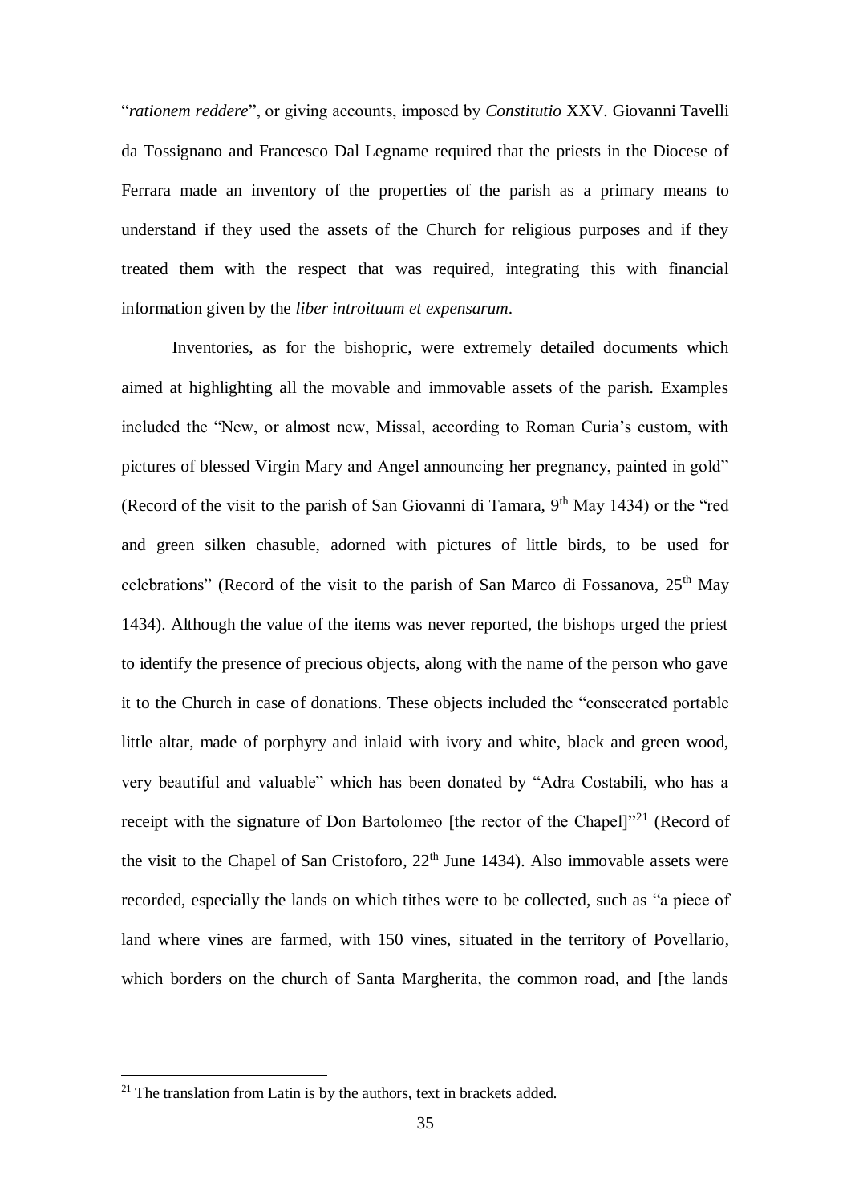"*rationem reddere*", or giving accounts, imposed by *Constitutio* XXV. Giovanni Tavelli da Tossignano and Francesco Dal Legname required that the priests in the Diocese of Ferrara made an inventory of the properties of the parish as a primary means to understand if they used the assets of the Church for religious purposes and if they treated them with the respect that was required, integrating this with financial information given by the *liber introituum et expensarum*.

Inventories, as for the bishopric, were extremely detailed documents which aimed at highlighting all the movable and immovable assets of the parish. Examples included the "New, or almost new, Missal, according to Roman Curia's custom, with pictures of blessed Virgin Mary and Angel announcing her pregnancy, painted in gold" (Record of the visit to the parish of San Giovanni di Tamara, 9th May 1434) or the "red and green silken chasuble, adorned with pictures of little birds, to be used for celebrations" (Record of the visit to the parish of San Marco di Fossanova, 25th May 1434). Although the value of the items was never reported, the bishops urged the priest to identify the presence of precious objects, along with the name of the person who gave it to the Church in case of donations. These objects included the "consecrated portable little altar, made of porphyry and inlaid with ivory and white, black and green wood, very beautiful and valuable" which has been donated by "Adra Costabili, who has a receipt with the signature of Don Bartolomeo [the rector of the Chapel]"[21] (Record of the visit to the Chapel of San Cristoforo, 22th June 1434). Also immovable assets were recorded, especially the lands on which tithes were to be collected, such as "a piece of land where vines are farmed, with 150 vines, situated in the territory of Povellario, which borders on the church of Santa Margherita, the common road, and [the lands

[21] The translation from Latin is by the authors, text in brackets added.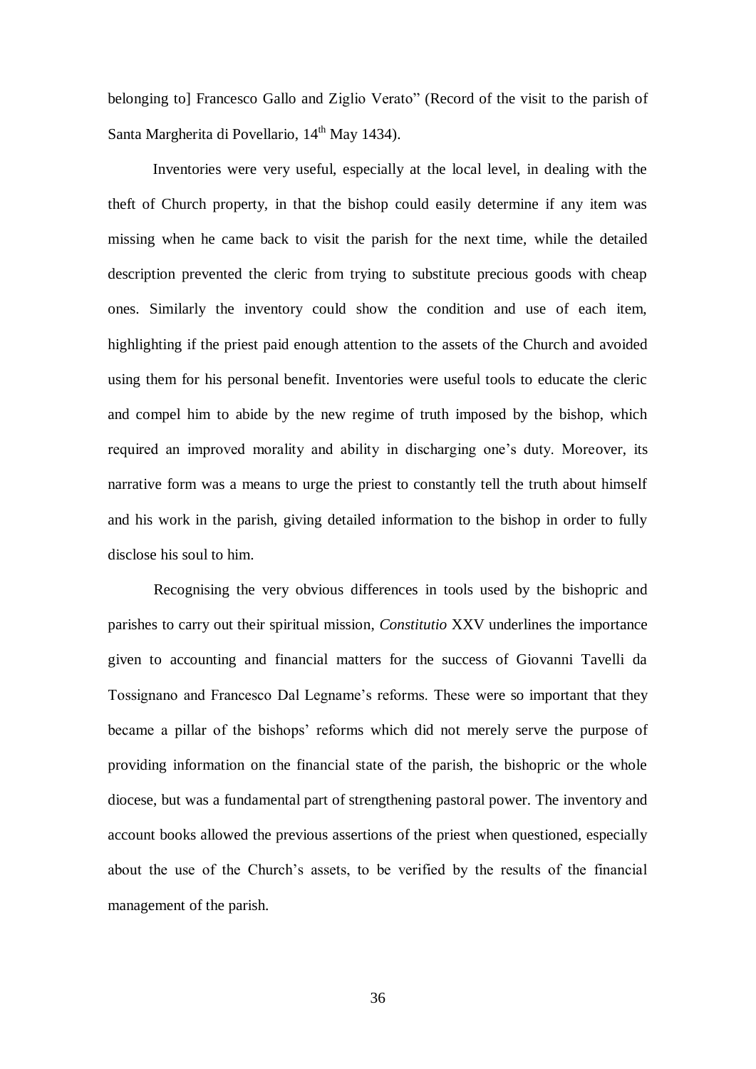belonging to] Francesco Gallo and Ziglio Verato" (Record of the visit to the parish of Santa Margherita di Povellario, 14th May 1434).

Inventories were very useful, especially at the local level, in dealing with the theft of Church property, in that the bishop could easily determine if any item was missing when he came back to visit the parish for the next time, while the detailed description prevented the cleric from trying to substitute precious goods with cheap ones. Similarly the inventory could show the condition and use of each item, highlighting if the priest paid enough attention to the assets of the Church and avoided using them for his personal benefit. Inventories were useful tools to educate the cleric and compel him to abide by the new regime of truth imposed by the bishop, which required an improved morality and ability in discharging one's duty. Moreover, its narrative form was a means to urge the priest to constantly tell the truth about himself and his work in the parish, giving detailed information to the bishop in order to fully disclose his soul to him.

Recognising the very obvious differences in tools used by the bishopric and parishes to carry out their spiritual mission, *Constitutio* XXV underlines the importance given to accounting and financial matters for the success of Giovanni Tavelli da Tossignano and Francesco Dal Legname's reforms. These were so important that they became a pillar of the bishops' reforms which did not merely serve the purpose of providing information on the financial state of the parish, the bishopric or the whole diocese, but was a fundamental part of strengthening pastoral power. The inventory and account books allowed the previous assertions of the priest when questioned, especially about the use of the Church's assets, to be verified by the results of the financial management of the parish.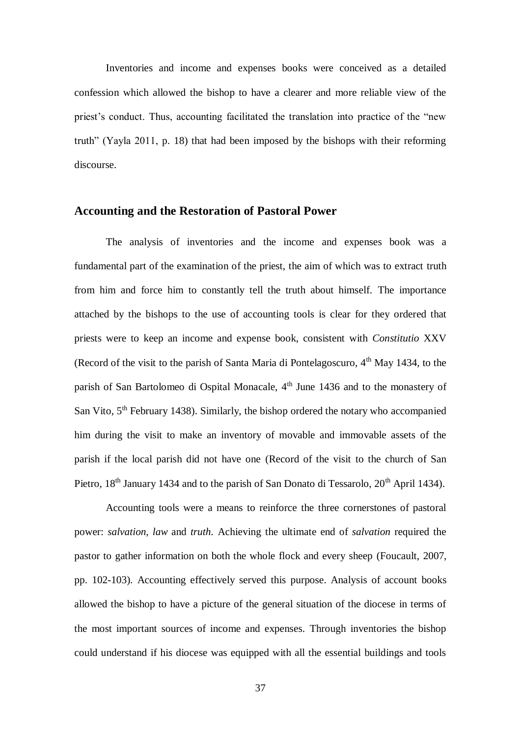Inventories and income and expenses books were conceived as a detailed confession which allowed the bishop to have a clearer and more reliable view of the priest's conduct. Thus, accounting facilitated the translation into practice of the "new truth" (Yayla 2011, p. 18) that had been imposed by the bishops with their reforming discourse.

## Accounting and the Restoration of Pastoral Power

The analysis of inventories and the income and expenses book was a fundamental part of the examination of the priest, the aim of which was to extract truth from him and force him to constantly tell the truth about himself. The importance attached by the bishops to the use of accounting tools is clear for they ordered that priests were to keep an income and expense book, consistent with *Constitutio* XXV (Record of the visit to the parish of Santa Maria di Pontelagoscuro, 4th May 1434, to the parish of San Bartolomeo di Ospital Monacale, 4th June 1436 and to the monastery of San Vito, 5th February 1438). Similarly, the bishop ordered the notary who accompanied him during the visit to make an inventory of movable and immovable assets of the parish if the local parish did not have one (Record of the visit to the church of San Pietro, 18th January 1434 and to the parish of San Donato di Tessarolo, 20th April 1434).

Accounting tools were a means to reinforce the three cornerstones of pastoral power: *salvation*, *law* and *truth*. Achieving the ultimate end of *salvation* required the pastor to gather information on both the whole flock and every sheep (Foucault, 2007, pp. 102-103). Accounting effectively served this purpose. Analysis of account books allowed the bishop to have a picture of the general situation of the diocese in terms of the most important sources of income and expenses. Through inventories the bishop could understand if his diocese was equipped with all the essential buildings and tools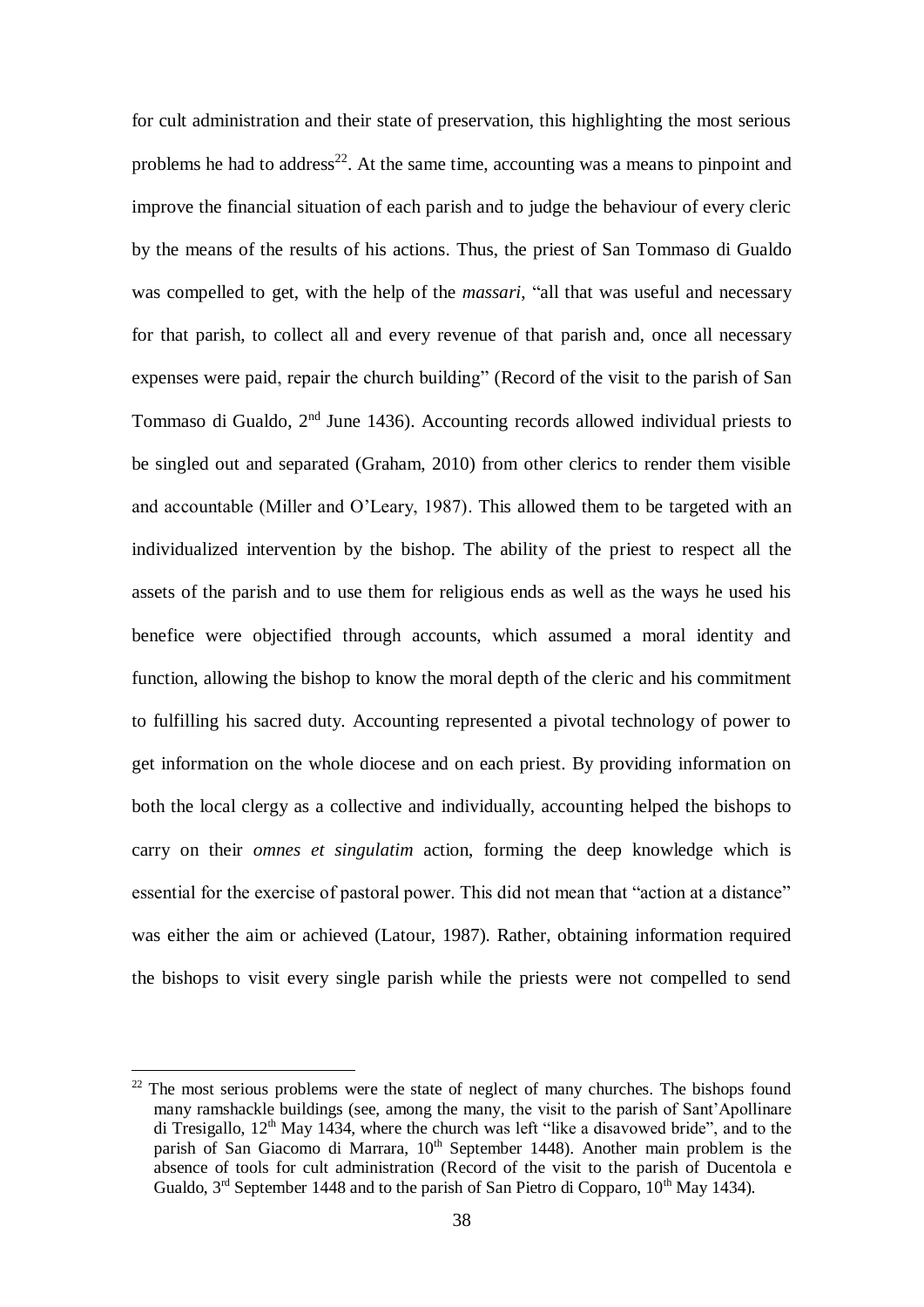for cult administration and their state of preservation, this highlighting the most serious problems he had to address[22]. At the same time, accounting was a means to pinpoint and improve the financial situation of each parish and to judge the behaviour of every cleric by the means of the results of his actions. Thus, the priest of San Tommaso di Gualdo was compelled to get, with the help of the *massari*, "all that was useful and necessary for that parish, to collect all and every revenue of that parish and, once all necessary expenses were paid, repair the church building" (Record of the visit to the parish of San Tommaso di Gualdo, 2nd June 1436). Accounting records allowed individual priests to be singled out and separated (Graham, 2010) from other clerics to render them visible and accountable (Miller and O'Leary, 1987). This allowed them to be targeted with an individualized intervention by the bishop. The ability of the priest to respect all the assets of the parish and to use them for religious ends as well as the ways he used his benefice were objectified through accounts, which assumed a moral identity and function, allowing the bishop to know the moral depth of the cleric and his commitment to fulfilling his sacred duty. Accounting represented a pivotal technology of power to get information on the whole diocese and on each priest. By providing information on both the local clergy as a collective and individually, accounting helped the bishops to carry on their *omnes et singulatim* action, forming the deep knowledge which is essential for the exercise of pastoral power. This did not mean that "action at a distance" was either the aim or achieved (Latour, 1987). Rather, obtaining information required the bishops to visit every single parish while the priests were not compelled to send

[22] The most serious problems were the state of neglect of many churches. The bishops found many ramshackle buildings (see, among the many, the visit to the parish of Sant'Apollinare di Tresigallo, 12th May 1434, where the church was left "like a disavowed bride", and to the parish of San Giacomo di Marrara, 10th September 1448). Another main problem is the absence of tools for cult administration (Record of the visit to the parish of Ducentola e Gualdo, 3rd September 1448 and to the parish of San Pietro di Copparo, 10th May 1434).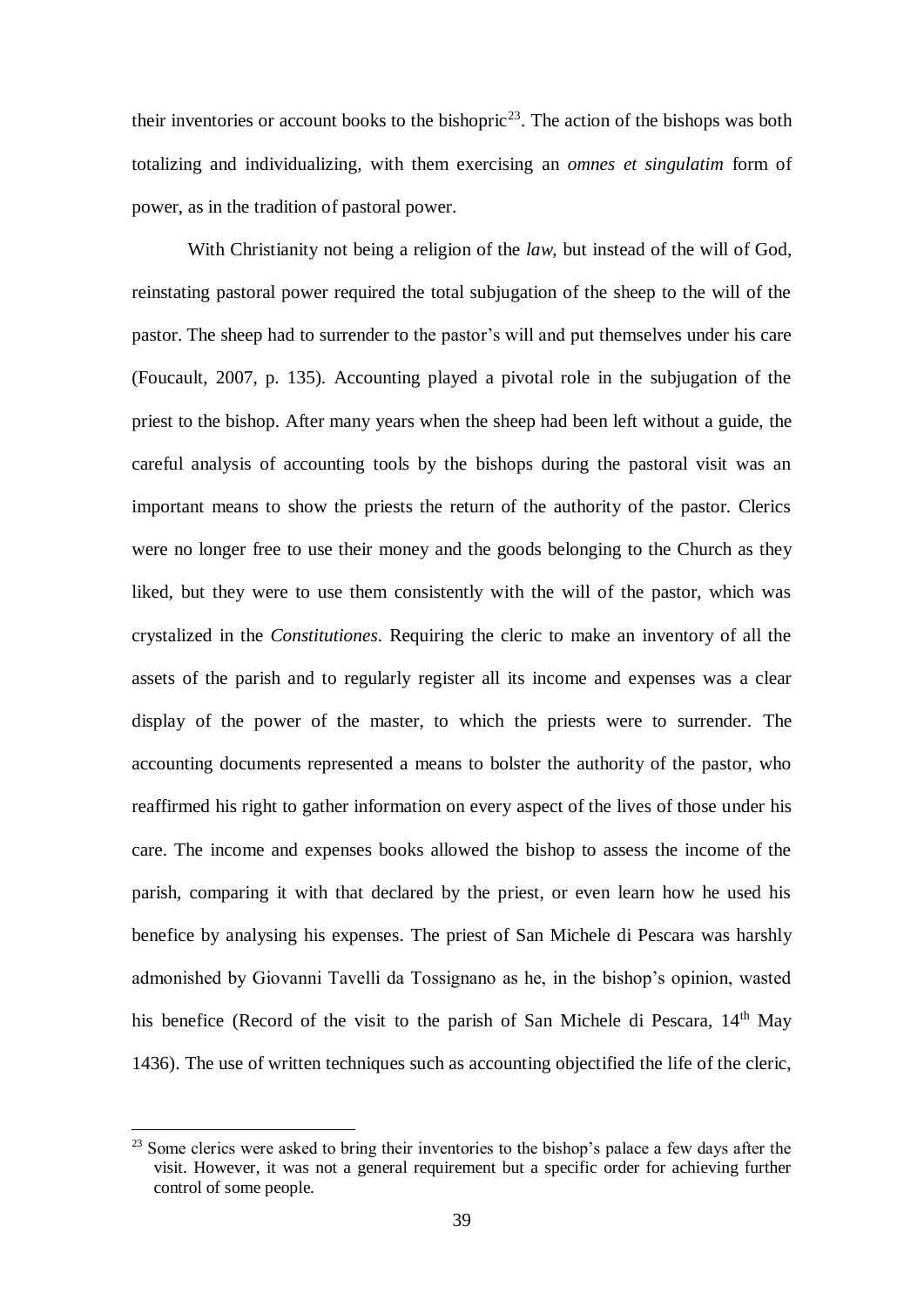their inventories or account books to the bishopric[23]. The action of the bishops was both totalizing and individualizing, with them exercising an *omnes et singulatim* form of power, as in the tradition of pastoral power.

With Christianity not being a religion of the *law*, but instead of the will of God, reinstating pastoral power required the total subjugation of the sheep to the will of the pastor. The sheep had to surrender to the pastor's will and put themselves under his care (Foucault, 2007, p. 135). Accounting played a pivotal role in the subjugation of the priest to the bishop. After many years when the sheep had been left without a guide, the careful analysis of accounting tools by the bishops during the pastoral visit was an important means to show the priests the return of the authority of the pastor. Clerics were no longer free to use their money and the goods belonging to the Church as they liked, but they were to use them consistently with the will of the pastor, which was crystalized in the *Constitutiones*. Requiring the cleric to make an inventory of all the assets of the parish and to regularly register all its income and expenses was a clear display of the power of the master, to which the priests were to surrender. The accounting documents represented a means to bolster the authority of the pastor, who reaffirmed his right to gather information on every aspect of the lives of those under his care. The income and expenses books allowed the bishop to assess the income of the parish, comparing it with that declared by the priest, or even learn how he used his benefice by analysing his expenses. The priest of San Michele di Pescara was harshly admonished by Giovanni Tavelli da Tossignano as he, in the bishop's opinion, wasted his benefice (Record of the visit to the parish of San Michele di Pescara, 14th May 1436). The use of written techniques such as accounting objectified the life of the cleric,

[23] Some clerics were asked to bring their inventories to the bishop's palace a few days after the visit. However, it was not a general requirement but a specific order for achieving further control of some people.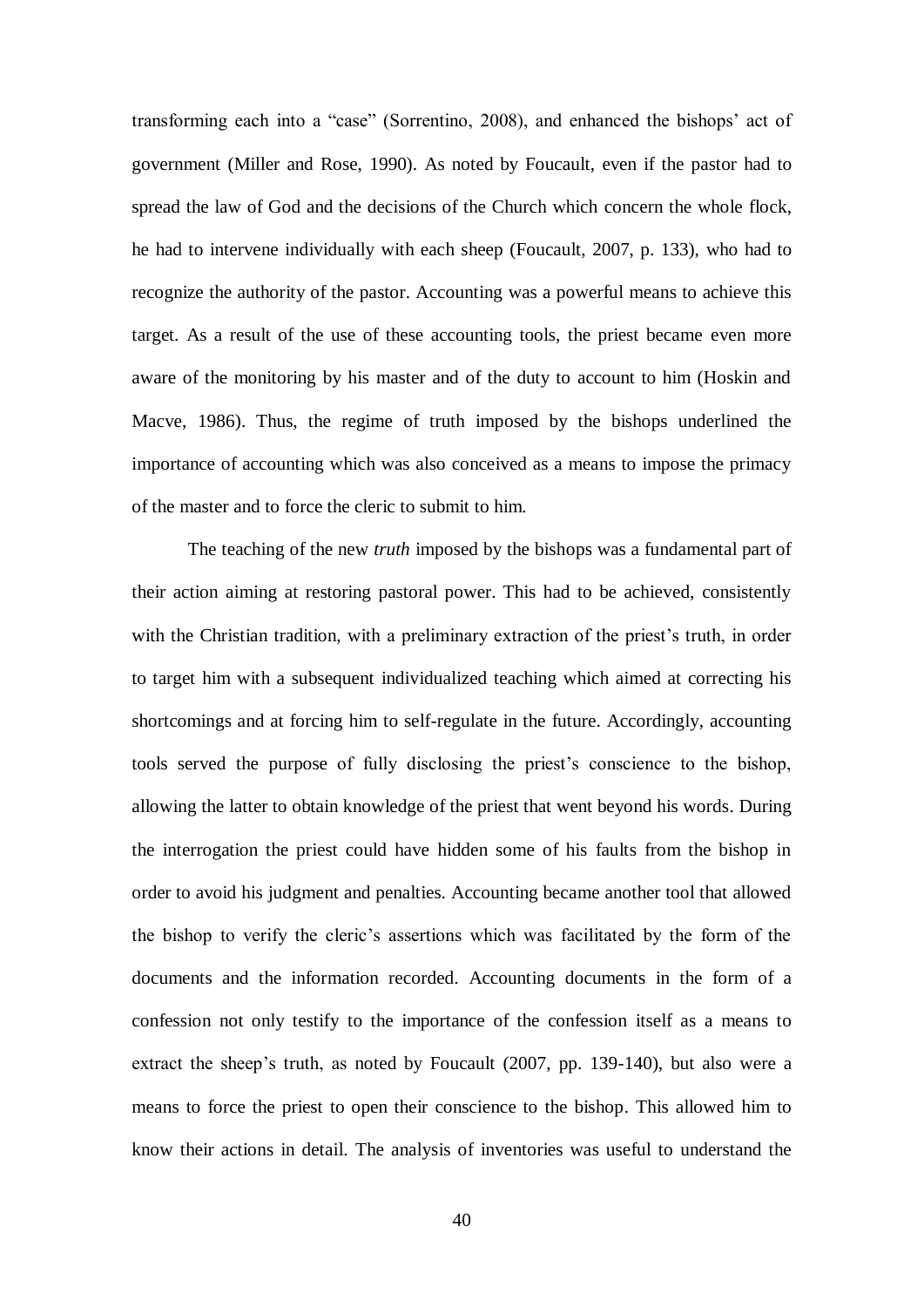transforming each into a "case" (Sorrentino, 2008), and enhanced the bishops' act of government (Miller and Rose, 1990). As noted by Foucault, even if the pastor had to spread the law of God and the decisions of the Church which concern the whole flock, he had to intervene individually with each sheep (Foucault, 2007, p. 133), who had to recognize the authority of the pastor. Accounting was a powerful means to achieve this target. As a result of the use of these accounting tools, the priest became even more aware of the monitoring by his master and of the duty to account to him (Hoskin and Macve, 1986). Thus, the regime of truth imposed by the bishops underlined the importance of accounting which was also conceived as a means to impose the primacy of the master and to force the cleric to submit to him.

The teaching of the new *truth* imposed by the bishops was a fundamental part of their action aiming at restoring pastoral power. This had to be achieved, consistently with the Christian tradition, with a preliminary extraction of the priest's truth, in order to target him with a subsequent individualized teaching which aimed at correcting his shortcomings and at forcing him to self-regulate in the future. Accordingly, accounting tools served the purpose of fully disclosing the priest's conscience to the bishop, allowing the latter to obtain knowledge of the priest that went beyond his words. During the interrogation the priest could have hidden some of his faults from the bishop in order to avoid his judgment and penalties. Accounting became another tool that allowed the bishop to verify the cleric's assertions which was facilitated by the form of the documents and the information recorded. Accounting documents in the form of a confession not only testify to the importance of the confession itself as a means to extract the sheep's truth, as noted by Foucault (2007, pp. 139-140), but also were a means to force the priest to open their conscience to the bishop. This allowed him to know their actions in detail. The analysis of inventories was useful to understand the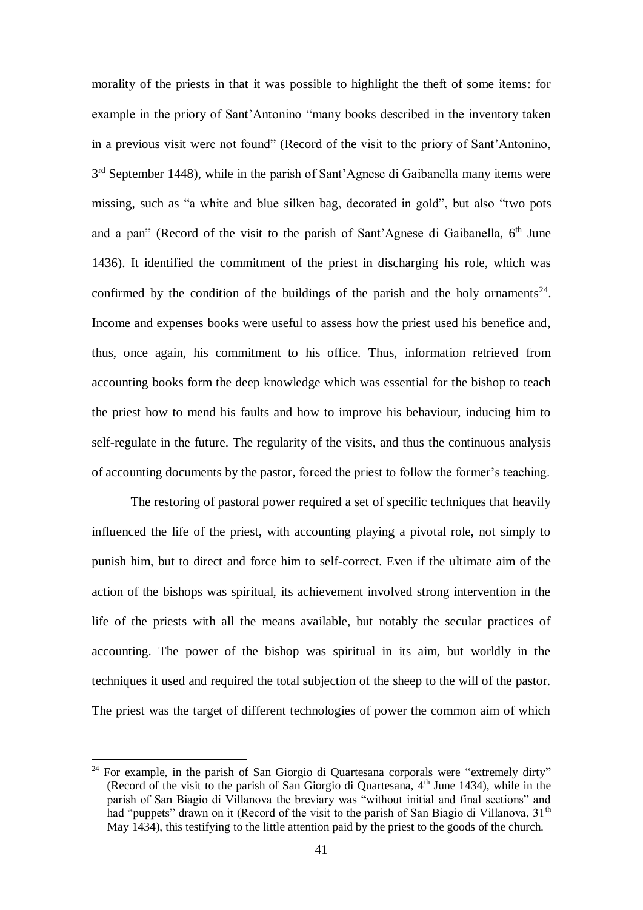morality of the priests in that it was possible to highlight the theft of some items: for example in the priory of Sant'Antonino "many books described in the inventory taken in a previous visit were not found" (Record of the visit to the priory of Sant'Antonino, 3rd September 1448), while in the parish of Sant'Agnese di Gaibanella many items were missing, such as "a white and blue silken bag, decorated in gold", but also "two pots and a pan" (Record of the visit to the parish of Sant'Agnese di Gaibanella, 6th June 1436). It identified the commitment of the priest in discharging his role, which was confirmed by the condition of the buildings of the parish and the holy ornaments[24]. Income and expenses books were useful to assess how the priest used his benefice and, thus, once again, his commitment to his office. Thus, information retrieved from accounting books form the deep knowledge which was essential for the bishop to teach the priest how to mend his faults and how to improve his behaviour, inducing him to self-regulate in the future. The regularity of the visits, and thus the continuous analysis of accounting documents by the pastor, forced the priest to follow the former's teaching.

The restoring of pastoral power required a set of specific techniques that heavily influenced the life of the priest, with accounting playing a pivotal role, not simply to punish him, but to direct and force him to self-correct. Even if the ultimate aim of the action of the bishops was spiritual, its achievement involved strong intervention in the life of the priests with all the means available, but notably the secular practices of accounting. The power of the bishop was spiritual in its aim, but worldly in the techniques it used and required the total subjection of the sheep to the will of the pastor. The priest was the target of different technologies of power the common aim of which

---

[24] For example, in the parish of San Giorgio di Quartesana corporals were "extremely dirty" (Record of the visit to the parish of San Giorgio di Quartesana, 4th June 1434), while in the parish of San Biagio di Villanova the breviary was "without initial and final sections" and had "puppets" drawn on it (Record of the visit to the parish of San Biagio di Villanova, 31th May 1434), this testifying to the little attention paid by the priest to the goods of the church.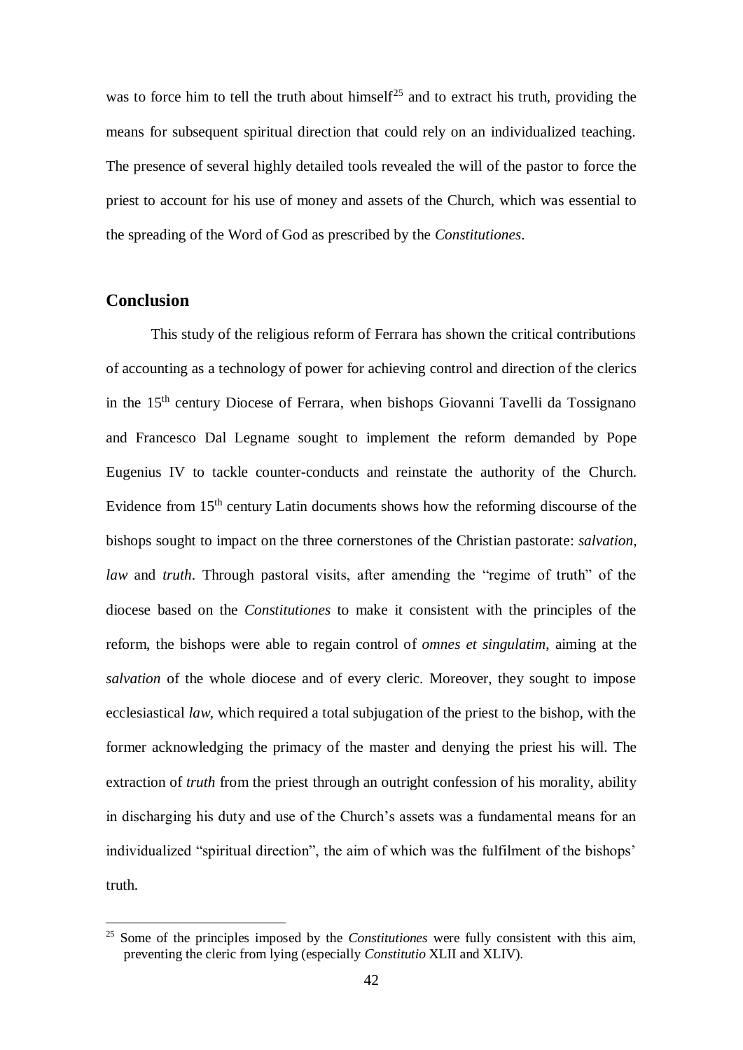was to force him to tell the truth about himself[25] and to extract his truth, providing the means for subsequent spiritual direction that could rely on an individualized teaching. The presence of several highly detailed tools revealed the will of the pastor to force the priest to account for his use of money and assets of the Church, which was essential to the spreading of the Word of God as prescribed by the *Constitutiones*.

## Conclusion

This study of the religious reform of Ferrara has shown the critical contributions of accounting as a technology of power for achieving control and direction of the clerics in the 15th century Diocese of Ferrara, when bishops Giovanni Tavelli da Tossignano and Francesco Dal Legname sought to implement the reform demanded by Pope Eugenius IV to tackle counter-conducts and reinstate the authority of the Church. Evidence from 15th century Latin documents shows how the reforming discourse of the bishops sought to impact on the three cornerstones of the Christian pastorate: *salvation*, *law* and *truth*. Through pastoral visits, after amending the "regime of truth" of the diocese based on the *Constitutiones* to make it consistent with the principles of the reform, the bishops were able to regain control of *omnes et singulatim*, aiming at the *salvation* of the whole diocese and of every cleric. Moreover, they sought to impose ecclesiastical *law*, which required a total subjugation of the priest to the bishop, with the former acknowledging the primacy of the master and denying the priest his will. The extraction of *truth* from the priest through an outright confession of his morality, ability in discharging his duty and use of the Church's assets was a fundamental means for an individualized "spiritual direction", the aim of which was the fulfilment of the bishops' truth.

[25] Some of the principles imposed by the *Constitutiones* were fully consistent with this aim, preventing the cleric from lying (especially *Constitutio* XLII and XLIV).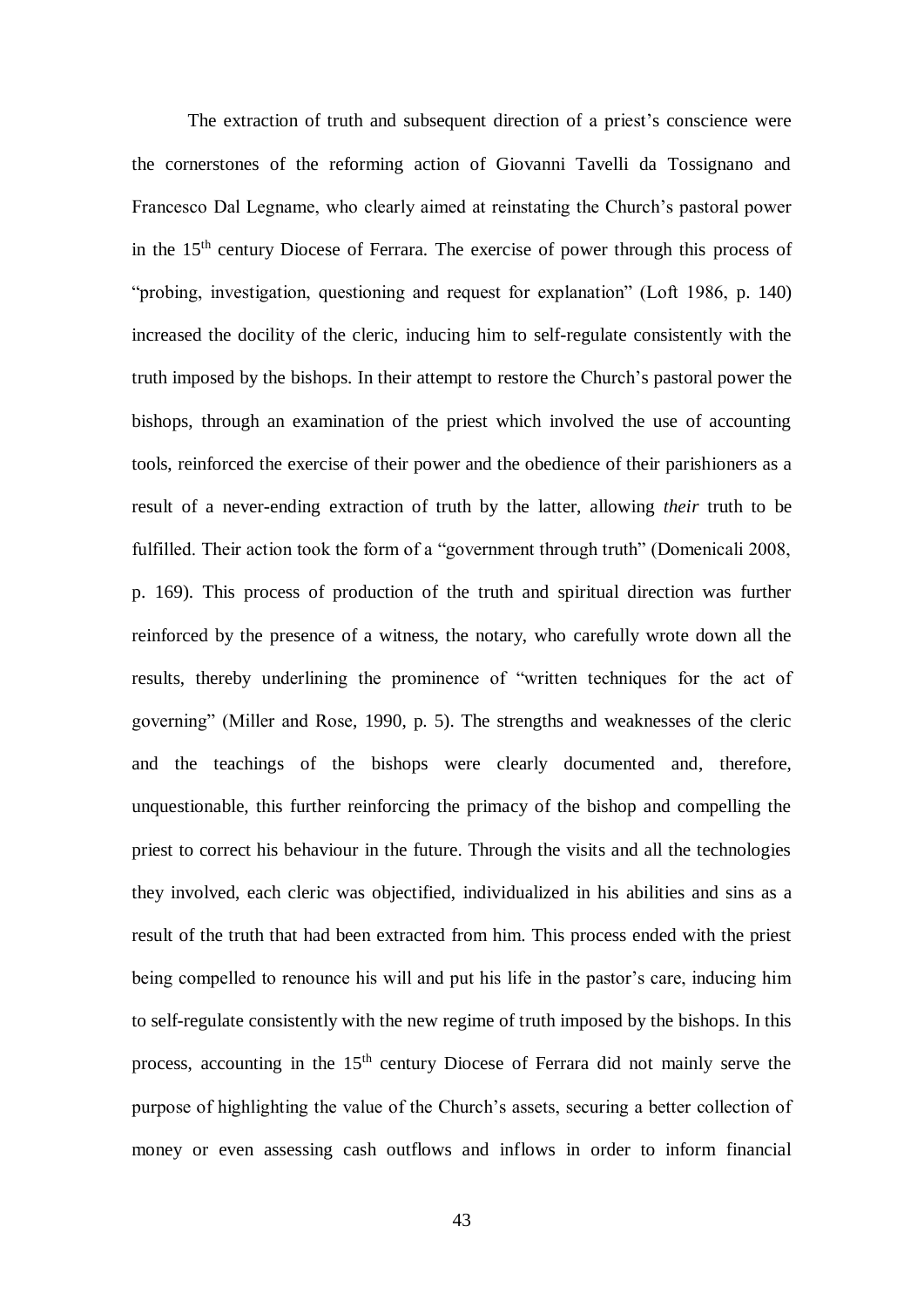The extraction of truth and subsequent direction of a priest's conscience were the cornerstones of the reforming action of Giovanni Tavelli da Tossignano and Francesco Dal Legname, who clearly aimed at reinstating the Church's pastoral power in the 15th century Diocese of Ferrara. The exercise of power through this process of "probing, investigation, questioning and request for explanation" (Loft 1986, p. 140) increased the docility of the cleric, inducing him to self-regulate consistently with the truth imposed by the bishops. In their attempt to restore the Church's pastoral power the bishops, through an examination of the priest which involved the use of accounting tools, reinforced the exercise of their power and the obedience of their parishioners as a result of a never-ending extraction of truth by the latter, allowing *their* truth to be fulfilled. Their action took the form of a "government through truth" (Domenicali 2008, p. 169). This process of production of the truth and spiritual direction was further reinforced by the presence of a witness, the notary, who carefully wrote down all the results, thereby underlining the prominence of "written techniques for the act of governing" (Miller and Rose, 1990, p. 5). The strengths and weaknesses of the cleric and the teachings of the bishops were clearly documented and, therefore, unquestionable, this further reinforcing the primacy of the bishop and compelling the priest to correct his behaviour in the future. Through the visits and all the technologies they involved, each cleric was objectified, individualized in his abilities and sins as a result of the truth that had been extracted from him. This process ended with the priest being compelled to renounce his will and put his life in the pastor's care, inducing him to self-regulate consistently with the new regime of truth imposed by the bishops. In this process, accounting in the 15th century Diocese of Ferrara did not mainly serve the purpose of highlighting the value of the Church's assets, securing a better collection of money or even assessing cash outflows and inflows in order to inform financial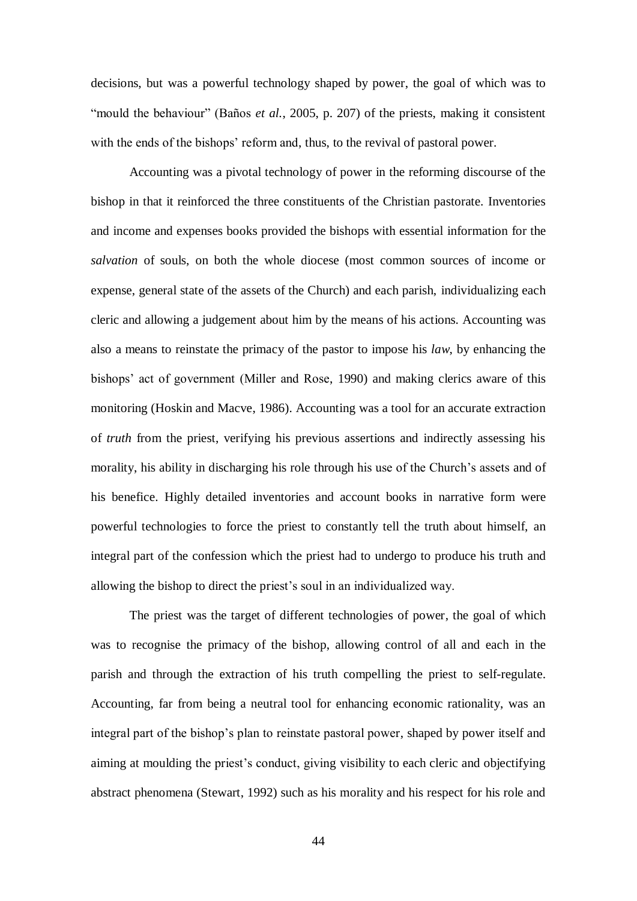decisions, but was a powerful technology shaped by power, the goal of which was to "mould the behaviour" (Baños *et al.*, 2005, p. 207) of the priests, making it consistent with the ends of the bishops' reform and, thus, to the revival of pastoral power.

Accounting was a pivotal technology of power in the reforming discourse of the bishop in that it reinforced the three constituents of the Christian pastorate. Inventories and income and expenses books provided the bishops with essential information for the *salvation* of souls, on both the whole diocese (most common sources of income or expense, general state of the assets of the Church) and each parish, individualizing each cleric and allowing a judgement about him by the means of his actions. Accounting was also a means to reinstate the primacy of the pastor to impose his *law*, by enhancing the bishops' act of government (Miller and Rose, 1990) and making clerics aware of this monitoring (Hoskin and Macve, 1986). Accounting was a tool for an accurate extraction of *truth* from the priest, verifying his previous assertions and indirectly assessing his morality, his ability in discharging his role through his use of the Church's assets and of his benefice. Highly detailed inventories and account books in narrative form were powerful technologies to force the priest to constantly tell the truth about himself, an integral part of the confession which the priest had to undergo to produce his truth and allowing the bishop to direct the priest's soul in an individualized way.

The priest was the target of different technologies of power, the goal of which was to recognise the primacy of the bishop, allowing control of all and each in the parish and through the extraction of his truth compelling the priest to self-regulate. Accounting, far from being a neutral tool for enhancing economic rationality, was an integral part of the bishop's plan to reinstate pastoral power, shaped by power itself and aiming at moulding the priest's conduct, giving visibility to each cleric and objectifying abstract phenomena (Stewart, 1992) such as his morality and his respect for his role and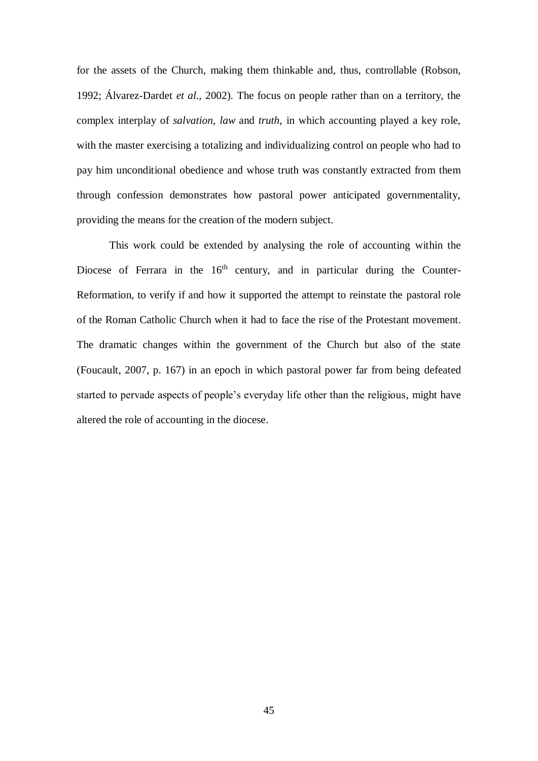for the assets of the Church, making them thinkable and, thus, controllable (Robson, 1992; Álvarez-Dardet *et al.*, 2002). The focus on people rather than on a territory, the complex interplay of *salvation*, *law* and *truth*, in which accounting played a key role, with the master exercising a totalizing and individualizing control on people who had to pay him unconditional obedience and whose truth was constantly extracted from them through confession demonstrates how pastoral power anticipated governmentality, providing the means for the creation of the modern subject.

This work could be extended by analysing the role of accounting within the Diocese of Ferrara in the 16th century, and in particular during the Counter-Reformation, to verify if and how it supported the attempt to reinstate the pastoral role of the Roman Catholic Church when it had to face the rise of the Protestant movement. The dramatic changes within the government of the Church but also of the state (Foucault, 2007, p. 167) in an epoch in which pastoral power far from being defeated started to pervade aspects of people's everyday life other than the religious, might have altered the role of accounting in the diocese.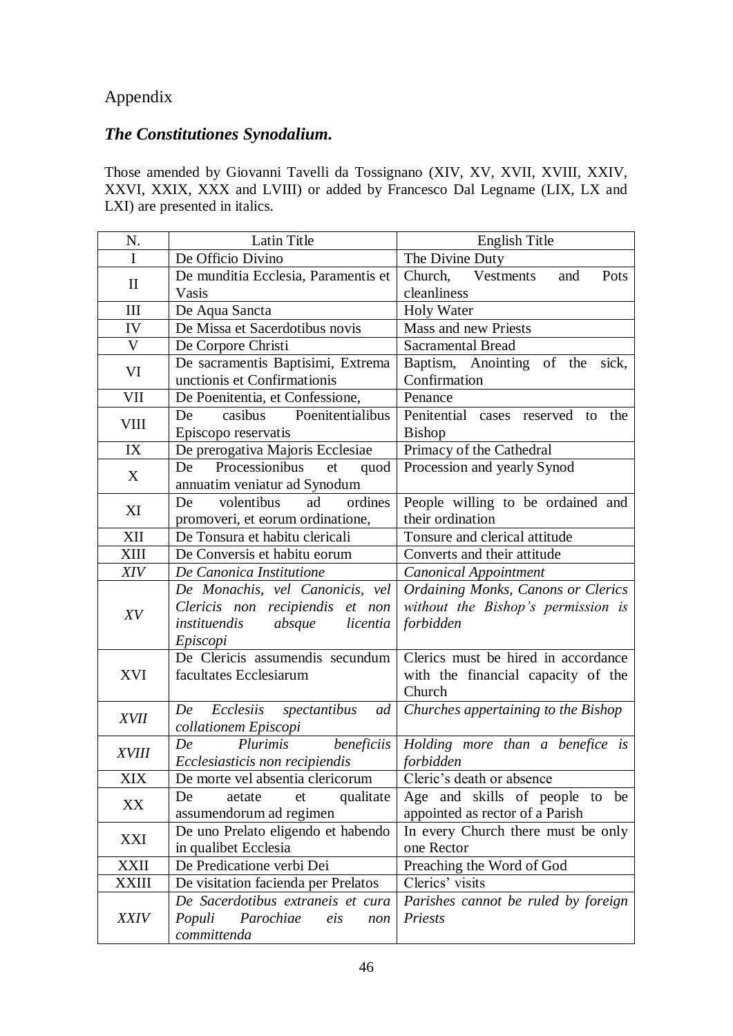Appendix

## *The Constitutiones Synodalium.*

Those amended by Giovanni Tavelli da Tossignano (XIV, XV, XVII, XVIII, XXIV, XXVI, XXIX, XXX and LVIII) or added by Francesco Dal Legname (LIX, LX and LXI) are presented in italics.

| N. | Latin Title | English Title |
|---|---|---|
| I | De Officio Divino | The Divine Duty |
| II | De munditia Ecclesia, Paramentis et Vasis | Church, Vestments and Pots cleanliness |
| III | De Aqua Sancta | Holy Water |
| IV | De Missa et Sacerdotibus novis | Mass and new Priests |
| V | De Corpore Christi | Sacramental Bread |
| VI | De sacramentis Baptisimi, Extrema unctionis et Confirmationis | Baptism, Anointing of the sick, Confirmation |
| VII | De Poenitentia, et Confessione, | Penance |
| VIII | De casibus Poenitentialibus Episcopo reservatis | Penitential cases reserved to the Bishop |
| IX | De prerogativa Majoris Ecclesiae | Primacy of the Cathedral |
| X | De Processionibus et quod annuatim veniatur ad Synodum | Procession and yearly Synod |
| XI | De volentibus ad ordines promoveri, et eorum ordinatione, | People willing to be ordained and their ordination |
| XII | De Tonsura et habitu clericali | Tonsure and clerical attitude |
| XIII | De Conversis et habitu eorum | Converts and their attitude |
| *XIV* | *De Canonica Institutione* | *Canonical Appointment* |
| *XV* | *De Monachis, vel Canonicis, vel Clericis non recipiendis et non instituendis absque licentia Episcopi* | *Ordaining Monks, Canons or Clerics without the Bishop's permission is forbidden* |
| XVI | De Clericis assumendis secundum facultates Ecclesiarum | Clerics must be hired in accordance with the financial capacity of the Church |
| *XVII* | *De Ecclesiis spectantibus ad collationem Episcopi* | *Churches appertaining to the Bishop* |
| *XVIII* | *De Plurimis beneficiis Ecclesiasticis non recipiendis* | *Holding more than a benefice is forbidden* |
| XIX | De morte vel absentia clericorum | Cleric's death or absence |
| XX | De aetate et qualitate assumendorum ad regimen | Age and skills of people to be appointed as rector of a Parish |
| XXI | De uno Prelato eligendo et habendo in qualibet Ecclesia | In every Church there must be only one Rector |
| XXII | De Predicatione verbi Dei | Preaching the Word of God |
| XXIII | De visitation facienda per Prelatos | Clerics' visits |
| *XXIV* | *De Sacerdotibus extraneis et cura Populi Parochiae eis non committenda* | *Parishes cannot be ruled by foreign Priests* |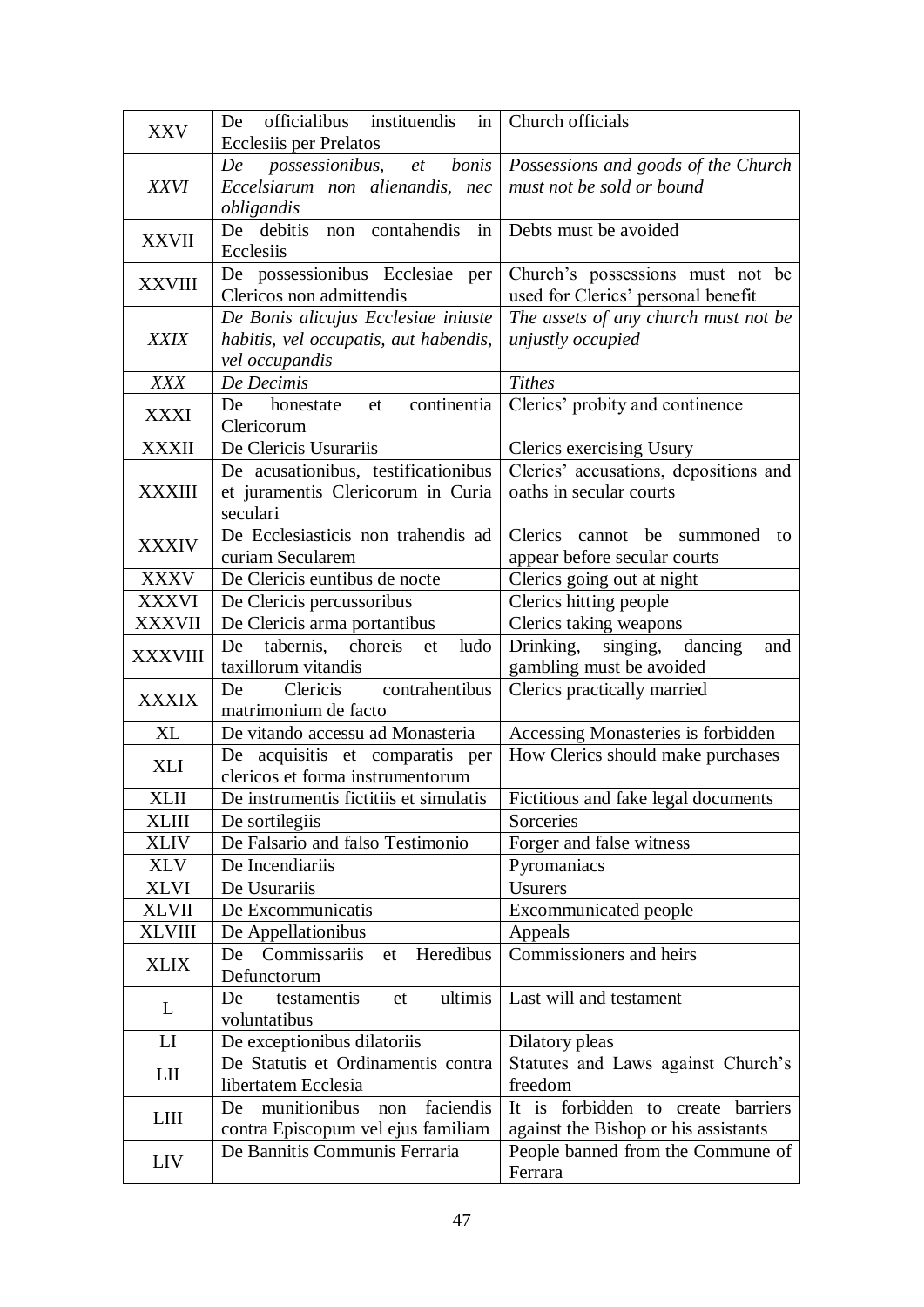| XXV | De officialibus instituendis in Ecclesiis per Prelatos | Church officials |
|---|---|---|
| *XXVI* | *De possessionibus, et bonis Eccelsiarum non alienandis, nec obligandis* | *Possessions and goods of the Church must not be sold or bound* |
| XXVII | De debitis non contahendis in Ecclesiis | Debts must be avoided |
| XXVIII | De possessionibus Ecclesiae per Clericos non admittendis | Church's possessions must not be used for Clerics' personal benefit |
| *XXIX* | *De Bonis alicujus Ecclesiae iniuste habitis, vel occupatis, aut habendis, vel occupandis* | *The assets of any church must not be unjustly occupied* |
| *XXX* | *De Decimis* | *Tithes* |
| XXXI | De honestate et continentia Clericorum | Clerics' probity and continence |
| XXXII | De Clericis Usurariis | Clerics exercising Usury |
| XXXIII | De acusationibus, testificationibus et juramentis Clericorum in Curia seculari | Clerics' accusations, depositions and oaths in secular courts |
| XXXIV | De Ecclesiasticis non trahendis ad curiam Secularem | Clerics cannot be summoned to appear before secular courts |
| XXXV | De Clericis euntibus de nocte | Clerics going out at night |
| XXXVI | De Clericis percussoribus | Clerics hitting people |
| XXXVII | De Clericis arma portantibus | Clerics taking weapons |
| XXXVIII | De tabernis, choreis et ludo taxillorum vitandis | Drinking, singing, dancing and gambling must be avoided |
| XXXIX | De Clericis contrahentibus matrimonium de facto | Clerics practically married |
| XL | De vitando accessu ad Monasteria | Accessing Monasteries is forbidden |
| XLI | De acquisitis et comparatis per clericos et forma instrumentorum | How Clerics should make purchases |
| XLII | De instrumentis fictitiis et simulatis | Fictitious and fake legal documents |
| XLIII | De sortilegiis | Sorceries |
| XLIV | De Falsario and falso Testimonio | Forger and false witness |
| XLV | De Incendiariis | Pyromaniacs |
| XLVI | De Usurariis | Usurers |
| XLVII | De Excommunicatis | Excommunicated people |
| XLVIII | De Appellationibus | Appeals |
| XLIX | De Commissariis et Heredibus Defunctorum | Commissioners and heirs |
| L | De testamentis et ultimis voluntatibus | Last will and testament |
| LI | De exceptionibus dilatoriis | Dilatory pleas |
| LII | De Statutis et Ordinamentis contra libertatem Ecclesia | Statutes and Laws against Church's freedom |
| LIII | De munitionibus non faciendis contra Episcopum vel ejus familiam | It is forbidden to create barriers against the Bishop or his assistants |
| LIV | De Bannitis Communis Ferraria | People banned from the Commune of Ferrara |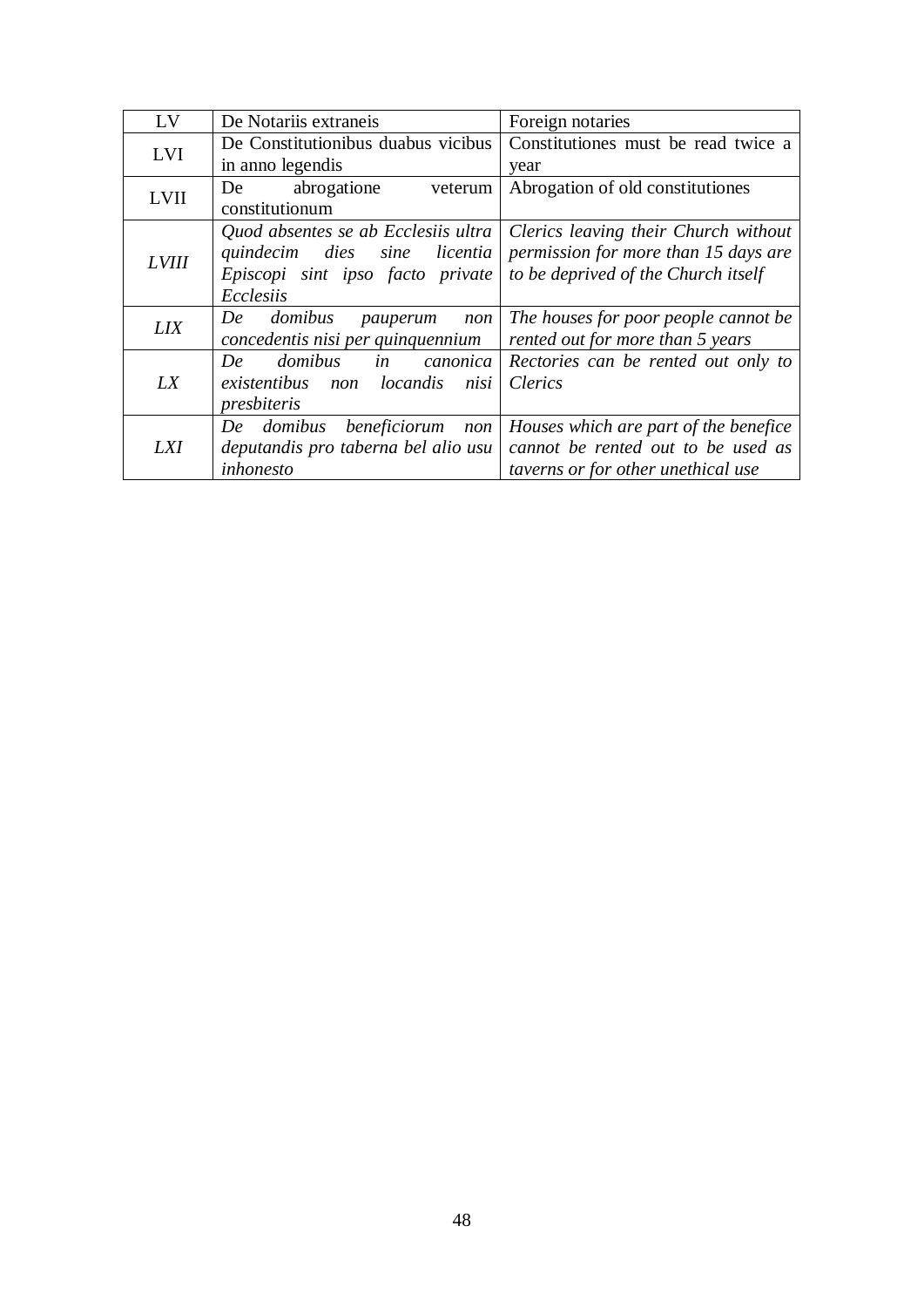| LV | De Notariis extraneis | Foreign notaries |
|---|---|---|
| LVI | De Constitutionibus duabus vicibus in anno legendis | Constitutiones must be read twice a year |
| LVII | De abrogatione veterum constitutionum | Abrogation of old constitutiones |
| *LVIII* | *Quod absentes se ab Ecclesiis ultra quindecim dies sine licentia Episcopi sint ipso facto private Ecclesiis* | *Clerics leaving their Church without permission for more than 15 days are to be deprived of the Church itself* |
| *LIX* | *De domibus pauperum non concedentis nisi per quinquennium* | *The houses for poor people cannot be rented out for more than 5 years* |
| *LX* | *De domibus in canonica existentibus non locandis nisi presbiteris* | *Rectories can be rented out only to Clerics* |
| *LXI* | *De domibus beneficiorum non deputandis pro taberna bel alio usu inhonesto* | *Houses which are part of the benefice cannot be rented out to be used as taverns or for other unethical use* |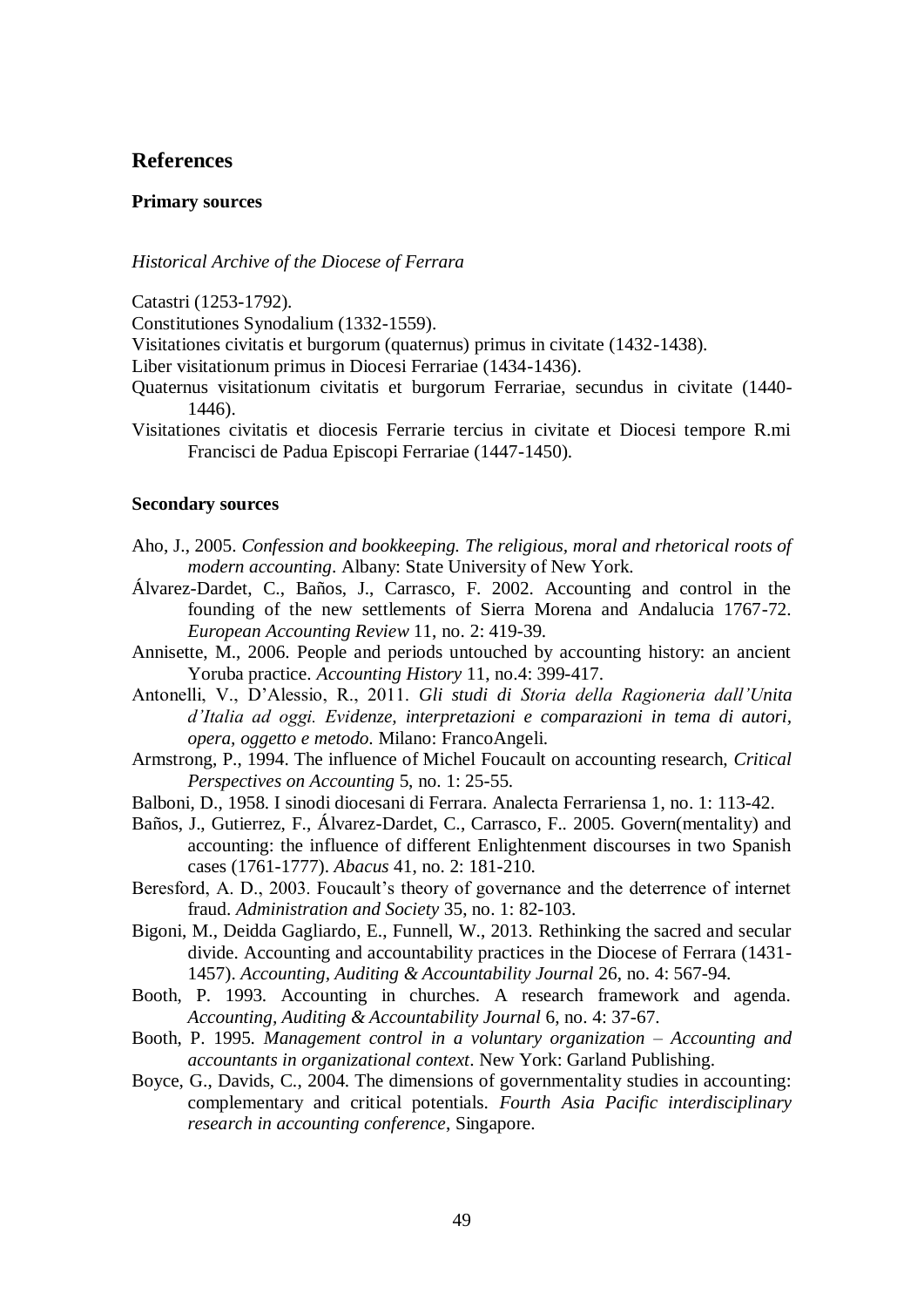## References

### Primary sources

*Historical Archive of the Diocese of Ferrara*

Catastri (1253-1792).

Constitutiones Synodalium (1332-1559).

Visitationes civitatis et burgorum (quaternus) primus in civitate (1432-1438).

Liber visitationum primus in Diocesi Ferrariae (1434-1436).

Quaternus visitationum civitatis et burgorum Ferrariae, secundus in civitate (1440-1446).

Visitationes civitatis et diocesis Ferrarie tercius in civitate et Diocesi tempore R.mi Francisci de Padua Episcopi Ferrariae (1447-1450).

### Secondary sources

Aho, J., 2005. *Confession and bookkeeping. The religious, moral and rhetorical roots of modern accounting*. Albany: State University of New York.

Álvarez-Dardet, C., Baños, J., Carrasco, F. 2002. Accounting and control in the founding of the new settlements of Sierra Morena and Andalucia 1767-72. *European Accounting Review* 11, no. 2: 419-39.

Annisette, M., 2006. People and periods untouched by accounting history: an ancient Yoruba practice. *Accounting History* 11, no.4: 399-417.

Antonelli, V., D'Alessio, R., 2011. *Gli studi di Storia della Ragioneria dall'Unita d'Italia ad oggi. Evidenze, interpretazioni e comparazioni in tema di autori, opera, oggetto e metodo*. Milano: FrancoAngeli.

Armstrong, P., 1994. The influence of Michel Foucault on accounting research, *Critical Perspectives on Accounting* 5, no. 1: 25-55.

Balboni, D., 1958. I sinodi diocesani di Ferrara. Analecta Ferrariensa 1, no. 1: 113-42.

Baños, J., Gutierrez, F., Álvarez-Dardet, C., Carrasco, F.. 2005. Govern(mentality) and accounting: the influence of different Enlightenment discourses in two Spanish cases (1761-1777). *Abacus* 41, no. 2: 181-210.

Beresford, A. D., 2003. Foucault's theory of governance and the deterrence of internet fraud. *Administration and Society* 35, no. 1: 82-103.

Bigoni, M., Deidda Gagliardo, E., Funnell, W., 2013. Rethinking the sacred and secular divide. Accounting and accountability practices in the Diocese of Ferrara (1431-1457). *Accounting, Auditing & Accountability Journal* 26, no. 4: 567-94.

Booth, P. 1993. Accounting in churches. A research framework and agenda. *Accounting, Auditing & Accountability Journal* 6, no. 4: 37-67.

Booth, P. 1995. *Management control in a voluntary organization – Accounting and accountants in organizational context*. New York: Garland Publishing.

Boyce, G., Davids, C., 2004. The dimensions of governmentality studies in accounting: complementary and critical potentials. *Fourth Asia Pacific interdisciplinary research in accounting conference*, Singapore.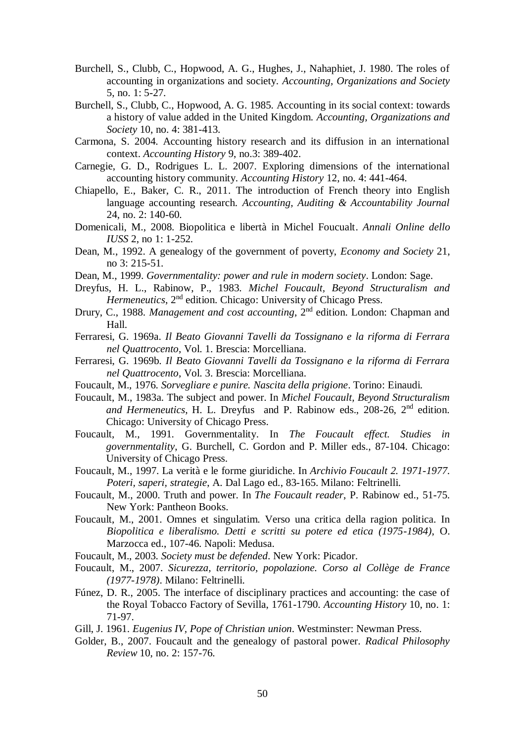Burchell, S., Clubb, C., Hopwood, A. G., Hughes, J., Nahaphiet, J. 1980. The roles of accounting in organizations and society. *Accounting, Organizations and Society* 5, no. 1: 5-27.

Burchell, S., Clubb, C., Hopwood, A. G. 1985. Accounting in its social context: towards a history of value added in the United Kingdom. *Accounting, Organizations and Society* 10, no. 4: 381-413.

Carmona, S. 2004. Accounting history research and its diffusion in an international context. *Accounting History* 9, no.3: 389-402.

Carnegie, G. D., Rodrigues L. L. 2007. Exploring dimensions of the international accounting history community. *Accounting History* 12, no. 4: 441-464.

Chiapello, E., Baker, C. R., 2011. The introduction of French theory into English language accounting research. *Accounting, Auditing & Accountability Journal* 24, no. 2: 140-60.

Domenicali, M., 2008. Biopolitica e libertà in Michel Foucault. *Annali Online dello IUSS* 2, no 1: 1-252.

Dean, M., 1992. A genealogy of the government of poverty, *Economy and Society* 21, no 3: 215-51.

Dean, M., 1999. *Governmentality: power and rule in modern society*. London: Sage.

Dreyfus, H. L., Rabinow, P., 1983. *Michel Foucault, Beyond Structuralism and Hermeneutics*, 2nd edition. Chicago: University of Chicago Press.

Drury, C., 1988. *Management and cost accounting*, 2nd edition. London: Chapman and Hall.

Ferraresi, G. 1969a. *Il Beato Giovanni Tavelli da Tossignano e la riforma di Ferrara nel Quattrocento*, Vol. 1. Brescia: Morcelliana.

Ferraresi, G. 1969b. *Il Beato Giovanni Tavelli da Tossignano e la riforma di Ferrara nel Quattrocento*, Vol. 3. Brescia: Morcelliana.

Foucault, M., 1976. *Sorvegliare e punire. Nascita della prigione*. Torino: Einaudi.

Foucault, M., 1983a. The subject and power. In *Michel Foucault, Beyond Structuralism and Hermeneutics*, H. L. Dreyfus and P. Rabinow eds., 208-26, 2nd edition. Chicago: University of Chicago Press.

Foucault, M., 1991. Governmentality. In *The Foucault effect. Studies in governmentality*, G. Burchell, C. Gordon and P. Miller eds., 87-104. Chicago: University of Chicago Press.

Foucault, M., 1997. La verità e le forme giuridiche. In *Archivio Foucault 2. 1971-1977. Poteri, saperi, strategie*, A. Dal Lago ed., 83-165. Milano: Feltrinelli.

Foucault, M., 2000. Truth and power. In *The Foucault reader*, P. Rabinow ed., 51-75. New York: Pantheon Books.

Foucault, M., 2001. Omnes et singulatim. Verso una critica della ragion politica. In *Biopolitica e liberalismo. Detti e scritti su potere ed etica (1975-1984)*, O. Marzocca ed., 107-46. Napoli: Medusa.

Foucault, M., 2003. *Society must be defended*. New York: Picador.

Foucault, M., 2007. *Sicurezza, territorio, popolazione. Corso al Collège de France (1977-1978)*. Milano: Feltrinelli.

Fúnez, D. R., 2005. The interface of disciplinary practices and accounting: the case of the Royal Tobacco Factory of Sevilla, 1761-1790. *Accounting History* 10, no. 1: 71-97.

Gill, J. 1961. *Eugenius IV, Pope of Christian union*. Westminster: Newman Press.

Golder, B., 2007. Foucault and the genealogy of pastoral power. *Radical Philosophy Review* 10, no. 2: 157-76.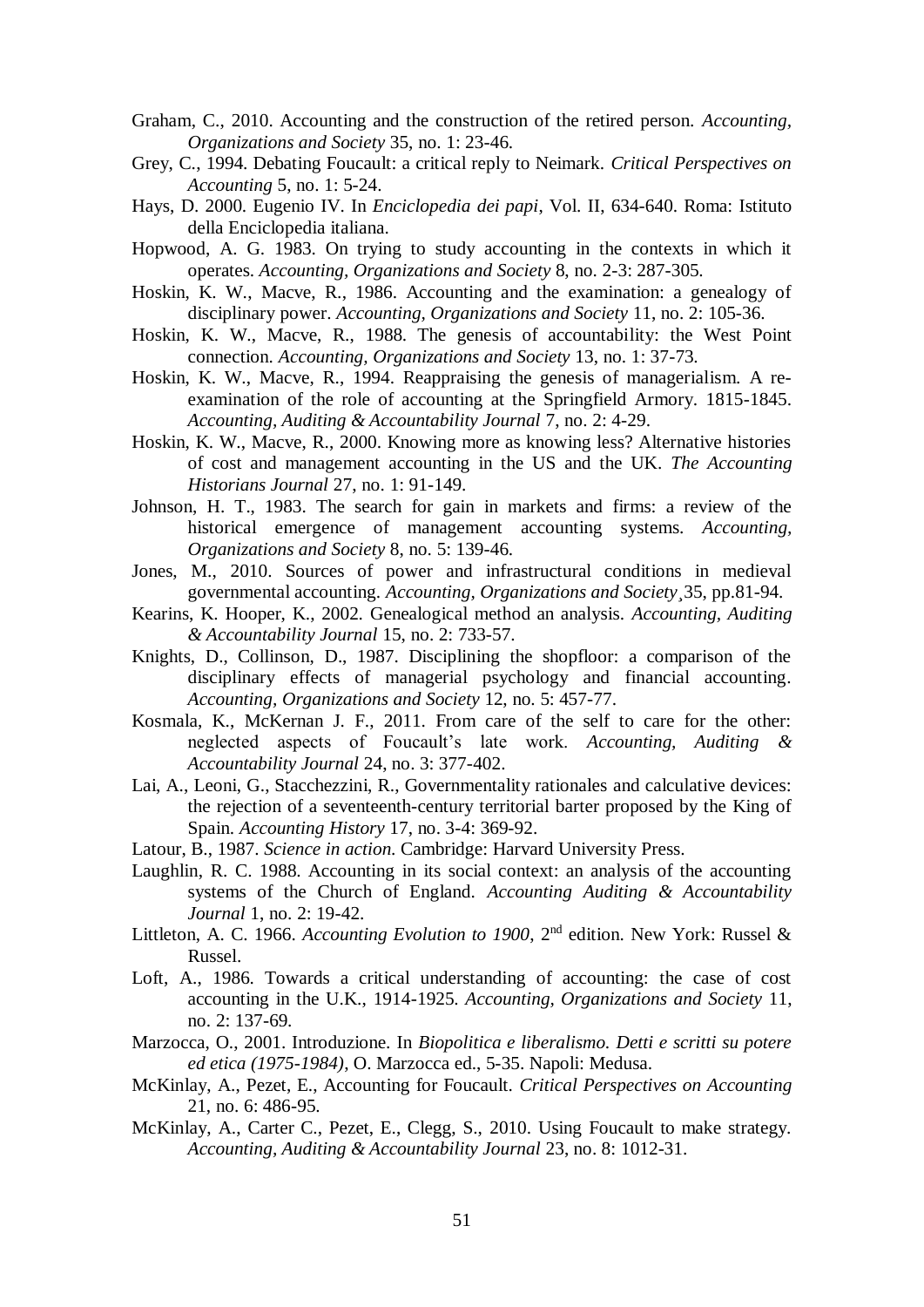Graham, C., 2010. Accounting and the construction of the retired person. *Accounting, Organizations and Society* 35, no. 1: 23-46.

Grey, C., 1994. Debating Foucault: a critical reply to Neimark. *Critical Perspectives on Accounting* 5, no. 1: 5-24.

Hays, D. 2000. Eugenio IV. In *Enciclopedia dei papi*, Vol. II, 634-640. Roma: Istituto della Enciclopedia italiana.

Hopwood, A. G. 1983. On trying to study accounting in the contexts in which it operates. *Accounting, Organizations and Society* 8, no. 2-3: 287-305.

Hoskin, K. W., Macve, R., 1986. Accounting and the examination: a genealogy of disciplinary power. *Accounting, Organizations and Society* 11, no. 2: 105-36.

Hoskin, K. W., Macve, R., 1988. The genesis of accountability: the West Point connection. *Accounting, Organizations and Society* 13, no. 1: 37-73.

Hoskin, K. W., Macve, R., 1994. Reappraising the genesis of managerialism. A re-examination of the role of accounting at the Springfield Armory. 1815-1845. *Accounting, Auditing & Accountability Journal* 7, no. 2: 4-29.

Hoskin, K. W., Macve, R., 2000. Knowing more as knowing less? Alternative histories of cost and management accounting in the US and the UK. *The Accounting Historians Journal* 27, no. 1: 91-149.

Johnson, H. T., 1983. The search for gain in markets and firms: a review of the historical emergence of management accounting systems. *Accounting, Organizations and Society* 8, no. 5: 139-46.

Jones, M., 2010. Sources of power and infrastructural conditions in medieval governmental accounting. *Accounting, Organizations and Society*¸35, pp.81-94.

Kearins, K. Hooper, K., 2002. Genealogical method an analysis. *Accounting, Auditing & Accountability Journal* 15, no. 2: 733-57.

Knights, D., Collinson, D., 1987. Disciplining the shopfloor: a comparison of the disciplinary effects of managerial psychology and financial accounting. *Accounting, Organizations and Society* 12, no. 5: 457-77.

Kosmala, K., McKernan J. F., 2011. From care of the self to care for the other: neglected aspects of Foucault's late work. *Accounting, Auditing & Accountability Journal* 24, no. 3: 377-402.

Lai, A., Leoni, G., Stacchezzini, R., Governmentality rationales and calculative devices: the rejection of a seventeenth-century territorial barter proposed by the King of Spain. *Accounting History* 17, no. 3-4: 369-92.

Latour, B., 1987. *Science in action*. Cambridge: Harvard University Press.

Laughlin, R. C. 1988. Accounting in its social context: an analysis of the accounting systems of the Church of England. *Accounting Auditing & Accountability Journal* 1, no. 2: 19-42.

Littleton, A. C. 1966. *Accounting Evolution to 1900*, 2nd edition. New York: Russel & Russel.

Loft, A., 1986. Towards a critical understanding of accounting: the case of cost accounting in the U.K., 1914-1925. *Accounting, Organizations and Society* 11, no. 2: 137-69.

Marzocca, O., 2001. Introduzione. In *Biopolitica e liberalismo. Detti e scritti su potere ed etica (1975-1984)*, O. Marzocca ed., 5-35. Napoli: Medusa.

McKinlay, A., Pezet, E., Accounting for Foucault. *Critical Perspectives on Accounting* 21, no. 6: 486-95.

McKinlay, A., Carter C., Pezet, E., Clegg, S., 2010. Using Foucault to make strategy. *Accounting, Auditing & Accountability Journal* 23, no. 8: 1012-31.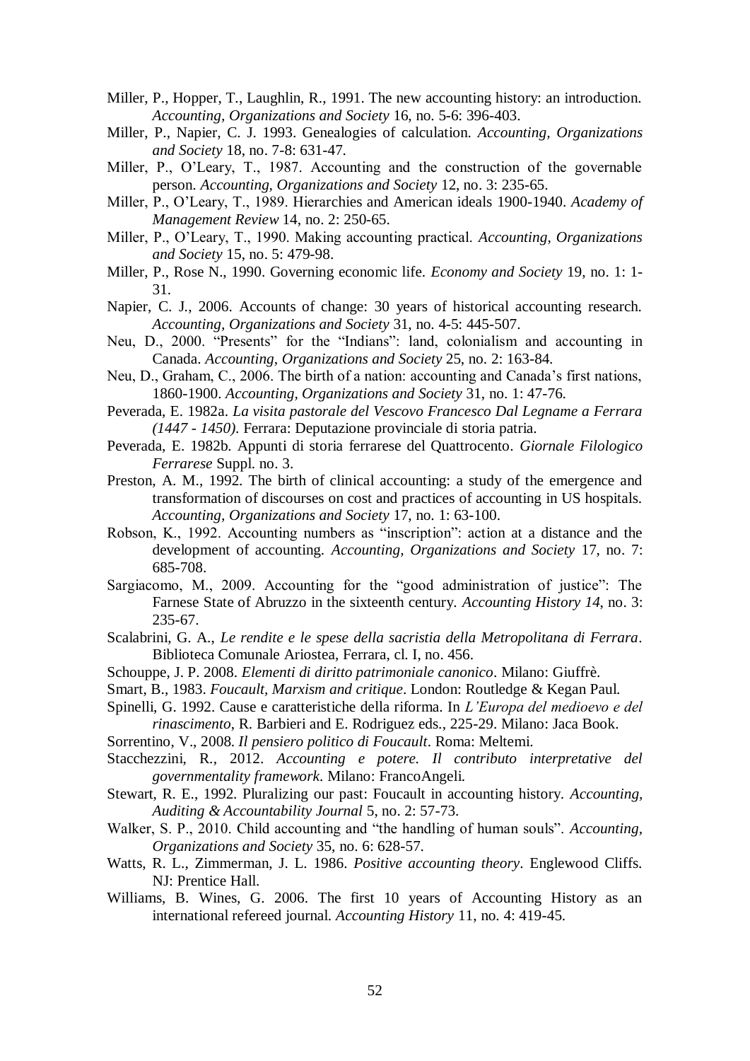Miller, P., Hopper, T., Laughlin, R., 1991. The new accounting history: an introduction. *Accounting, Organizations and Society* 16, no. 5-6: 396-403.

Miller, P., Napier, C. J. 1993. Genealogies of calculation. *Accounting, Organizations and Society* 18, no. 7-8: 631-47.

Miller, P., O'Leary, T., 1987. Accounting and the construction of the governable person. *Accounting, Organizations and Society* 12, no. 3: 235-65.

Miller, P., O'Leary, T., 1989. Hierarchies and American ideals 1900-1940. *Academy of Management Review* 14, no. 2: 250-65.

Miller, P., O'Leary, T., 1990. Making accounting practical. *Accounting, Organizations and Society* 15, no. 5: 479-98.

Miller, P., Rose N., 1990. Governing economic life. *Economy and Society* 19, no. 1: 1-31.

Napier, C. J., 2006. Accounts of change: 30 years of historical accounting research. *Accounting, Organizations and Society* 31, no. 4-5: 445-507.

Neu, D., 2000. "Presents" for the "Indians": land, colonialism and accounting in Canada. *Accounting, Organizations and Society* 25, no. 2: 163-84.

Neu, D., Graham, C., 2006. The birth of a nation: accounting and Canada's first nations, 1860-1900. *Accounting, Organizations and Society* 31, no. 1: 47-76.

Peverada, E. 1982a. *La visita pastorale del Vescovo Francesco Dal Legname a Ferrara (1447 - 1450)*. Ferrara: Deputazione provinciale di storia patria.

Peverada, E. 1982b. Appunti di storia ferrarese del Quattrocento. *Giornale Filologico Ferrarese* Suppl. no. 3.

Preston, A. M., 1992. The birth of clinical accounting: a study of the emergence and transformation of discourses on cost and practices of accounting in US hospitals. *Accounting, Organizations and Society* 17, no. 1: 63-100.

Robson, K., 1992. Accounting numbers as "inscription": action at a distance and the development of accounting. *Accounting, Organizations and Society* 17, no. 7: 685-708.

Sargiacomo, M., 2009. Accounting for the "good administration of justice": The Farnese State of Abruzzo in the sixteenth century. *Accounting History 14*, no. 3: 235-67.

Scalabrini, G. A., *Le rendite e le spese della sacristia della Metropolitana di Ferrara*. Biblioteca Comunale Ariostea, Ferrara, cl. I, no. 456.

Schouppe, J. P. 2008. *Elementi di diritto patrimoniale canonico*. Milano: Giuffrè.

Smart, B., 1983. *Foucault, Marxism and critique*. London: Routledge & Kegan Paul.

Spinelli, G. 1992. Cause e caratteristiche della riforma. In *L'Europa del medioevo e del rinascimento*, R. Barbieri and E. Rodriguez eds., 225-29. Milano: Jaca Book.

Sorrentino, V., 2008. *Il pensiero politico di Foucault*. Roma: Meltemi.

Stacchezzini, R., 2012. *Accounting e potere. Il contributo interpretative del governmentality framework*. Milano: FrancoAngeli.

Stewart, R. E., 1992. Pluralizing our past: Foucault in accounting history. *Accounting, Auditing & Accountability Journal* 5, no. 2: 57-73.

Walker, S. P., 2010. Child accounting and "the handling of human souls". *Accounting, Organizations and Society* 35, no. 6: 628-57.

Watts, R. L., Zimmerman, J. L. 1986. *Positive accounting theory*. Englewood Cliffs. NJ: Prentice Hall.

Williams, B. Wines, G. 2006. The first 10 years of Accounting History as an international refereed journal. *Accounting History* 11, no. 4: 419-45.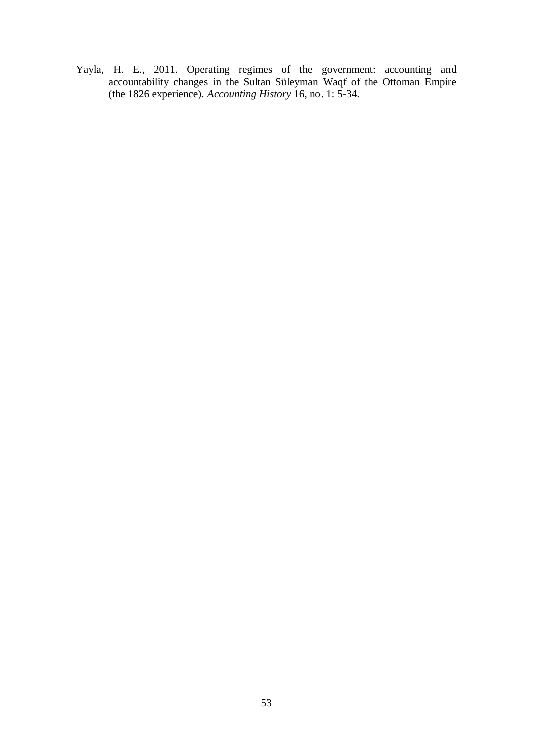Yayla, H. E., 2011. Operating regimes of the government: accounting and accountability changes in the Sultan Süleyman Waqf of the Ottoman Empire (the 1826 experience). *Accounting History* 16, no. 1: 5-34.